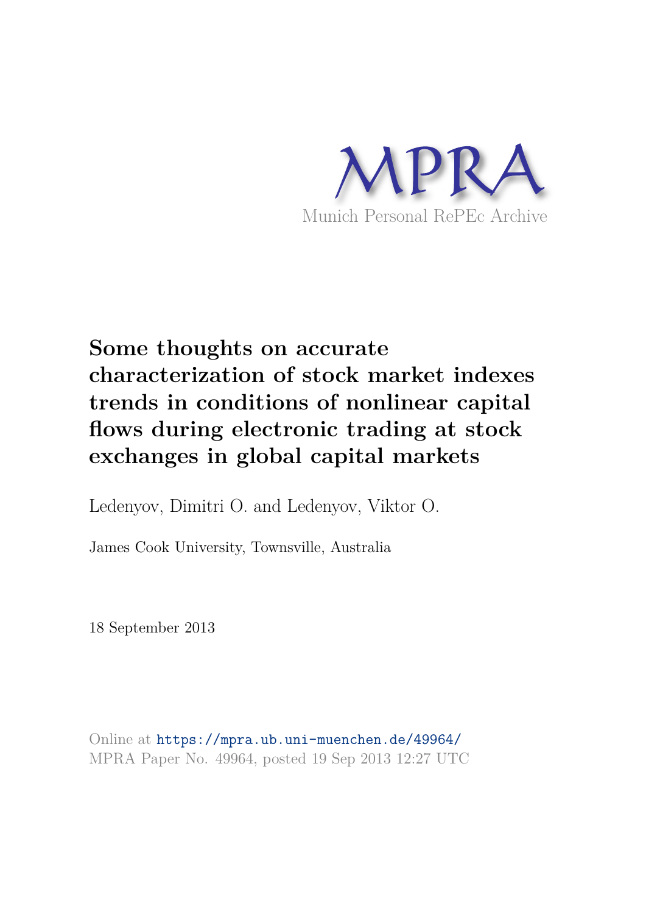MPRA

Munich Personal RePEc Archive

# Some thoughts on accurate characterization of stock market indexes trends in conditions of nonlinear capital flows during electronic trading at stock exchanges in global capital markets

Ledenyov, Dimitri O. and Ledenyov, Viktor O.

James Cook University, Townsville, Australia

18 September 2013

Online at https://mpra.ub.uni-muenchen.de/49964/
MPRA Paper No. 49964, posted 19 Sep 2013 12:27 UTC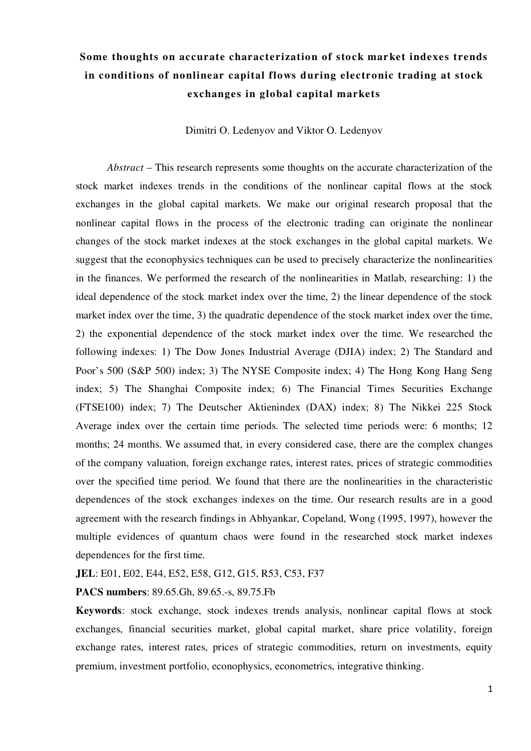**Some thoughts on accurate characterization of stock market indexes trends in conditions of nonlinear capital flows during electronic trading at stock exchanges in global capital markets**

Dimitri O. Ledenyov and Viktor O. Ledenyov

*Abstract* – This research represents some thoughts on the accurate characterization of the stock market indexes trends in the conditions of the nonlinear capital flows at the stock exchanges in the global capital markets. We make our original research proposal that the nonlinear capital flows in the process of the electronic trading can originate the nonlinear changes of the stock market indexes at the stock exchanges in the global capital markets. We suggest that the econophysics techniques can be used to precisely characterize the nonlinearities in the finances. We performed the research of the nonlinearities in Matlab, researching: 1) the ideal dependence of the stock market index over the time, 2) the linear dependence of the stock market index over the time, 3) the quadratic dependence of the stock market index over the time, 2) the exponential dependence of the stock market index over the time. We researched the following indexes: 1) The Dow Jones Industrial Average (DJIA) index; 2) The Standard and Poor's 500 (S&P 500) index; 3) The NYSE Composite index; 4) The Hong Kong Hang Seng index; 5) The Shanghai Composite index; 6) The Financial Times Securities Exchange (FTSE100) index; 7) The Deutscher Aktienindex (DAX) index; 8) The Nikkei 225 Stock Average index over the certain time periods. The selected time periods were: 6 months; 12 months; 24 months. We assumed that, in every considered case, there are the complex changes of the company valuation, foreign exchange rates, interest rates, prices of strategic commodities over the specified time period. We found that there are the nonlinearities in the characteristic dependences of the stock exchanges indexes on the time. Our research results are in a good agreement with the research findings in Abhyankar, Copeland, Wong (1995, 1997), however the multiple evidences of quantum chaos were found in the researched stock market indexes dependences for the first time.

**JEL**: E01, E02, E44, E52, E58, G12, G15, R53, C53, F37

**PACS numbers**: 89.65.Gh, 89.65.-s, 89.75.Fb

**Keywords**: stock exchange, stock indexes trends analysis, nonlinear capital flows at stock exchanges, financial securities market, global capital market, share price volatility, foreign exchange rates, interest rates, prices of strategic commodities, return on investments, equity premium, investment portfolio, econophysics, econometrics, integrative thinking.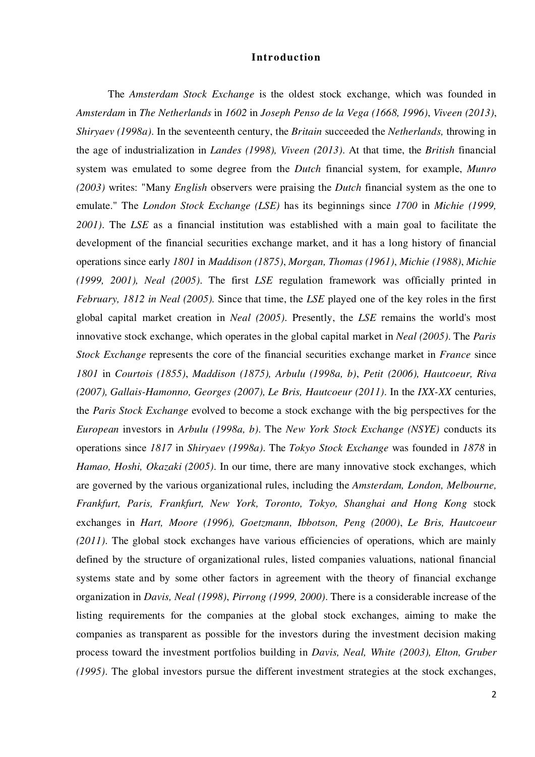# Introduction

The *Amsterdam Stock Exchange* is the oldest stock exchange, which was founded in *Amsterdam* in *The Netherlands* in *1602* in *Joseph Penso de la Vega (1668, 1996)*, *Viveen (2013)*, *Shiryaev (1998a)*. In the seventeenth century, the *Britain* succeeded the *Netherlands,* throwing in the age of industrialization in *Landes (1998), Viveen (2013)*. At that time, the *British* financial system was emulated to some degree from the *Dutch* financial system, for example, *Munro (2003)* writes: "Many *English* observers were praising the *Dutch* financial system as the one to emulate." The *London Stock Exchange (LSE)* has its beginnings since *1700* in *Michie (1999, 2001)*. The *LSE* as a financial institution was established with a main goal to facilitate the development of the financial securities exchange market, and it has a long history of financial operations since early *1801* in *Maddison (1875)*, *Morgan, Thomas (1961)*, *Michie (1988)*, *Michie (1999, 2001), Neal (2005)*. The first *LSE* regulation framework was officially printed in *February, 1812 in Neal (2005).* Since that time, the *LSE* played one of the key roles in the first global capital market creation in *Neal (2005)*. Presently, the *LSE* remains the world's most innovative stock exchange, which operates in the global capital market in *Neal (2005)*. The *Paris Stock Exchange* represents the core of the financial securities exchange market in *France* since *1801* in *Courtois (1855)*, *Maddison (1875), Arbulu (1998a, b)*, *Petit (2006), Hautcoeur, Riva (2007), Gallais-Hamonno, Georges (2007), Le Bris, Hautcoeur (2011)*. In the *IXX-XX* centuries, the *Paris Stock Exchange* evolved to become a stock exchange with the big perspectives for the *European* investors in *Arbulu (1998a, b)*. The *New York Stock Exchange (NSYE)* conducts its operations since *1817* in *Shiryaev (1998a)*. The *Tokyo Stock Exchange* was founded in *1878* in *Hamao, Hoshi, Okazaki (2005)*. In our time, there are many innovative stock exchanges, which are governed by the various organizational rules, including the *Amsterdam, London, Melbourne, Frankfurt, Paris, Frankfurt, New York, Toronto, Tokyo, Shanghai and Hong Kong* stock exchanges in *Hart, Moore (1996), Goetzmann, Ibbotson, Peng (2000)*, *Le Bris, Hautcoeur (2011)*. The global stock exchanges have various efficiencies of operations, which are mainly defined by the structure of organizational rules, listed companies valuations, national financial systems state and by some other factors in agreement with the theory of financial exchange organization in *Davis, Neal (1998)*, *Pirrong (1999, 2000)*. There is a considerable increase of the listing requirements for the companies at the global stock exchanges, aiming to make the companies as transparent as possible for the investors during the investment decision making process toward the investment portfolios building in *Davis, Neal, White (2003), Elton, Gruber (1995)*. The global investors pursue the different investment strategies at the stock exchanges,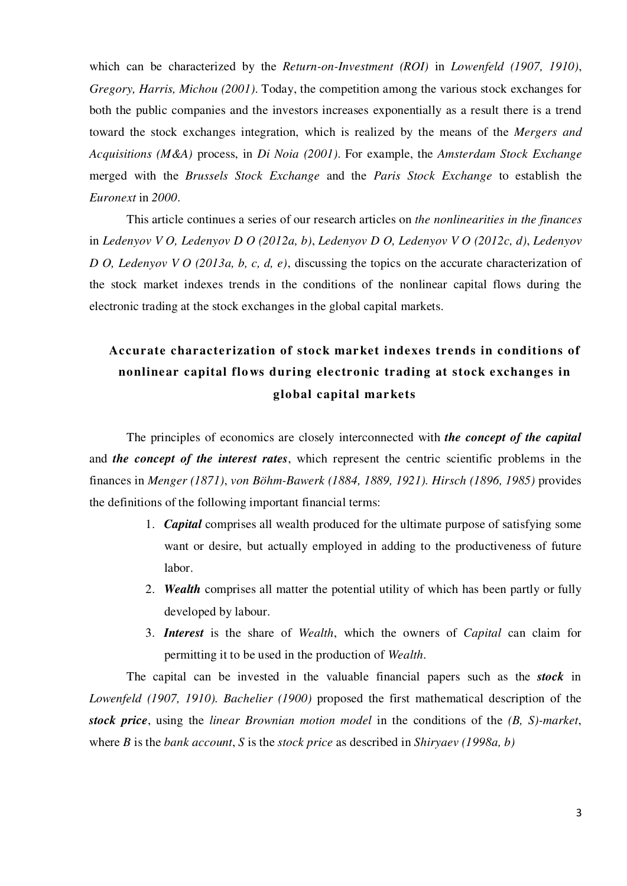which can be characterized by the *Return-on-Investment (ROI)* in *Lowenfeld (1907, 1910)*, *Gregory, Harris, Michou (2001)*. Today, the competition among the various stock exchanges for both the public companies and the investors increases exponentially as a result there is a trend toward the stock exchanges integration, which is realized by the means of the *Mergers and Acquisitions (M&A)* process, in *Di Noia (2001)*. For example, the *Amsterdam Stock Exchange* merged with the *Brussels Stock Exchange* and the *Paris Stock Exchange* to establish the *Euronext* in *2000*.

This article continues a series of our research articles on *the nonlinearities in the finances* in *Ledenyov V O, Ledenyov D O (2012a, b)*, *Ledenyov D O, Ledenyov V O (2012c, d)*, *Ledenyov D O, Ledenyov V O (2013a, b, c, d, e)*, discussing the topics on the accurate characterization of the stock market indexes trends in the conditions of the nonlinear capital flows during the electronic trading at the stock exchanges in the global capital markets.

## Accurate characterization of stock market indexes trends in conditions of nonlinear capital flows during electronic trading at stock exchanges in global capital markets

The principles of economics are closely interconnected with ***the concept of the capital*** and ***the concept of the interest rates***, which represent the centric scientific problems in the finances in *Menger (1871)*, *von Böhm-Bawerk (1884, 1889, 1921). Hirsch (1896, 1985)* provides the definitions of the following important financial terms:

1. ***Capital*** comprises all wealth produced for the ultimate purpose of satisfying some want or desire, but actually employed in adding to the productiveness of future labor.
2. ***Wealth*** comprises all matter the potential utility of which has been partly or fully developed by labour.
3. ***Interest*** is the share of *Wealth*, which the owners of *Capital* can claim for permitting it to be used in the production of *Wealth*.

The capital can be invested in the valuable financial papers such as the ***stock*** in *Lowenfeld (1907, 1910). Bachelier (1900)* proposed the first mathematical description of the ***stock price***, using the *linear Brownian motion model* in the conditions of the *(B, S)-market*, where *B* is the *bank account*, *S* is the *stock price* as described in *Shiryaev (1998a, b)*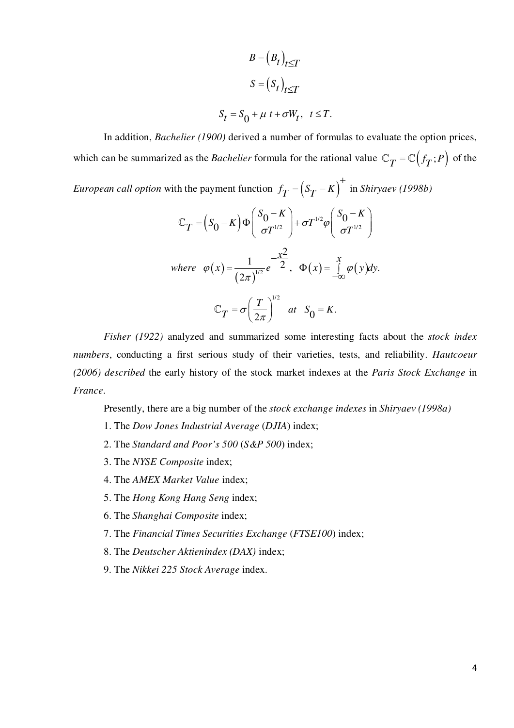$$B = (B_t)_{t \le T}$$

$$S = (S_t)_{t \le T}$$

$$S_t = S_0 + \mu\, t + \sigma W_t, \quad t \le T.$$

In addition, *Bachelier (1900)* derived a number of formulas to evaluate the option prices, which can be summarized as the *Bachelier* formula for the rational value $\mathbb{C}_T = \mathbb{C}(f_T; P)$ of the *European call option* with the payment function $f_T = (S_T - K)^+$ in *Shiryaev (1998b)*

$$\mathbb{C}_T = (S_0 - K)\Phi\left(\frac{S_0 - K}{\sigma T^{1/2}}\right) + \sigma T^{1/2}\varphi\left(\frac{S_0 - K}{\sigma T^{1/2}}\right)$$

$$where \quad \varphi(x) = \frac{1}{(2\pi)^{1/2}} e^{-\frac{x^2}{2}}, \quad \Phi(x) = \int_{-\infty}^{x} \varphi(y) dy.$$

$$\mathbb{C}_T = \sigma\left(\frac{T}{2\pi}\right)^{1/2} \quad at \quad S_0 = K.$$

*Fisher (1922)* analyzed and summarized some interesting facts about the *stock index numbers*, conducting a first serious study of their varieties, tests, and reliability. *Hautcoeur (2006) described* the early history of the stock market indexes at the *Paris Stock Exchange* in *France*.

Presently, there are a big number of the *stock exchange indexes* in *Shiryaev (1998a)*

1. The *Dow Jones Industrial Average* (*DJIA*) index;
2. The *Standard and Poor's 500* (*S&P 500*) index;
3. The *NYSE Composite* index;
4. The *AMEX Market Value* index;
5. The *Hong Kong Hang Seng* index;
6. The *Shanghai Composite* index;
7. The *Financial Times Securities Exchange* (*FTSE100*) index;
8. The *Deutscher Aktienindex (DAX)* index;
9. The *Nikkei 225 Stock Average* index.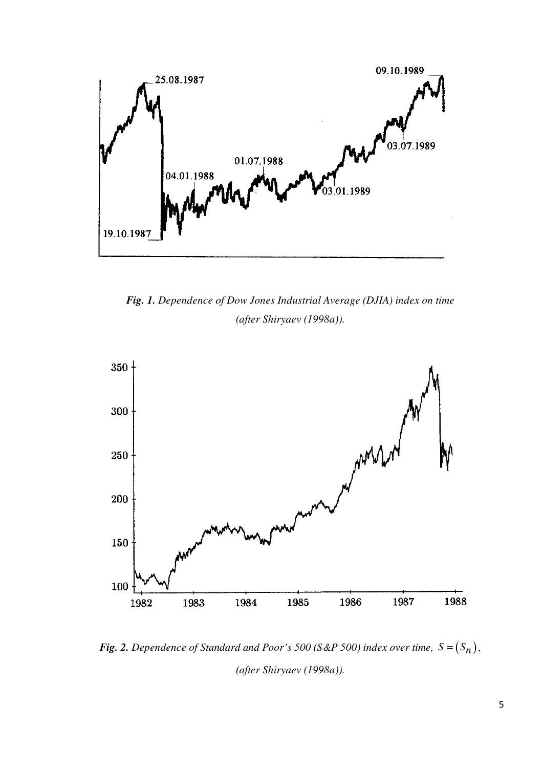*Fig. 1. Dependence of Dow Jones Industrial Average (DJIA) index on time (after Shiryaev (1998a)).*

*Fig. 2. Dependence of Standard and Poor's 500 (S&P 500) index over time, $S = (S_n)$, (after Shiryaev (1998a)).*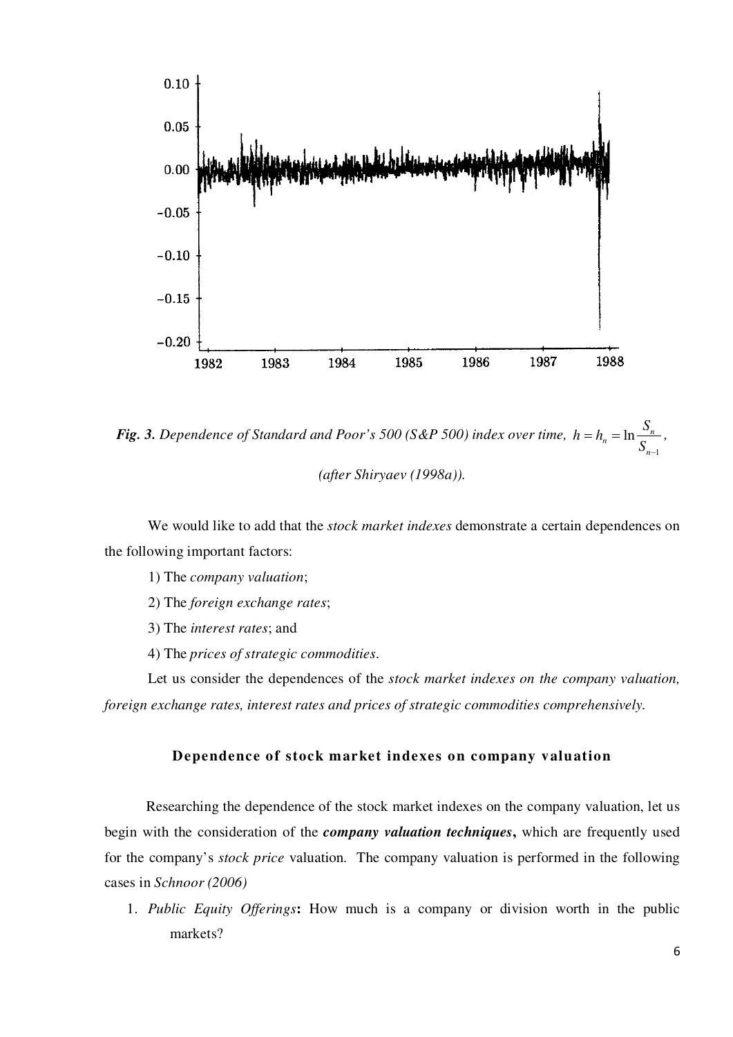*Fig. 3. Dependence of Standard and Poor's 500 (S&P 500) index over time,* $h = h_n = \ln \frac{S_n}{S_{n-1}}$,

*(after Shiryaev (1998a)).*

We would like to add that the *stock market indexes* demonstrate a certain dependences on the following important factors:

1) The *company valuation*;

2) The *foreign exchange rates*;

3) The *interest rates*; and

4) The *prices of strategic commodities*.

Let us consider the dependences of the *stock market indexes on the company valuation, foreign exchange rates, interest rates and prices of strategic commodities comprehensively.*

## Dependence of stock market indexes on company valuation

Researching the dependence of the stock market indexes on the company valuation, let us begin with the consideration of the ***company valuation techniques***, which are frequently used for the company's *stock price* valuation. The company valuation is performed in the following cases in *Schnoor (2006)*

1. *Public Equity Offerings*: How much is a company or division worth in the public markets?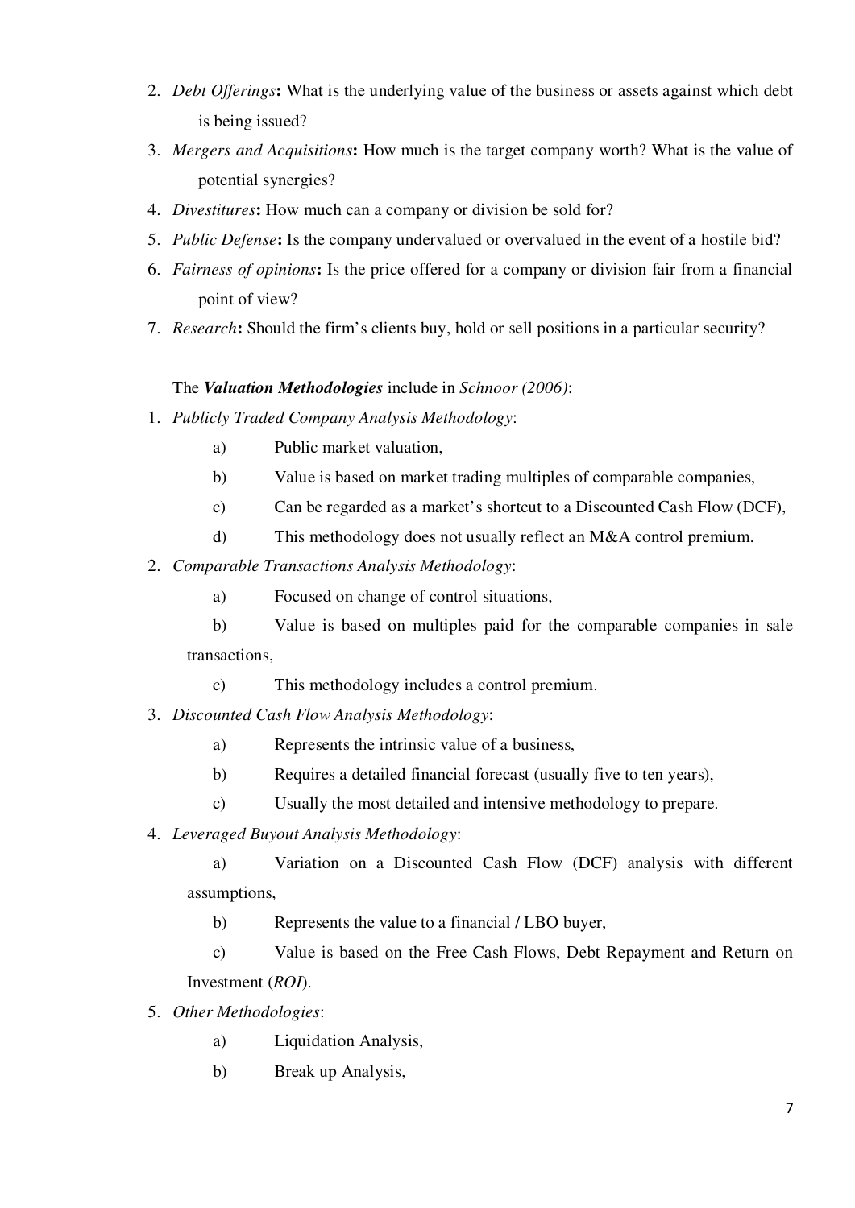2. *Debt Offerings*: What is the underlying value of the business or assets against which debt is being issued?
3. *Mergers and Acquisitions*: How much is the target company worth? What is the value of potential synergies?
4. *Divestitures*: How much can a company or division be sold for?
5. *Public Defense*: Is the company undervalued or overvalued in the event of a hostile bid?
6. *Fairness of opinions*: Is the price offered for a company or division fair from a financial point of view?
7. *Research*: Should the firm's clients buy, hold or sell positions in a particular security?

The ***Valuation Methodologies*** include in *Schnoor (2006)*:

1. *Publicly Traded Company Analysis Methodology*:
   a) Public market valuation,
   b) Value is based on market trading multiples of comparable companies,
   c) Can be regarded as a market's shortcut to a Discounted Cash Flow (DCF),
   d) This methodology does not usually reflect an M&A control premium.
2. *Comparable Transactions Analysis Methodology*:
   a) Focused on change of control situations,
   b) Value is based on multiples paid for the comparable companies in sale transactions,
   c) This methodology includes a control premium.
3. *Discounted Cash Flow Analysis Methodology*:
   a) Represents the intrinsic value of a business,
   b) Requires a detailed financial forecast (usually five to ten years),
   c) Usually the most detailed and intensive methodology to prepare.
4. *Leveraged Buyout Analysis Methodology*:
   a) Variation on a Discounted Cash Flow (DCF) analysis with different assumptions,
   b) Represents the value to a financial / LBO buyer,
   c) Value is based on the Free Cash Flows, Debt Repayment and Return on Investment (*ROI*).
5. *Other Methodologies*:
   a) Liquidation Analysis,
   b) Break up Analysis,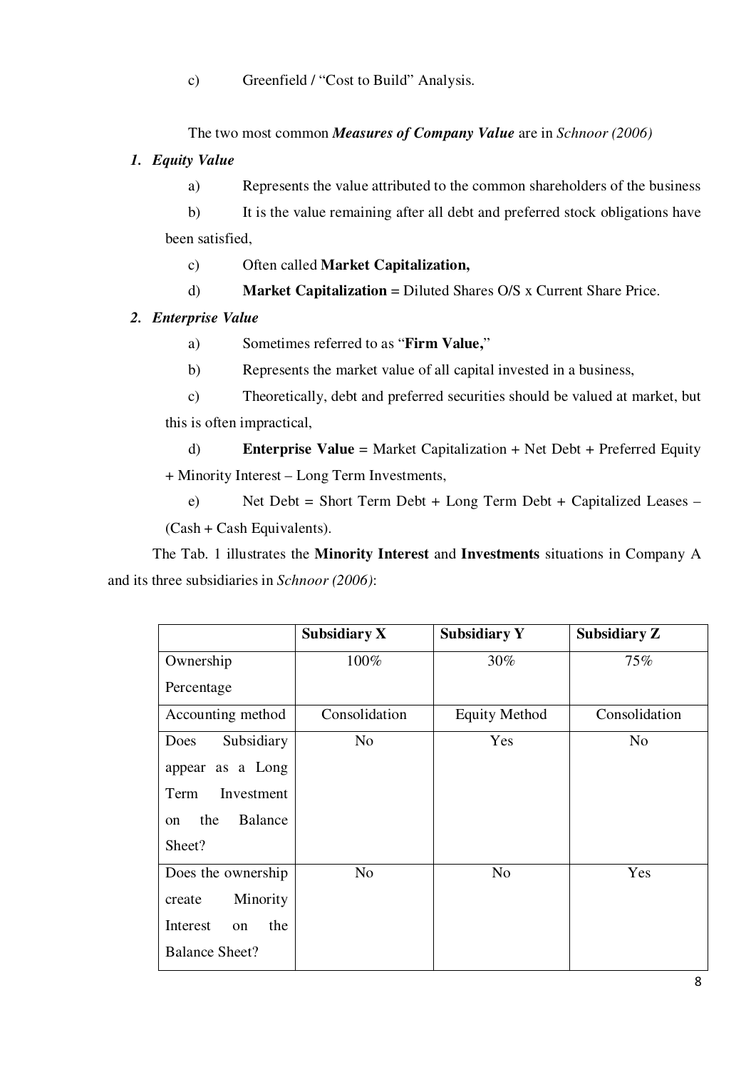c) Greenfield / "Cost to Build" Analysis.

The two most common ***Measures of Company Value*** are in *Schnoor (2006)*

1. ***Equity Value***
   a) Represents the value attributed to the common shareholders of the business
   b) It is the value remaining after all debt and preferred stock obligations have been satisfied,
   c) Often called **Market Capitalization,**
   d) **Market Capitalization** = Diluted Shares O/S x Current Share Price.
2. ***Enterprise Value***
   a) Sometimes referred to as "**Firm Value,**"
   b) Represents the market value of all capital invested in a business,
   c) Theoretically, debt and preferred securities should be valued at market, but this is often impractical,
   d) **Enterprise Value** = Market Capitalization + Net Debt + Preferred Equity + Minority Interest – Long Term Investments,
   e) Net Debt = Short Term Debt + Long Term Debt + Capitalized Leases – (Cash + Cash Equivalents).

The Tab. 1 illustrates the **Minority Interest** and **Investments** situations in Company A and its three subsidiaries in *Schnoor (2006)*:

| | **Subsidiary X** | **Subsidiary Y** | **Subsidiary Z** |
|---|---|---|---|
| Ownership Percentage | 100% | 30% | 75% |
| Accounting method | Consolidation | Equity Method | Consolidation |
| Does Subsidiary appear as a Long Term Investment on the Balance Sheet? | No | Yes | No |
| Does the ownership create Minority Interest on the Balance Sheet? | No | No | Yes |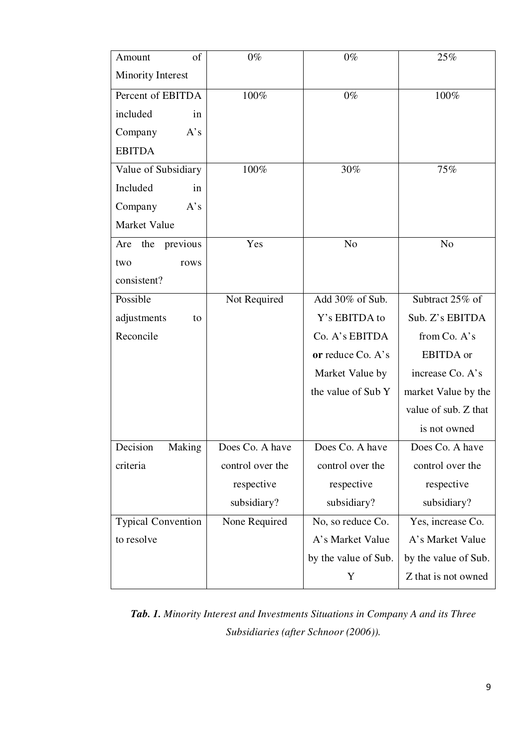| Amount of Minority Interest | 0% | 0% | 25% |
|---|---|---|---|
| Percent of EBITDA included in Company A's EBITDA | 100% | 0% | 100% |
| Value of Subsidiary Included in Company A's Market Value | 100% | 30% | 75% |
| Are the previous two rows consistent? | Yes | No | No |
| Possible adjustments to Reconcile | Not Required | Add 30% of Sub. Y's EBITDA to Co. A's EBITDA **or** reduce Co. A's Market Value by the value of Sub Y | Subtract 25% of Sub. Z's EBITDA from Co. A's EBITDA or increase Co. A's market Value by the value of sub. Z that is not owned |
| Decision Making criteria | Does Co. A have control over the respective subsidiary? | Does Co. A have control over the respective subsidiary? | Does Co. A have control over the respective subsidiary? |
| Typical Convention to resolve | None Required | No, so reduce Co. A's Market Value by the value of Sub. Y | Yes, increase Co. A's Market Value by the value of Sub. Z that is not owned |

***Tab. 1.*** *Minority Interest and Investments Situations in Company A and its Three Subsidiaries (after Schnoor (2006)).*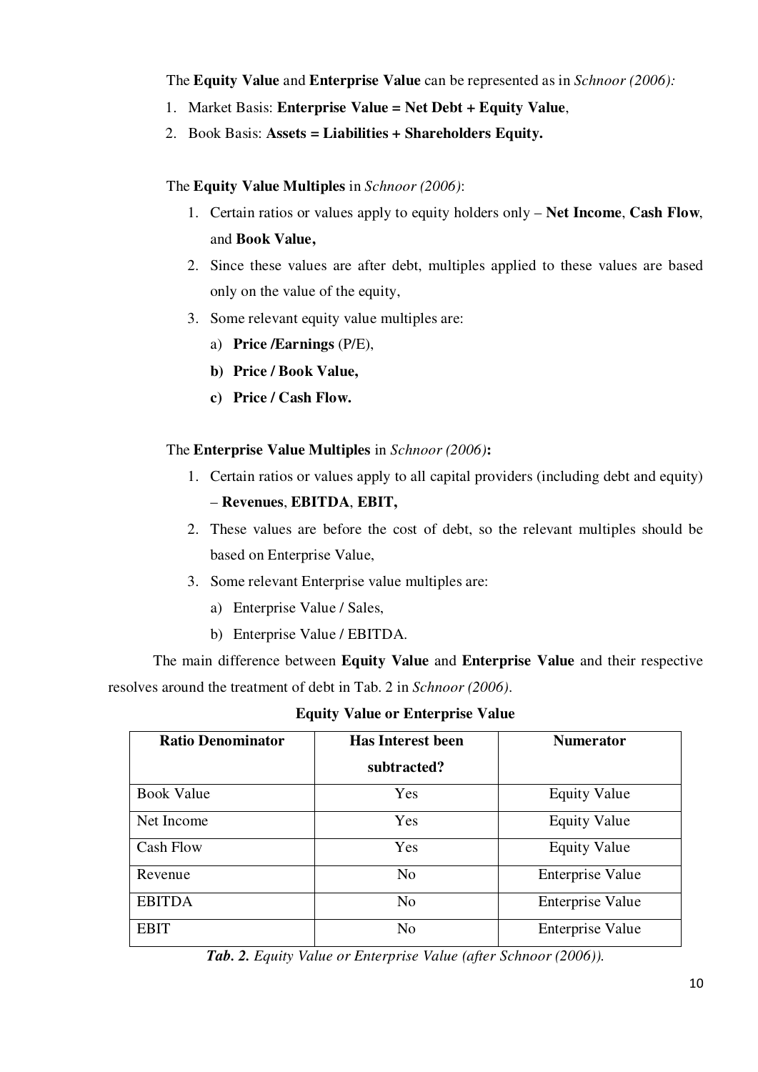The **Equity Value** and **Enterprise Value** can be represented as in *Schnoor (2006):*

1. Market Basis: **Enterprise Value = Net Debt + Equity Value**,
2. Book Basis: **Assets = Liabilities + Shareholders Equity.**

The **Equity Value Multiples** in *Schnoor (2006)*:

1. Certain ratios or values apply to equity holders only – **Net Income**, **Cash Flow**, and **Book Value,**
2. Since these values are after debt, multiples applied to these values are based only on the value of the equity,
3. Some relevant equity value multiples are:
   a) **Price /Earnings** (P/E),
   **b) Price / Book Value,**
   **c) Price / Cash Flow.**

The **Enterprise Value Multiples** in *Schnoor (2006)***:**

1. Certain ratios or values apply to all capital providers (including debt and equity) – **Revenues**, **EBITDA**, **EBIT,**
2. These values are before the cost of debt, so the relevant multiples should be based on Enterprise Value,
3. Some relevant Enterprise value multiples are:
   a) Enterprise Value / Sales,
   b) Enterprise Value / EBITDA.

The main difference between **Equity Value** and **Enterprise Value** and their respective resolves around the treatment of debt in Tab. 2 in *Schnoor (2006)*.

**Equity Value or Enterprise Value**

| Ratio Denominator | Has Interest been subtracted? | Numerator |
|---|---|---|
| Book Value | Yes | Equity Value |
| Net Income | Yes | Equity Value |
| Cash Flow | Yes | Equity Value |
| Revenue | No | Enterprise Value |
| EBITDA | No | Enterprise Value |
| EBIT | No | Enterprise Value |

***Tab. 2.*** *Equity Value or Enterprise Value (after Schnoor (2006)).*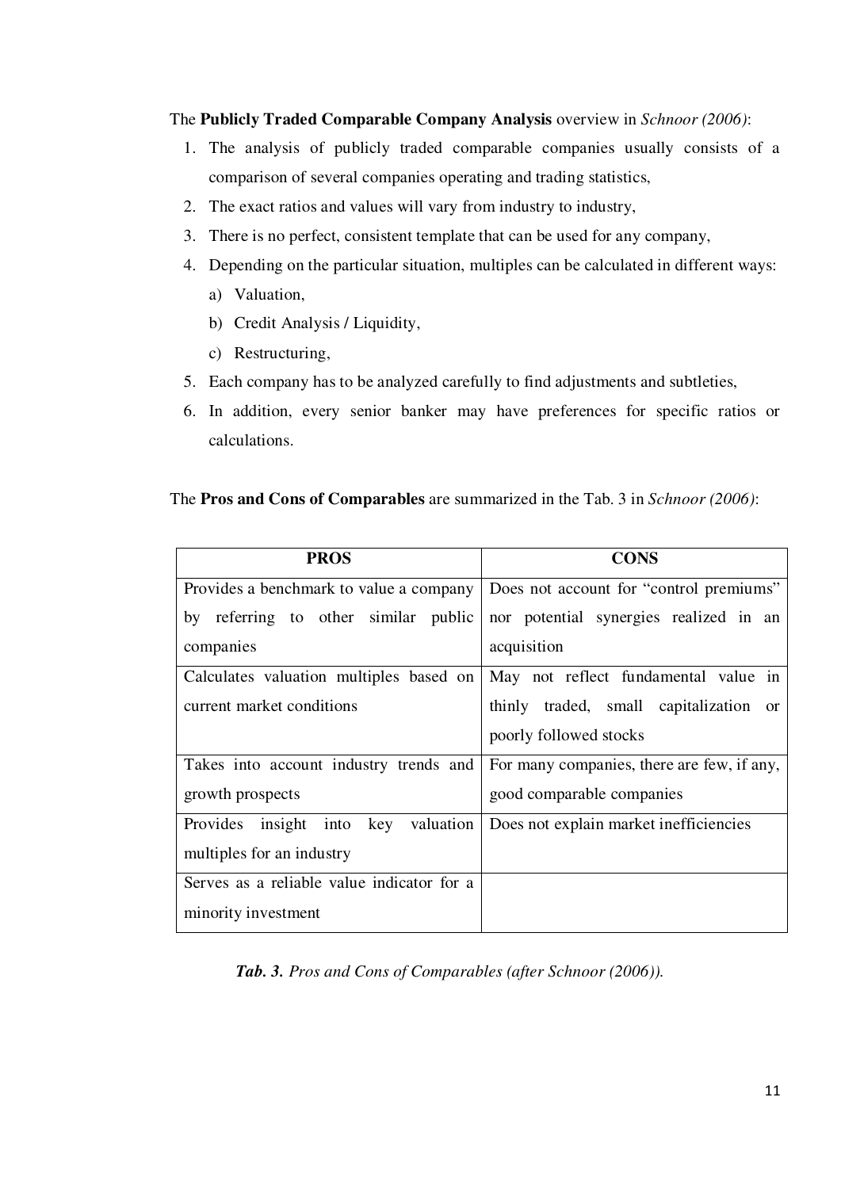The **Publicly Traded Comparable Company Analysis** overview in *Schnoor (2006)*:

1. The analysis of publicly traded comparable companies usually consists of a comparison of several companies operating and trading statistics,
2. The exact ratios and values will vary from industry to industry,
3. There is no perfect, consistent template that can be used for any company,
4. Depending on the particular situation, multiples can be calculated in different ways:
   a) Valuation,
   b) Credit Analysis / Liquidity,
   c) Restructuring,
5. Each company has to be analyzed carefully to find adjustments and subtleties,
6. In addition, every senior banker may have preferences for specific ratios or calculations.

The **Pros and Cons of Comparables** are summarized in the Tab. 3 in *Schnoor (2006)*:

| **PROS** | **CONS** |
|---|---|
| Provides a benchmark to value a company by referring to other similar public companies | Does not account for "control premiums" nor potential synergies realized in an acquisition |
| Calculates valuation multiples based on current market conditions | May not reflect fundamental value in thinly traded, small capitalization or poorly followed stocks |
| Takes into account industry trends and growth prospects | For many companies, there are few, if any, good comparable companies |
| Provides insight into key valuation multiples for an industry | Does not explain market inefficiencies |
| Serves as a reliable value indicator for a minority investment | |

***Tab. 3.*** *Pros and Cons of Comparables (after Schnoor (2006)).*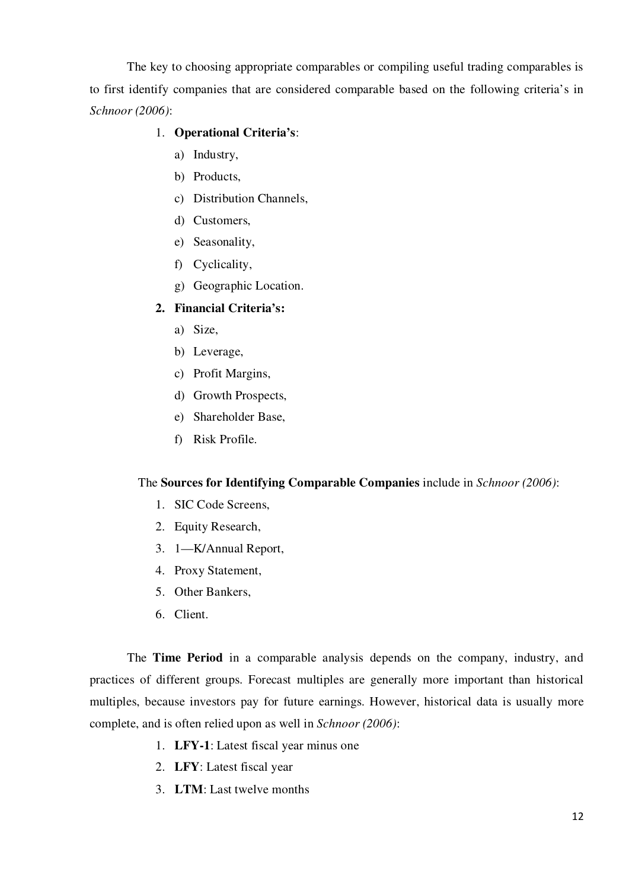The key to choosing appropriate comparables or compiling useful trading comparables is to first identify companies that are considered comparable based on the following criteria's in *Schnoor (2006)*:

1. **Operational Criteria's**:
   a) Industry,
   b) Products,
   c) Distribution Channels,
   d) Customers,
   e) Seasonality,
   f) Cyclicality,
   g) Geographic Location.
2. **Financial Criteria's:**
   a) Size,
   b) Leverage,
   c) Profit Margins,
   d) Growth Prospects,
   e) Shareholder Base,
   f) Risk Profile.

The **Sources for Identifying Comparable Companies** include in *Schnoor (2006)*:

1. SIC Code Screens,
2. Equity Research,
3. 1—K/Annual Report,
4. Proxy Statement,
5. Other Bankers,
6. Client.

The **Time Period** in a comparable analysis depends on the company, industry, and practices of different groups. Forecast multiples are generally more important than historical multiples, because investors pay for future earnings. However, historical data is usually more complete, and is often relied upon as well in *Schnoor (2006)*:

1. **LFY-1**: Latest fiscal year minus one
2. **LFY**: Latest fiscal year
3. **LTM**: Last twelve months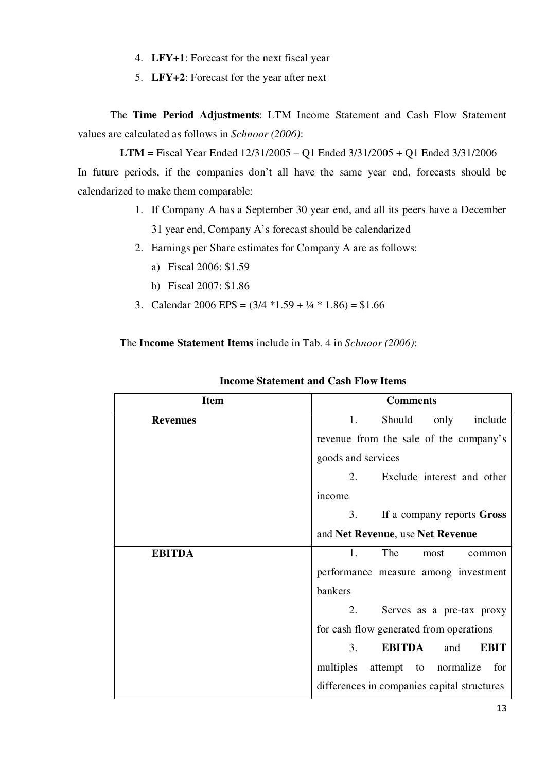4. **LFY+1**: Forecast for the next fiscal year
5. **LFY+2**: Forecast for the year after next

The **Time Period Adjustments**: LTM Income Statement and Cash Flow Statement values are calculated as follows in *Schnoor (2006)*:

**LTM =** Fiscal Year Ended 12/31/2005 – Q1 Ended 3/31/2005 + Q1 Ended 3/31/2006

In future periods, if the companies don't all have the same year end, forecasts should be calendarized to make them comparable:

1. If Company A has a September 30 year end, and all its peers have a December 31 year end, Company A's forecast should be calendarized
2. Earnings per Share estimates for Company A are as follows:
   a) Fiscal 2006: $1.59
   b) Fiscal 2007: $1.86
3. Calendar 2006 EPS = (3/4 *1.59 + ¼ * 1.86) = $1.66

The **Income Statement Items** include in Tab. 4 in *Schnoor (2006)*:

**Income Statement and Cash Flow Items**

| Item | Comments |
|---|---|
| **Revenues** | 1. Should only include revenue from the sale of the company's goods and services<br>2. Exclude interest and other income<br>3. If a company reports **Gross** and **Net Revenue**, use **Net Revenue** |
| **EBITDA** | 1. The most common performance measure among investment bankers<br>2. Serves as a pre-tax proxy for cash flow generated from operations<br>3. **EBITDA** and **EBIT** multiples attempt to normalize for differences in companies capital structures |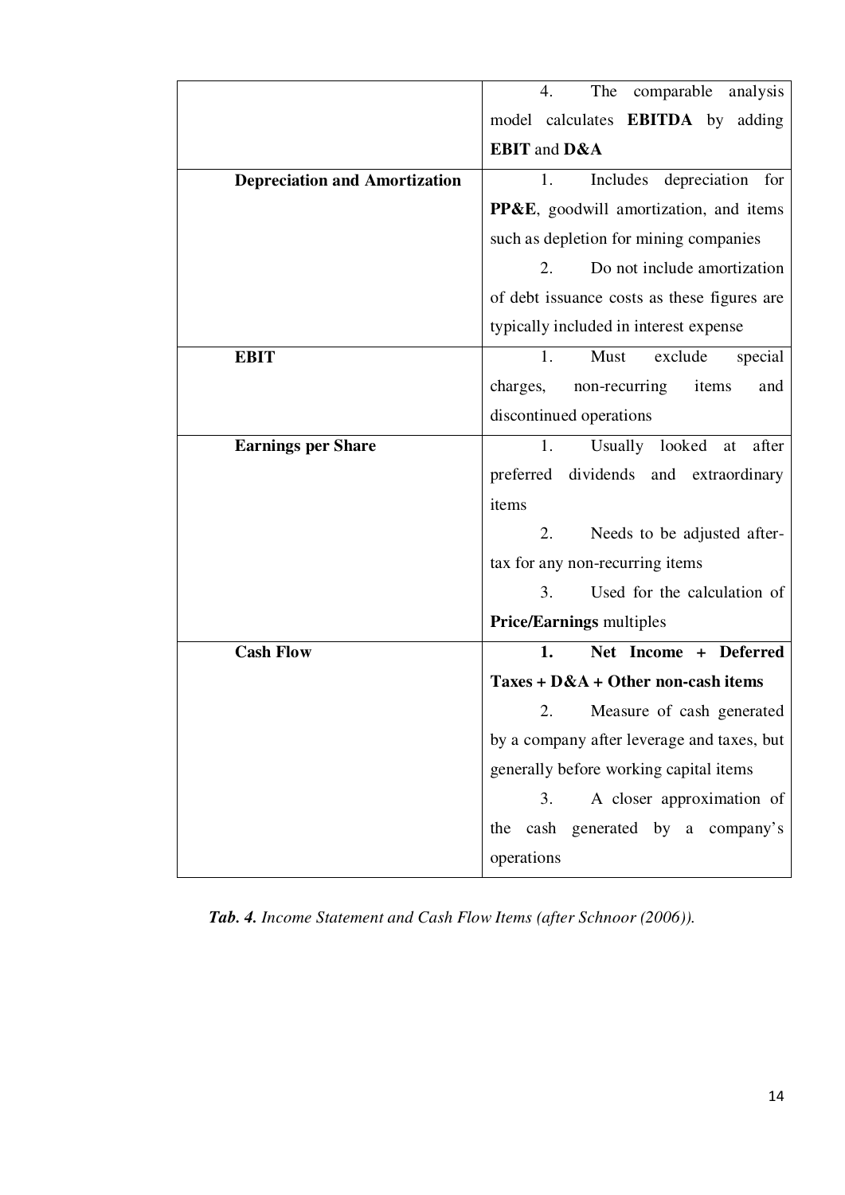| | |
|---|---|
| | 4. The comparable analysis model calculates **EBITDA** by adding **EBIT** and **D&A** |
| **Depreciation and Amortization** | 1. Includes depreciation for **PP&E**, goodwill amortization, and items such as depletion for mining companies<br>2. Do not include amortization of debt issuance costs as these figures are typically included in interest expense |
| **EBIT** | 1. Must exclude special charges, non-recurring items and discontinued operations |
| **Earnings per Share** | 1. Usually looked at after preferred dividends and extraordinary items<br>2. Needs to be adjusted after-tax for any non-recurring items<br>3. Used for the calculation of **Price/Earnings** multiples |
| **Cash Flow** | **1. Net Income + Deferred Taxes + D&A + Other non-cash items**<br>2. Measure of cash generated by a company after leverage and taxes, but generally before working capital items<br>3. A closer approximation of the cash generated by a company's operations |

***Tab. 4.*** *Income Statement and Cash Flow Items (after Schnoor (2006)).*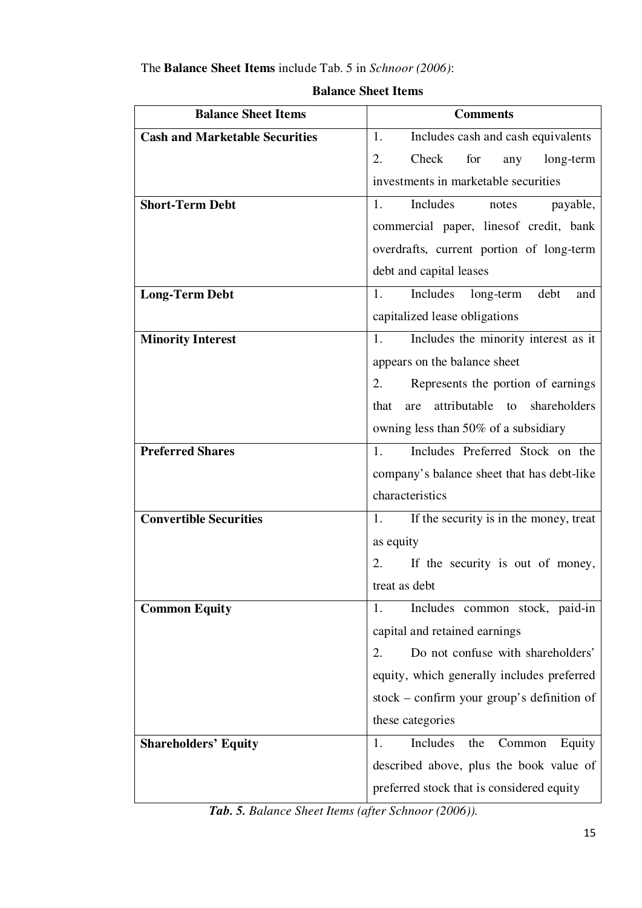The **Balance Sheet Items** include Tab. 5 in *Schnoor (2006)*:

**Balance Sheet Items**

| Balance Sheet Items | Comments |
|---|---|
| **Cash and Marketable Securities** | 1. Includes cash and cash equivalents<br>2. Check for any long-term investments in marketable securities |
| **Short-Term Debt** | 1. Includes notes payable, commercial paper, linesof credit, bank overdrafts, current portion of long-term debt and capital leases |
| **Long-Term Debt** | 1. Includes long-term debt and capitalized lease obligations |
| **Minority Interest** | 1. Includes the minority interest as it appears on the balance sheet<br>2. Represents the portion of earnings that are attributable to shareholders owning less than 50% of a subsidiary |
| **Preferred Shares** | 1. Includes Preferred Stock on the company's balance sheet that has debt-like characteristics |
| **Convertible Securities** | 1. If the security is in the money, treat as equity<br>2. If the security is out of money, treat as debt |
| **Common Equity** | 1. Includes common stock, paid-in capital and retained earnings<br>2. Do not confuse with shareholders' equity, which generally includes preferred stock – confirm your group's definition of these categories |
| **Shareholders' Equity** | 1. Includes the Common Equity described above, plus the book value of preferred stock that is considered equity |

***Tab. 5.*** *Balance Sheet Items (after Schnoor (2006)).*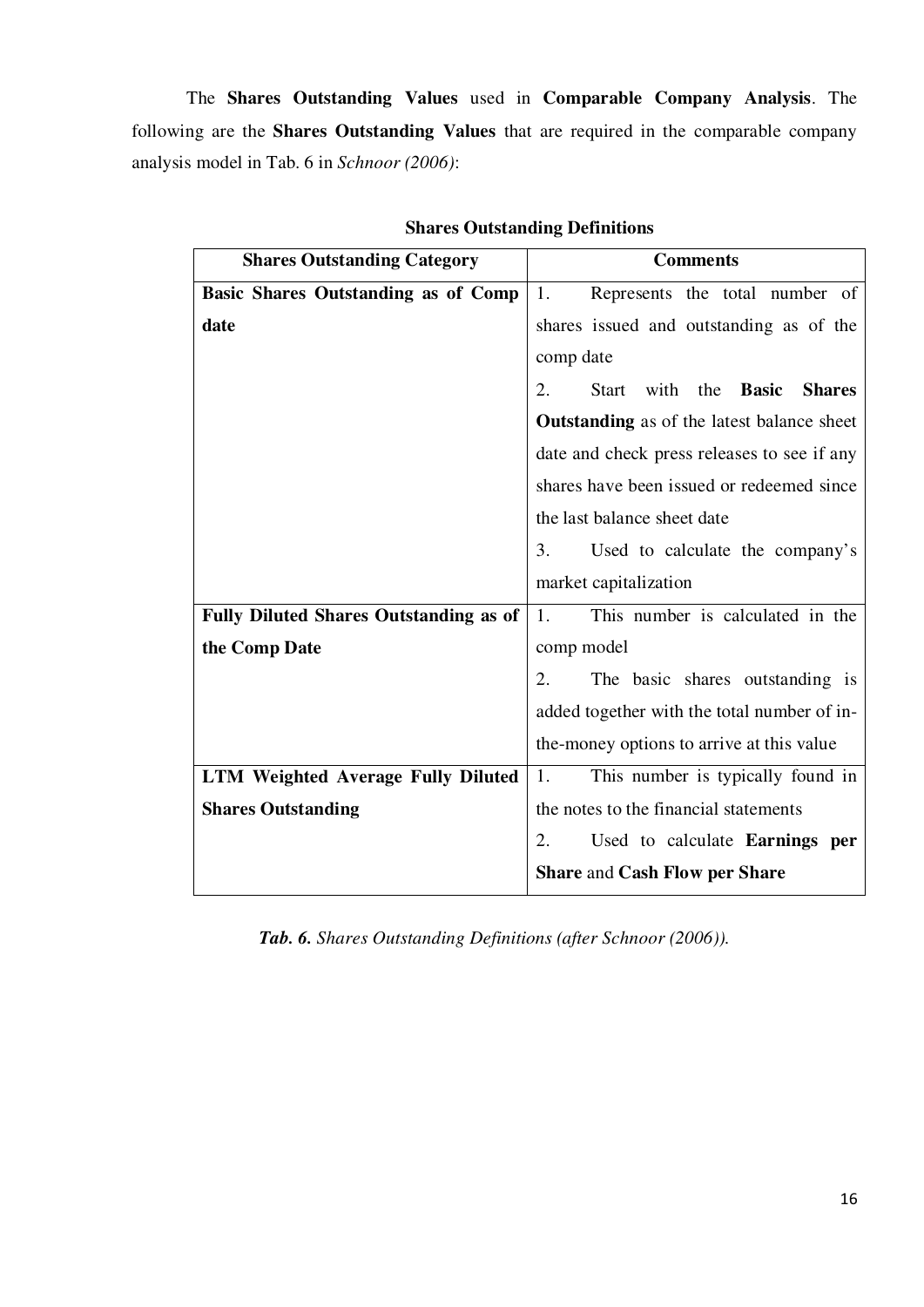The **Shares Outstanding Values** used in **Comparable Company Analysis**. The following are the **Shares Outstanding Values** that are required in the comparable company analysis model in Tab. 6 in *Schnoor (2006)*:

**Shares Outstanding Definitions**

| Shares Outstanding Category | Comments |
|---|---|
| **Basic Shares Outstanding as of Comp date** | 1. Represents the total number of shares issued and outstanding as of the comp date<br>2. Start with the **Basic Shares Outstanding** as of the latest balance sheet date and check press releases to see if any shares have been issued or redeemed since the last balance sheet date<br>3. Used to calculate the company's market capitalization |
| **Fully Diluted Shares Outstanding as of the Comp Date** | 1. This number is calculated in the comp model<br>2. The basic shares outstanding is added together with the total number of in-the-money options to arrive at this value |
| **LTM Weighted Average Fully Diluted Shares Outstanding** | 1. This number is typically found in the notes to the financial statements<br>2. Used to calculate **Earnings per Share** and **Cash Flow per Share** |

***Tab. 6.*** *Shares Outstanding Definitions (after Schnoor (2006)).*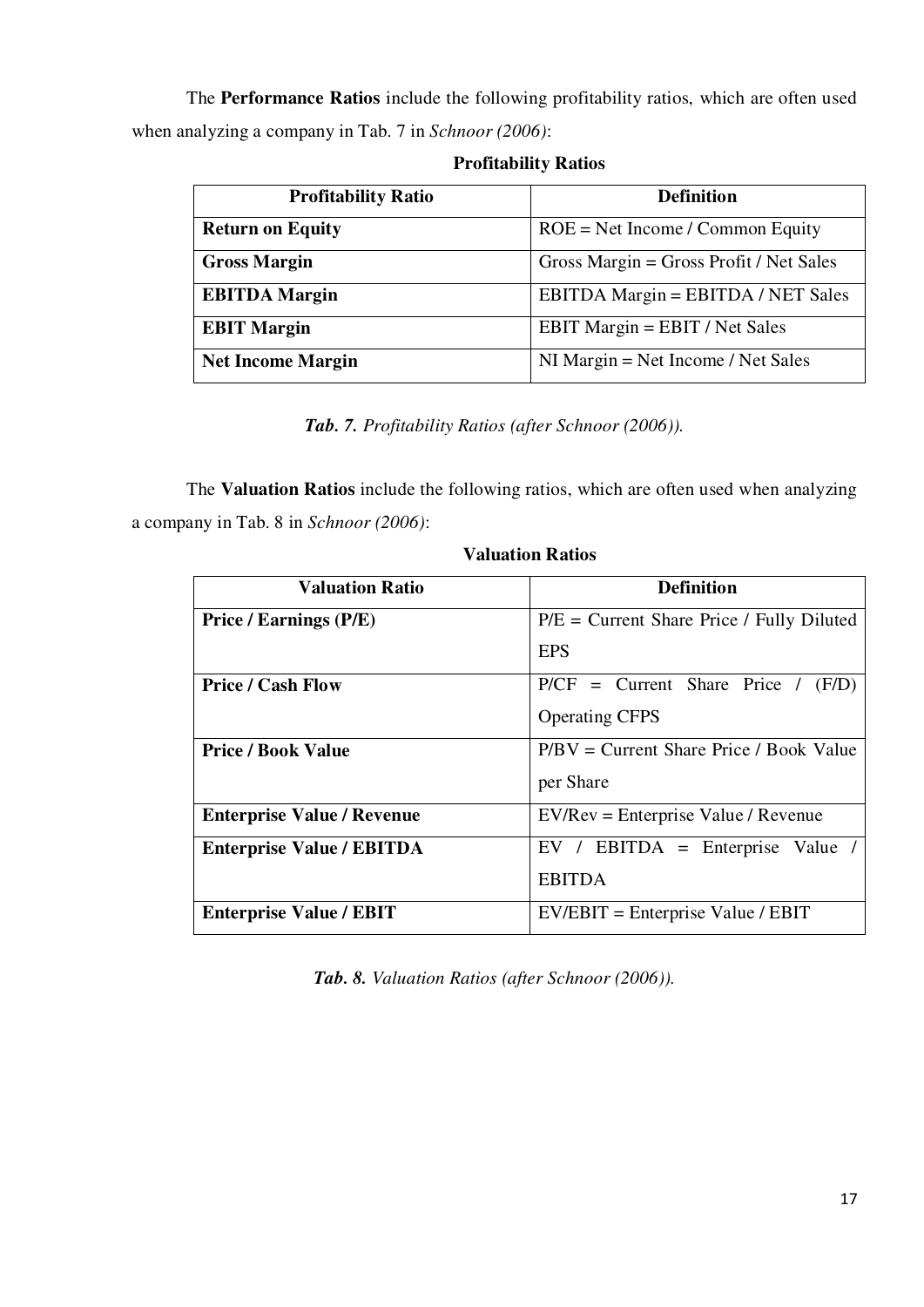The **Performance Ratios** include the following profitability ratios, which are often used when analyzing a company in Tab. 7 in *Schnoor (2006)*:

**Profitability Ratios**

| Profitability Ratio | Definition |
|---|---|
| **Return on Equity** | ROE = Net Income / Common Equity |
| **Gross Margin** | Gross Margin = Gross Profit / Net Sales |
| **EBITDA Margin** | EBITDA Margin = EBITDA / NET Sales |
| **EBIT Margin** | EBIT Margin = EBIT / Net Sales |
| **Net Income Margin** | NI Margin = Net Income / Net Sales |

***Tab. 7.*** *Profitability Ratios (after Schnoor (2006)).*

The **Valuation Ratios** include the following ratios, which are often used when analyzing a company in Tab. 8 in *Schnoor (2006)*:

**Valuation Ratios**

| Valuation Ratio | Definition |
|---|---|
| **Price / Earnings (P/E)** | P/E = Current Share Price / Fully Diluted EPS |
| **Price / Cash Flow** | P/CF = Current Share Price / (F/D) Operating CFPS |
| **Price / Book Value** | P/BV = Current Share Price / Book Value per Share |
| **Enterprise Value / Revenue** | EV/Rev = Enterprise Value / Revenue |
| **Enterprise Value / EBITDA** | EV / EBITDA = Enterprise Value / EBITDA |
| **Enterprise Value / EBIT** | EV/EBIT = Enterprise Value / EBIT |

***Tab. 8.*** *Valuation Ratios (after Schnoor (2006)).*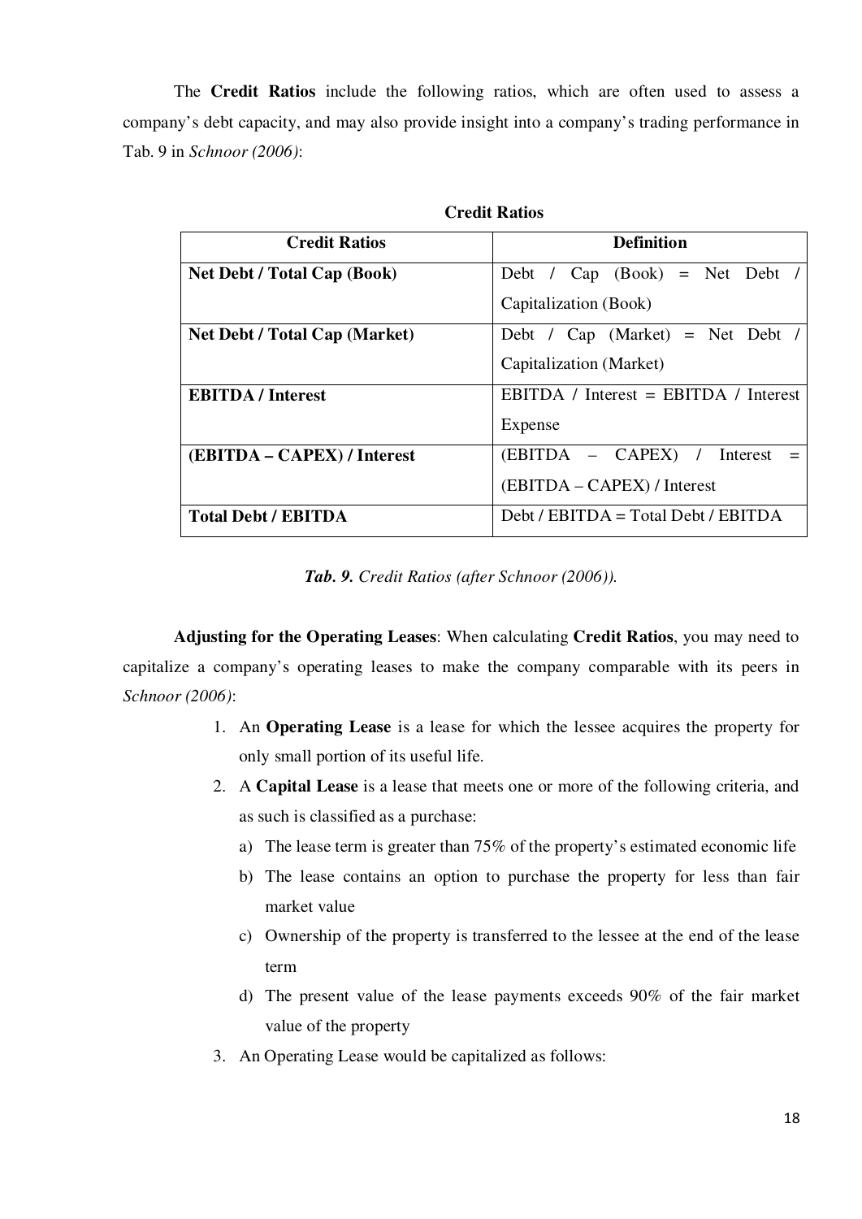The **Credit Ratios** include the following ratios, which are often used to assess a company's debt capacity, and may also provide insight into a company's trading performance in Tab. 9 in *Schnoor (2006)*:

**Credit Ratios**

| Credit Ratios | Definition |
|---|---|
| **Net Debt / Total Cap (Book)** | Debt / Cap (Book) = Net Debt / Capitalization (Book) |
| **Net Debt / Total Cap (Market)** | Debt / Cap (Market) = Net Debt / Capitalization (Market) |
| **EBITDA / Interest** | EBITDA / Interest = EBITDA / Interest Expense |
| **(EBITDA – CAPEX) / Interest** | (EBITDA – CAPEX) / Interest = (EBITDA – CAPEX) / Interest |
| **Total Debt / EBITDA** | Debt / EBITDA = Total Debt / EBITDA |

***Tab. 9.*** *Credit Ratios (after Schnoor (2006)).*

**Adjusting for the Operating Leases**: When calculating **Credit Ratios**, you may need to capitalize a company's operating leases to make the company comparable with its peers in *Schnoor (2006)*:

1. An **Operating Lease** is a lease for which the lessee acquires the property for only small portion of its useful life.
2. A **Capital Lease** is a lease that meets one or more of the following criteria, and as such is classified as a purchase:
   a) The lease term is greater than 75% of the property's estimated economic life
   b) The lease contains an option to purchase the property for less than fair market value
   c) Ownership of the property is transferred to the lessee at the end of the lease term
   d) The present value of the lease payments exceeds 90% of the fair market value of the property
3. An Operating Lease would be capitalized as follows: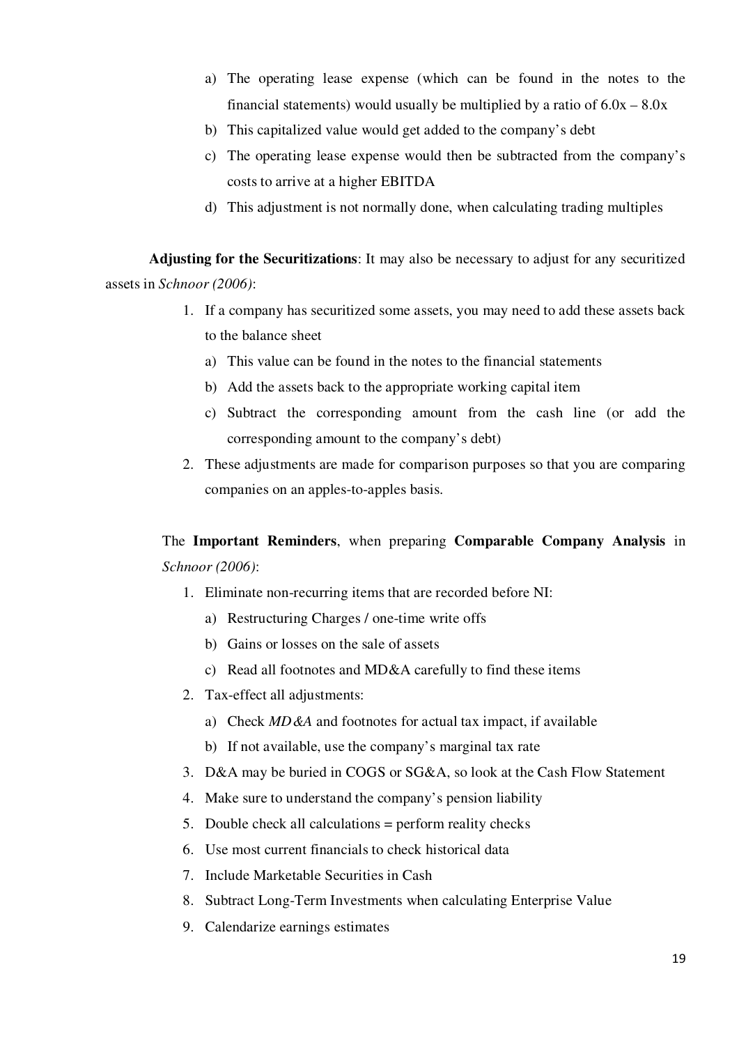a) The operating lease expense (which can be found in the notes to the financial statements) would usually be multiplied by a ratio of 6.0x – 8.0x
b) This capitalized value would get added to the company's debt
c) The operating lease expense would then be subtracted from the company's costs to arrive at a higher EBITDA
d) This adjustment is not normally done, when calculating trading multiples

**Adjusting for the Securitizations**: It may also be necessary to adjust for any securitized assets in *Schnoor (2006)*:

1. If a company has securitized some assets, you may need to add these assets back to the balance sheet
   a) This value can be found in the notes to the financial statements
   b) Add the assets back to the appropriate working capital item
   c) Subtract the corresponding amount from the cash line (or add the corresponding amount to the company's debt)
2. These adjustments are made for comparison purposes so that you are comparing companies on an apples-to-apples basis.

The **Important Reminders**, when preparing **Comparable Company Analysis** in *Schnoor (2006)*:

1. Eliminate non-recurring items that are recorded before NI:
   a) Restructuring Charges / one-time write offs
   b) Gains or losses on the sale of assets
   c) Read all footnotes and MD&A carefully to find these items
2. Tax-effect all adjustments:
   a) Check *MD&A* and footnotes for actual tax impact, if available
   b) If not available, use the company's marginal tax rate
3. D&A may be buried in COGS or SG&A, so look at the Cash Flow Statement
4. Make sure to understand the company's pension liability
5. Double check all calculations = perform reality checks
6. Use most current financials to check historical data
7. Include Marketable Securities in Cash
8. Subtract Long-Term Investments when calculating Enterprise Value
9. Calendarize earnings estimates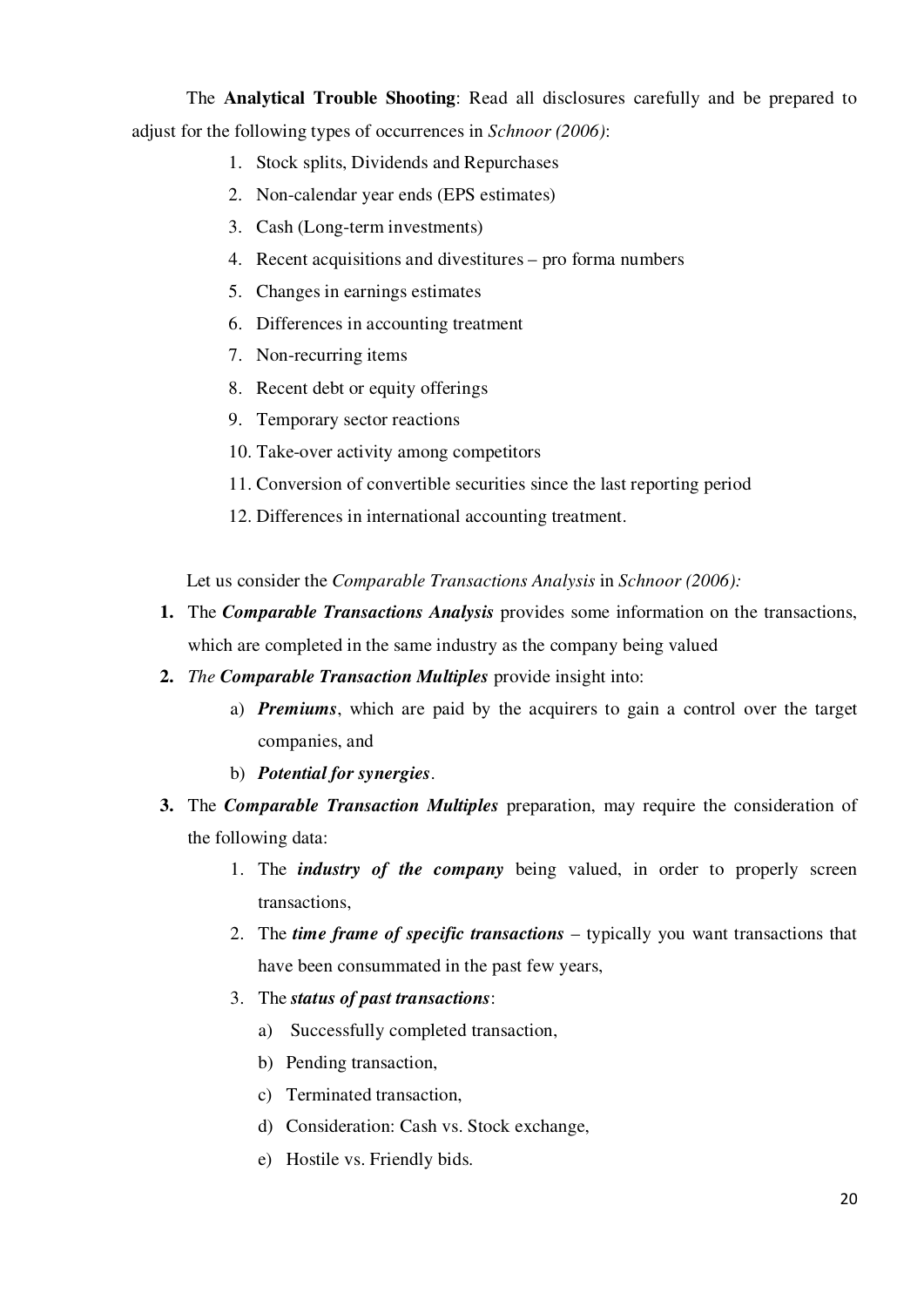The **Analytical Trouble Shooting**: Read all disclosures carefully and be prepared to adjust for the following types of occurrences in *Schnoor (2006)*:

1. Stock splits, Dividends and Repurchases
2. Non-calendar year ends (EPS estimates)
3. Cash (Long-term investments)
4. Recent acquisitions and divestitures – pro forma numbers
5. Changes in earnings estimates
6. Differences in accounting treatment
7. Non-recurring items
8. Recent debt or equity offerings
9. Temporary sector reactions
10. Take-over activity among competitors
11. Conversion of convertible securities since the last reporting period
12. Differences in international accounting treatment.

Let us consider the *Comparable Transactions Analysis* in *Schnoor (2006):*

1. The ***Comparable Transactions Analysis*** provides some information on the transactions, which are completed in the same industry as the company being valued
2. *The* ***Comparable Transaction Multiples*** provide insight into:
   a) ***Premiums***, which are paid by the acquirers to gain a control over the target companies, and
   b) ***Potential for synergies***.
3. The ***Comparable Transaction Multiples*** preparation, may require the consideration of the following data:
   1. The ***industry of the company*** being valued, in order to properly screen transactions,
   2. The ***time frame of specific transactions*** – typically you want transactions that have been consummated in the past few years,
   3. The ***status of past transactions***:
      a) Successfully completed transaction,
      b) Pending transaction,
      c) Terminated transaction,
      d) Consideration: Cash vs. Stock exchange,
      e) Hostile vs. Friendly bids.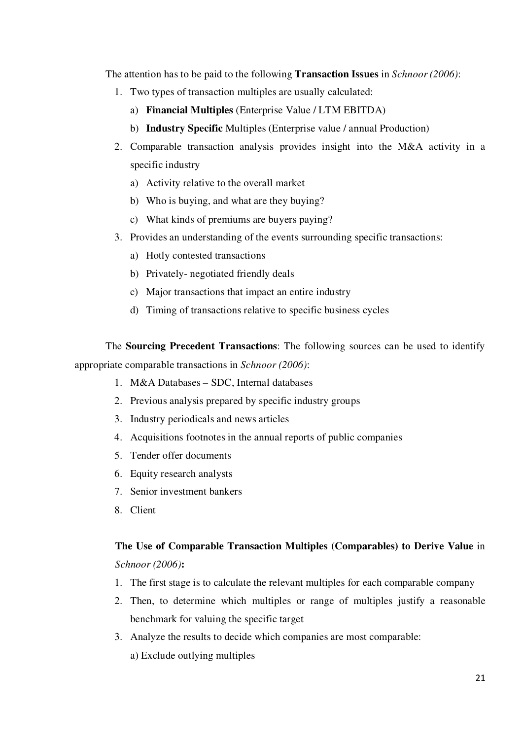The attention has to be paid to the following **Transaction Issues** in *Schnoor (2006)*:

1. Two types of transaction multiples are usually calculated:
   a) **Financial Multiples** (Enterprise Value / LTM EBITDA)
   b) **Industry Specific** Multiples (Enterprise value / annual Production)
2. Comparable transaction analysis provides insight into the M&A activity in a specific industry
   a) Activity relative to the overall market
   b) Who is buying, and what are they buying?
   c) What kinds of premiums are buyers paying?
3. Provides an understanding of the events surrounding specific transactions:
   a) Hotly contested transactions
   b) Privately- negotiated friendly deals
   c) Major transactions that impact an entire industry
   d) Timing of transactions relative to specific business cycles

The **Sourcing Precedent Transactions**: The following sources can be used to identify appropriate comparable transactions in *Schnoor (2006)*:

1. M&A Databases – SDC, Internal databases
2. Previous analysis prepared by specific industry groups
3. Industry periodicals and news articles
4. Acquisitions footnotes in the annual reports of public companies
5. Tender offer documents
6. Equity research analysts
7. Senior investment bankers
8. Client

**The Use of Comparable Transaction Multiples (Comparables) to Derive Value** in *Schnoor (2006)***:**

1. The first stage is to calculate the relevant multiples for each comparable company
2. Then, to determine which multiples or range of multiples justify a reasonable benchmark for valuing the specific target
3. Analyze the results to decide which companies are most comparable:
   a) Exclude outlying multiples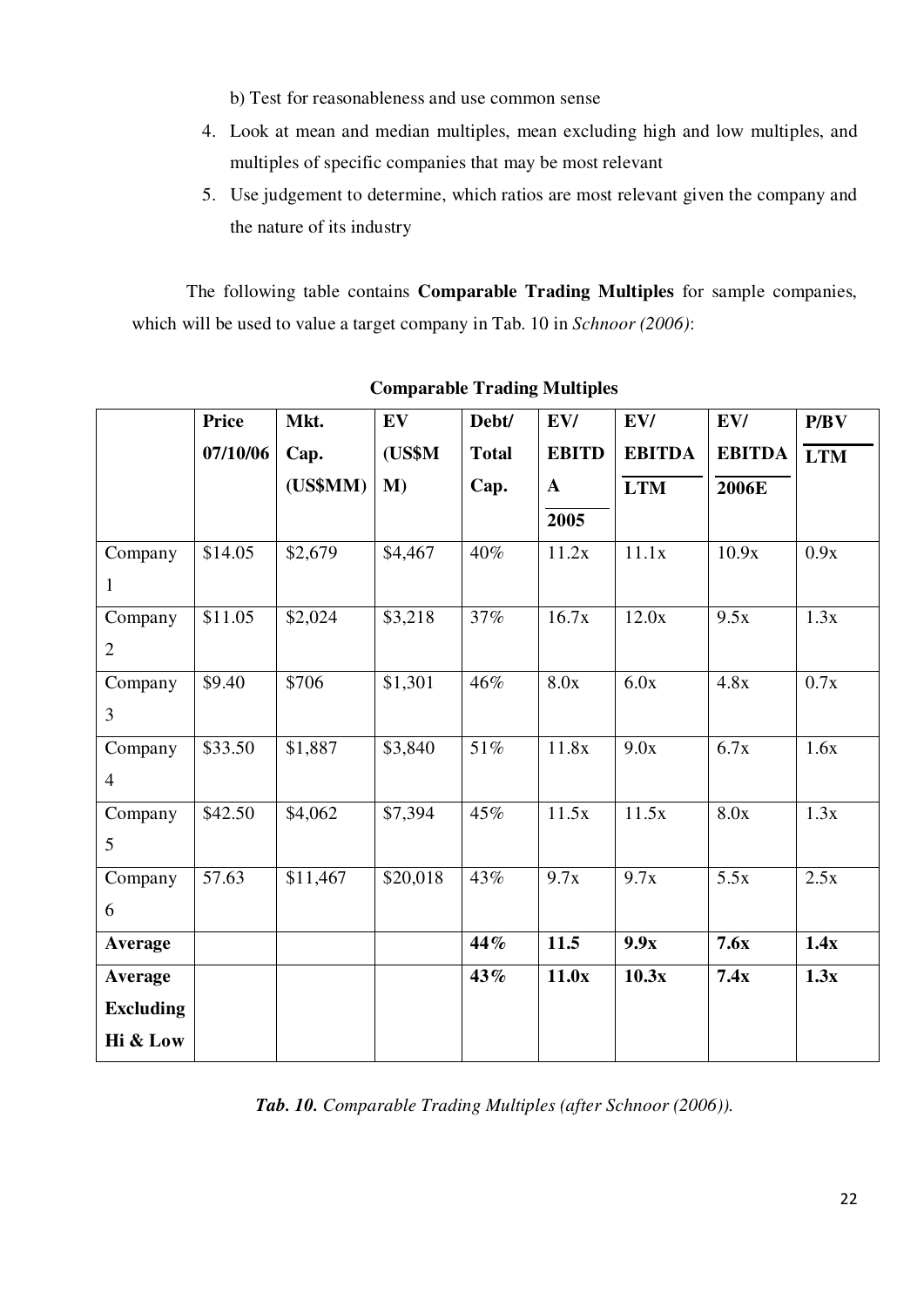b) Test for reasonableness and use common sense

4. Look at mean and median multiples, mean excluding high and low multiples, and multiples of specific companies that may be most relevant
5. Use judgement to determine, which ratios are most relevant given the company and the nature of its industry

The following table contains **Comparable Trading Multiples** for sample companies, which will be used to value a target company in Tab. 10 in *Schnoor (2006)*:

**Comparable Trading Multiples**

| | Price 07/10/06 | Mkt. Cap. (US$MM) | EV (US$MM) | Debt/ Total Cap. | EV/ EBITDA 2005 | EV/ EBITDA LTM | EV/ EBITDA 2006E | P/BV LTM |
|---|---|---|---|---|---|---|---|---|
| Company 1 | $14.05 | $2,679 | $4,467 | 40% | 11.2x | 11.1x | 10.9x | 0.9x |
| Company 2 | $11.05 | $2,024 | $3,218 | 37% | 16.7x | 12.0x | 9.5x | 1.3x |
| Company 3 | $9.40 | $706 | $1,301 | 46% | 8.0x | 6.0x | 4.8x | 0.7x |
| Company 4 | $33.50 | $1,887 | $3,840 | 51% | 11.8x | 9.0x | 6.7x | 1.6x |
| Company 5 | $42.50 | $4,062 | $7,394 | 45% | 11.5x | 11.5x | 8.0x | 1.3x |
| Company 6 | 57.63 | $11,467 | $20,018 | 43% | 9.7x | 9.7x | 5.5x | 2.5x |
| **Average** | | | | **44%** | **11.5** | **9.9x** | **7.6x** | **1.4x** |
| **Average Excluding Hi & Low** | | | | **43%** | **11.0x** | **10.3x** | **7.4x** | **1.3x** |

***Tab. 10.** Comparable Trading Multiples (after Schnoor (2006)).*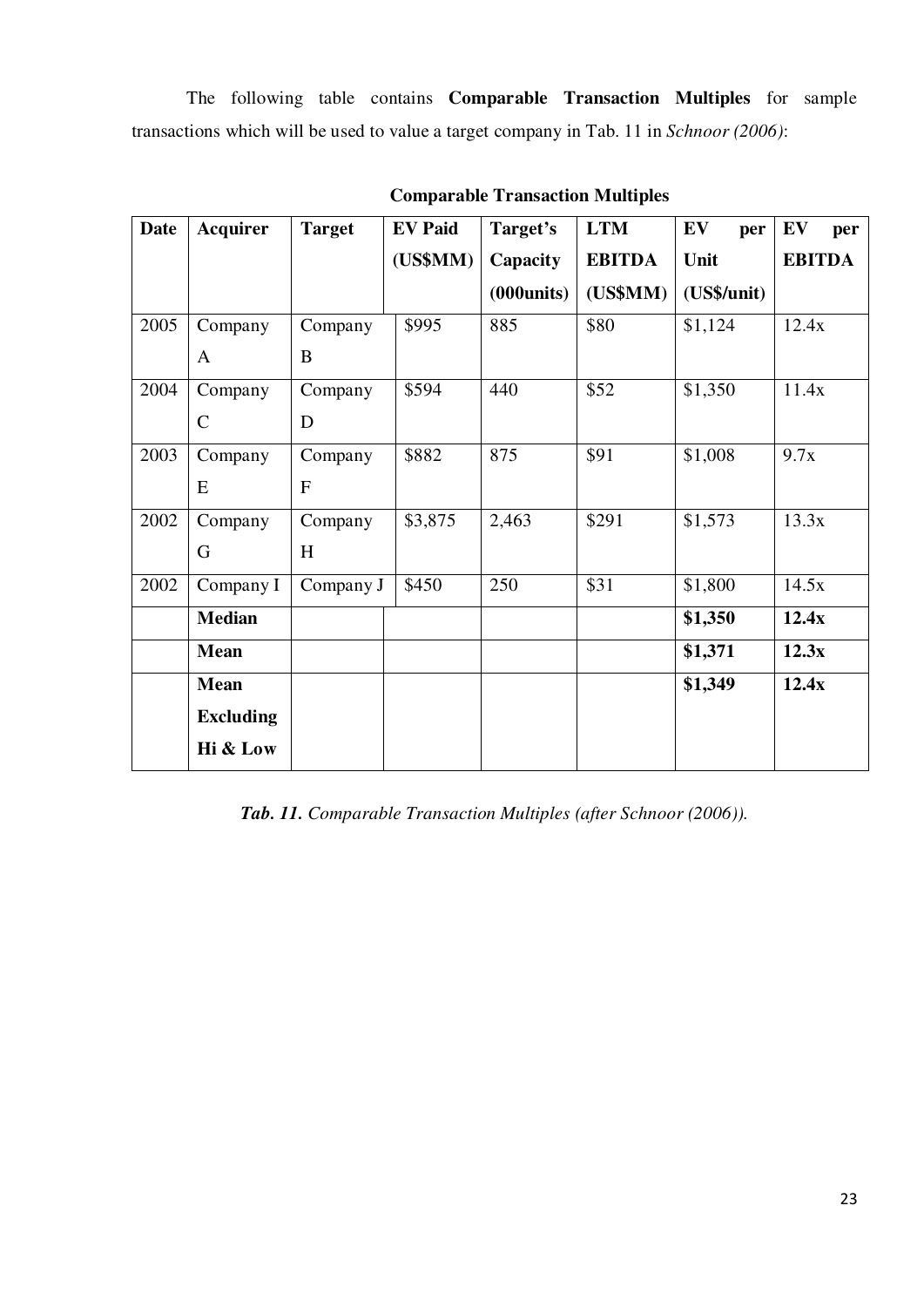The following table contains **Comparable Transaction Multiples** for sample transactions which will be used to value a target company in Tab. 11 in *Schnoor (2006)*:

**Comparable Transaction Multiples**

| Date | Acquirer | Target | EV Paid (US$MM) | Target's Capacity (000units) | LTM EBITDA (US$MM) | EV per Unit (US$/unit) | EV per EBITDA |
|---|---|---|---|---|---|---|---|
| 2005 | Company A | Company B | $995 | 885 | $80 | $1,124 | 12.4x |
| 2004 | Company C | Company D | $594 | 440 | $52 | $1,350 | 11.4x |
| 2003 | Company E | Company F | $882 | 875 | $91 | $1,008 | 9.7x |
| 2002 | Company G | Company H | $3,875 | 2,463 | $291 | $1,573 | 13.3x |
| 2002 | Company I | Company J | $450 | 250 | $31 | $1,800 | 14.5x |
| | **Median** | | | | | **$1,350** | **12.4x** |
| | **Mean** | | | | | **$1,371** | **12.3x** |
| | **Mean Excluding Hi & Low** | | | | | **$1,349** | **12.4x** |

***Tab. 11.*** *Comparable Transaction Multiples (after Schnoor (2006)).*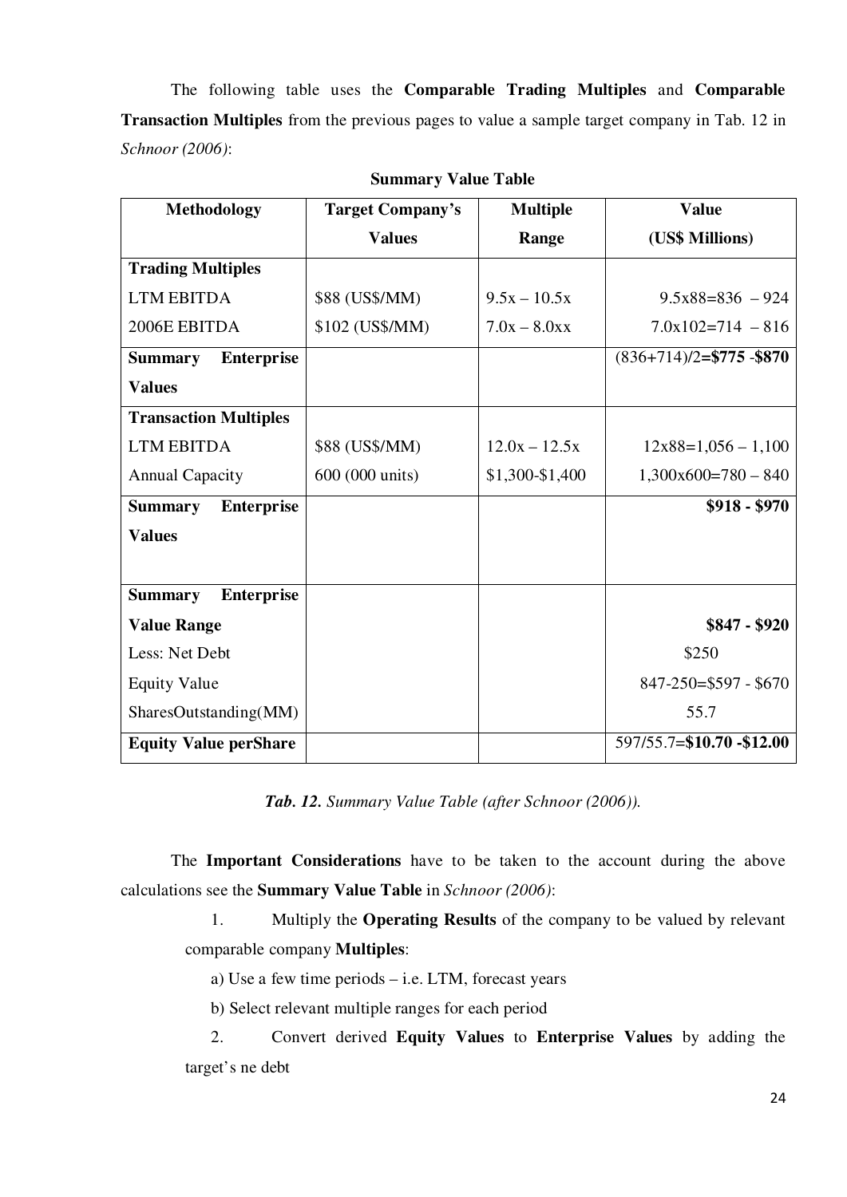The following table uses the **Comparable Trading Multiples** and **Comparable Transaction Multiples** from the previous pages to value a sample target company in Tab. 12 in *Schnoor (2006)*:

**Summary Value Table**

| Methodology | Target Company's Values | Multiple Range | Value (US$ Millions) |
|---|---|---|---|
| **Trading Multiples** | | | |
| LTM EBITDA | $88 (US$/MM) | 9.5x – 10.5x | 9.5x88=836 – 924 |
| 2006E EBITDA | $102 (US$/MM) | 7.0x – 8.0xx | 7.0x102=714 – 816 |
| **Summary Enterprise Values** | | | (836+714)/2=**$775 -$870** |
| **Transaction Multiples** | | | |
| LTM EBITDA | $88 (US$/MM) | 12.0x – 12.5x | 12x88=1,056 – 1,100 |
| Annual Capacity | 600 (000 units) | $1,300-$1,400 | 1,300x600=780 – 840 |
| **Summary Enterprise Values** | | | **$918 - $970** |
| **Summary Enterprise Value Range** | | | **$847 - $920** |
| Less: Net Debt | | | $250 |
| Equity Value | | | 847-250=$597 - $670 |
| SharesOutstanding(MM) | | | 55.7 |
| **Equity Value perShare** | | | 597/55.7=**$10.70 -$12.00** |

***Tab. 12.*** *Summary Value Table (after Schnoor (2006)).*

The **Important Considerations** have to be taken to the account during the above calculations see the **Summary Value Table** in *Schnoor (2006)*:

1. Multiply the **Operating Results** of the company to be valued by relevant comparable company **Multiples**:

   a) Use a few time periods – i.e. LTM, forecast years

   b) Select relevant multiple ranges for each period

2. Convert derived **Equity Values** to **Enterprise Values** by adding the target's ne debt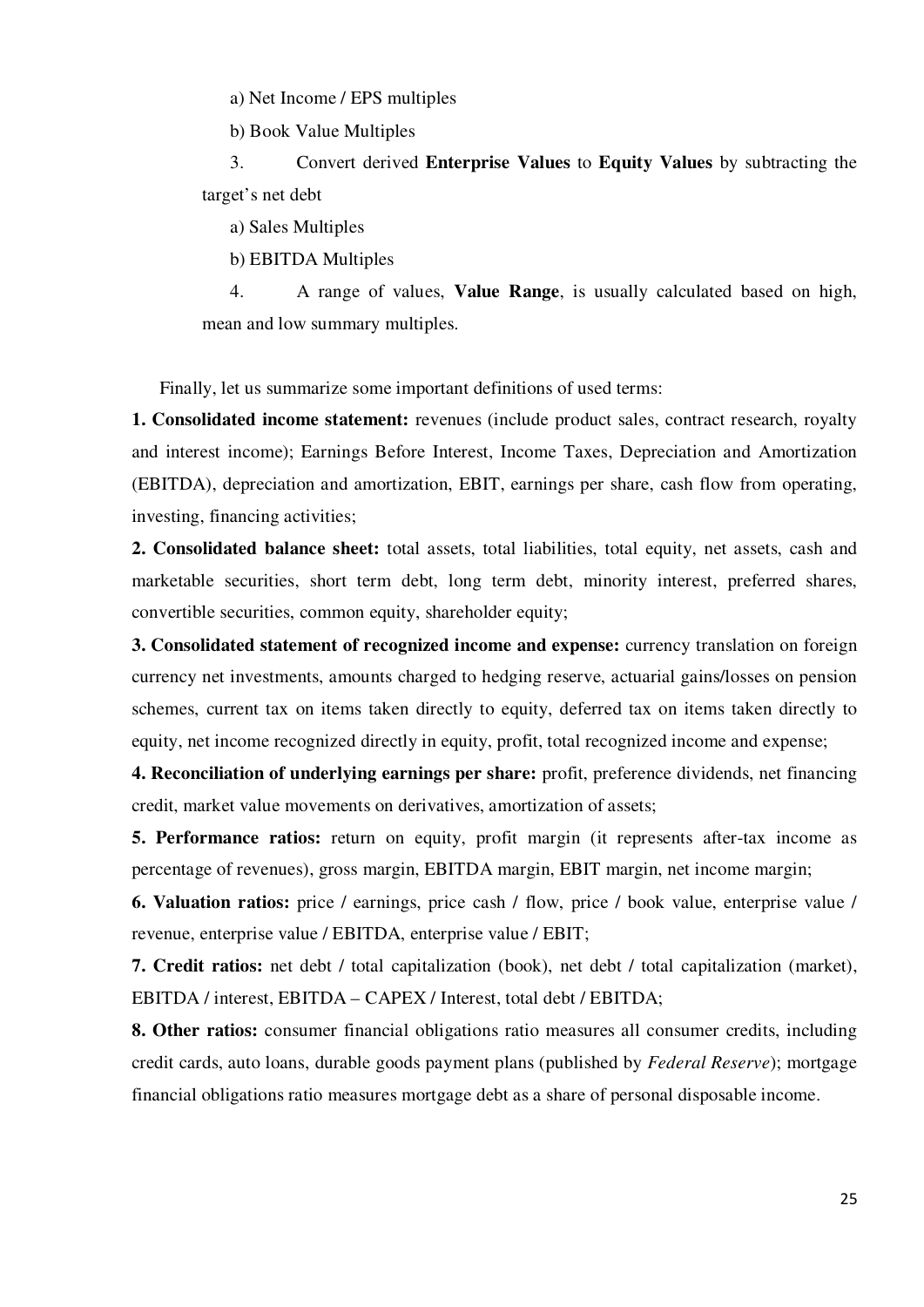a) Net Income / EPS multiples

b) Book Value Multiples

3. Convert derived **Enterprise Values** to **Equity Values** by subtracting the target's net debt

a) Sales Multiples

b) EBITDA Multiples

4. A range of values, **Value Range**, is usually calculated based on high, mean and low summary multiples.

Finally, let us summarize some important definitions of used terms:

**1. Consolidated income statement:** revenues (include product sales, contract research, royalty and interest income); Earnings Before Interest, Income Taxes, Depreciation and Amortization (EBITDA), depreciation and amortization, EBIT, earnings per share, cash flow from operating, investing, financing activities;

**2. Consolidated balance sheet:** total assets, total liabilities, total equity, net assets, cash and marketable securities, short term debt, long term debt, minority interest, preferred shares, convertible securities, common equity, shareholder equity;

**3. Consolidated statement of recognized income and expense:** currency translation on foreign currency net investments, amounts charged to hedging reserve, actuarial gains/losses on pension schemes, current tax on items taken directly to equity, deferred tax on items taken directly to equity, net income recognized directly in equity, profit, total recognized income and expense;

**4. Reconciliation of underlying earnings per share:** profit, preference dividends, net financing credit, market value movements on derivatives, amortization of assets;

**5. Performance ratios:** return on equity, profit margin (it represents after-tax income as percentage of revenues), gross margin, EBITDA margin, EBIT margin, net income margin;

**6. Valuation ratios:** price / earnings, price cash / flow, price / book value, enterprise value / revenue, enterprise value / EBITDA, enterprise value / EBIT;

**7. Credit ratios:** net debt / total capitalization (book), net debt / total capitalization (market), EBITDA / interest, EBITDA – CAPEX / Interest, total debt / EBITDA;

**8. Other ratios:** consumer financial obligations ratio measures all consumer credits, including credit cards, auto loans, durable goods payment plans (published by *Federal Reserve*); mortgage financial obligations ratio measures mortgage debt as a share of personal disposable income.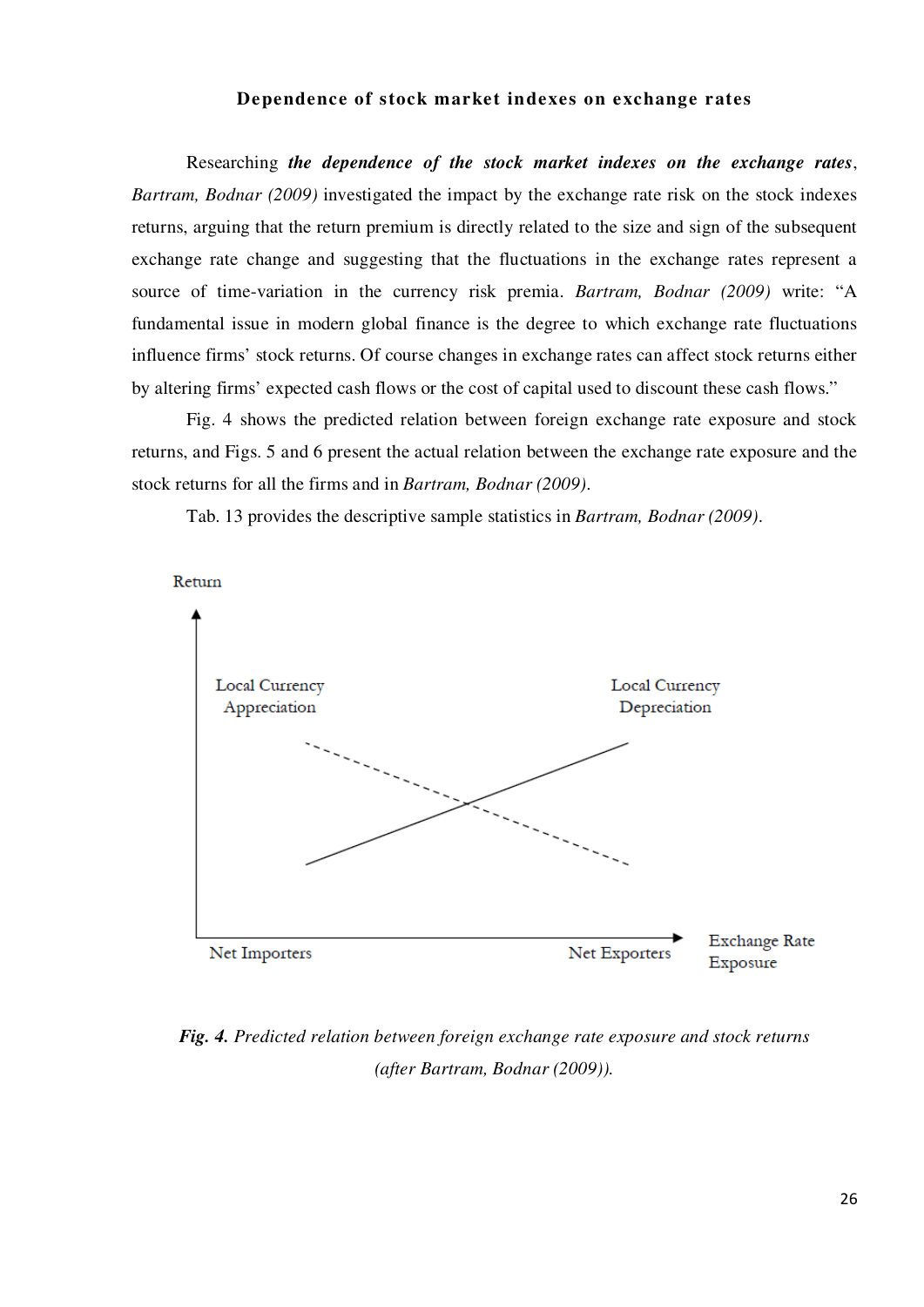### Dependence of stock market indexes on exchange rates

Researching ***the dependence of the stock market indexes on the exchange rates***, *Bartram, Bodnar (2009)* investigated the impact by the exchange rate risk on the stock indexes returns, arguing that the return premium is directly related to the size and sign of the subsequent exchange rate change and suggesting that the fluctuations in the exchange rates represent a source of time-variation in the currency risk premia. *Bartram, Bodnar (2009)* write: "A fundamental issue in modern global finance is the degree to which exchange rate fluctuations influence firms' stock returns. Of course changes in exchange rates can affect stock returns either by altering firms' expected cash flows or the cost of capital used to discount these cash flows."

Fig. 4 shows the predicted relation between foreign exchange rate exposure and stock returns, and Figs. 5 and 6 present the actual relation between the exchange rate exposure and the stock returns for all the firms and in *Bartram, Bodnar (2009)*.

Tab. 13 provides the descriptive sample statistics in *Bartram, Bodnar (2009)*.

Return

Local Currency Appreciation

Local Currency Depreciation

Net Importers

Net Exporters

Exchange Rate Exposure

***Fig. 4.*** *Predicted relation between foreign exchange rate exposure and stock returns (after Bartram, Bodnar (2009)).*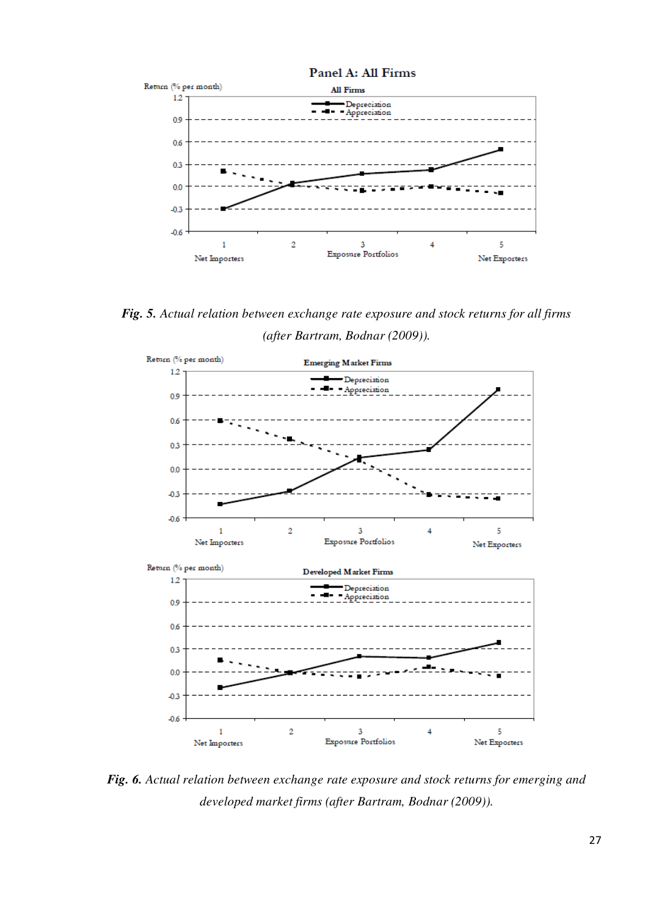*Fig. 5. Actual relation between exchange rate exposure and stock returns for all firms (after Bartram, Bodnar (2009)).*

*Fig. 6. Actual relation between exchange rate exposure and stock returns for emerging and developed market firms (after Bartram, Bodnar (2009)).*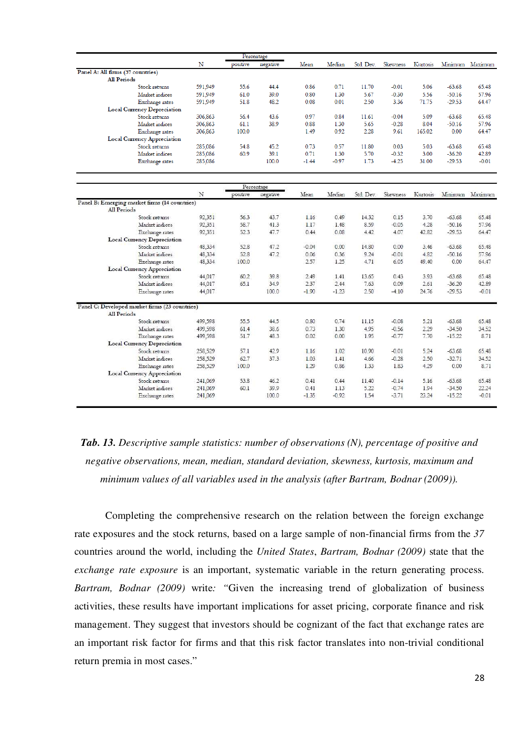| | N | Percentage positive | Percentage negative | Mean | Median | Std. Dev. | Skewness | Kurtosis | Minimum | Maximum |
|---|---|---|---|---|---|---|---|---|---|---|
| **Panel A: All firms (37 countries)** | | | | | | | | | | |
| **All Periods** | | | | | | | | | | |
| Stock returns | 591,949 | 55.6 | 44.4 | 0.86 | 0.71 | 11.70 | -0.01 | 5.06 | -63.68 | 65.48 |
| Market indices | 591,949 | 61.0 | 39.0 | 0.80 | 1.30 | 5.67 | -0.30 | 5.56 | -50.16 | 57.96 |
| Exchange rates | 591,949 | 51.8 | 48.2 | 0.08 | 0.01 | 2.50 | 3.36 | 71.75 | -29.53 | 64.47 |
| **Local Currency Depreciation** | | | | | | | | | | |
| Stock returns | 306,863 | 56.4 | 43.6 | 0.97 | 0.84 | 11.61 | -0.04 | 5.09 | -63.68 | 65.48 |
| Market indices | 306,863 | 61.1 | 38.9 | 0.88 | 1.30 | 5.65 | -0.28 | 8.04 | -50.16 | 57.96 |
| Exchange rates | 306,863 | 100.0 | | 1.49 | 0.92 | 2.28 | 9.61 | 165.02 | 0.00 | 64.47 |
| **Local Currency Appreciation** | | | | | | | | | | |
| Stock returns | 285,086 | 54.8 | 45.2 | 0.73 | 0.57 | 11.80 | 0.03 | 5.03 | -63.68 | 65.48 |
| Market indices | 285,086 | 60.9 | 39.1 | 0.71 | 1.30 | 5.70 | -0.32 | 3.00 | -36.20 | 42.89 |
| Exchange rates | 285,086 | | 100.0 | -1.44 | -0.97 | 1.73 | -4.25 | 31.00 | -29.53 | -0.01 |
| **Panel B: Emerging market firms (14 countries)** | | | | | | | | | | |
| **All Periods** | | | | | | | | | | |
| Stock returns | 92,351 | 56.3 | 43.7 | 1.16 | 0.49 | 14.32 | 0.15 | 3.70 | -63.68 | 65.48 |
| Market indices | 92,351 | 58.7 | 41.3 | 1.17 | 1.48 | 8.59 | -0.05 | 4.28 | -50.16 | 57.96 |
| Exchange rates | 92,351 | 52.3 | 47.7 | 0.44 | 0.08 | 4.42 | 4.07 | 42.82 | -29.53 | 64.47 |
| **Local Currency Depreciation** | | | | | | | | | | |
| Stock returns | 48,334 | 52.8 | 47.2 | -0.04 | 0.00 | 14.80 | 0.00 | 3.46 | -63.68 | 65.48 |
| Market indices | 48,334 | 52.8 | 47.2 | 0.06 | 0.36 | 9.24 | -0.01 | 4.82 | -50.16 | 57.96 |
| Exchange rates | 48,334 | 100.0 | | 2.57 | 1.25 | 4.71 | 6.05 | 49.40 | 0.00 | 64.47 |
| **Local Currency Appreciation** | | | | | | | | | | |
| Stock returns | 44,017 | 60.2 | 39.8 | 2.49 | 1.41 | 13.65 | 0.43 | 3.93 | -63.68 | 65.48 |
| Market indices | 44,017 | 65.1 | 34.9 | 2.37 | 2.44 | 7.63 | 0.09 | 2.61 | -36.20 | 42.89 |
| Exchange rates | 44,017 | | 100.0 | -1.90 | -1.23 | 2.50 | -4.10 | 24.76 | -29.53 | -0.01 |
| **Panel C: Developed market firms (23 countries)** | | | | | | | | | | |
| **All Periods** | | | | | | | | | | |
| Stock returns | 499,598 | 55.5 | 44.5 | 0.80 | 0.74 | 11.15 | -0.08 | 5.21 | -63.68 | 65.48 |
| Market indices | 499,598 | 61.4 | 38.6 | 0.73 | 1.30 | 4.95 | -0.56 | 2.29 | -34.50 | 34.52 |
| Exchange rates | 499,598 | 51.7 | 48.3 | 0.02 | 0.00 | 1.95 | -0.77 | 7.70 | -15.22 | 8.71 |
| **Local Currency Depreciation** | | | | | | | | | | |
| Stock returns | 258,529 | 57.1 | 42.9 | 1.16 | 1.02 | 10.90 | -0.01 | 5.24 | -63.68 | 65.48 |
| Market indices | 258,529 | 62.7 | 37.3 | 1.03 | 1.41 | 4.66 | -0.28 | 2.50 | -32.71 | 34.52 |
| Exchange rates | 258,529 | 100.0 | | 1.29 | 0.86 | 1.33 | 1.83 | 4.29 | 0.00 | 8.71 |
| **Local Currency Appreciation** | | | | | | | | | | |
| Stock returns | 241,069 | 53.8 | 46.2 | 0.41 | 0.44 | 11.40 | -0.14 | 5.16 | -63.68 | 65.48 |
| Market indices | 241,069 | 60.1 | 39.9 | 0.41 | 1.13 | 5.22 | -0.74 | 1.94 | -34.50 | 22.24 |
| Exchange rates | 241,069 | | 100.0 | -1.35 | -0.92 | 1.54 | -3.71 | 23.24 | -15.22 | -0.01 |

***Tab. 13.*** *Descriptive sample statistics: number of observations (N), percentage of positive and negative observations, mean, median, standard deviation, skewness, kurtosis, maximum and minimum values of all variables used in the analysis (after Bartram, Bodnar (2009)).*

Completing the comprehensive research on the relation between the foreign exchange rate exposures and the stock returns, based on a large sample of non-financial firms from the *37* countries around the world, including the *United States*, *Bartram, Bodnar (2009)* state that the *exchange rate exposure* is an important, systematic variable in the return generating process. *Bartram, Bodnar (2009)* write: "Given the increasing trend of globalization of business activities, these results have important implications for asset pricing, corporate finance and risk management. They suggest that investors should be cognizant of the fact that exchange rates are an important risk factor for firms and that this risk factor translates into non-trivial conditional return premia in most cases."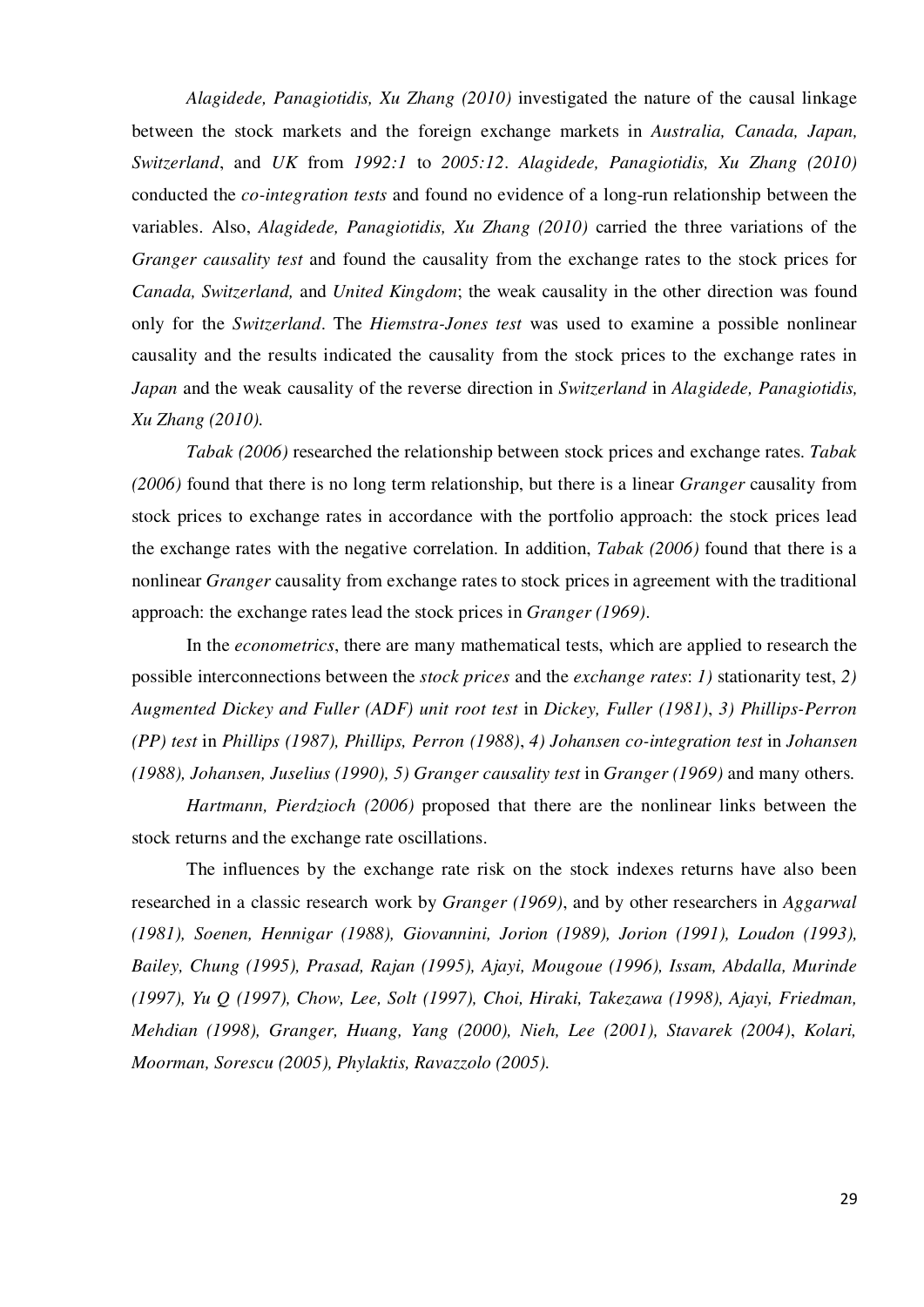*Alagidede, Panagiotidis, Xu Zhang (2010)* investigated the nature of the causal linkage between the stock markets and the foreign exchange markets in *Australia, Canada, Japan, Switzerland*, and *UK* from *1992:1* to *2005:12*. *Alagidede, Panagiotidis, Xu Zhang (2010)* conducted the *co-integration tests* and found no evidence of a long-run relationship between the variables. Also, *Alagidede, Panagiotidis, Xu Zhang (2010)* carried the three variations of the *Granger causality test* and found the causality from the exchange rates to the stock prices for *Canada, Switzerland,* and *United Kingdom*; the weak causality in the other direction was found only for the *Switzerland*. The *Hiemstra-Jones test* was used to examine a possible nonlinear causality and the results indicated the causality from the stock prices to the exchange rates in *Japan* and the weak causality of the reverse direction in *Switzerland* in *Alagidede, Panagiotidis, Xu Zhang (2010).*

*Tabak (2006)* researched the relationship between stock prices and exchange rates. *Tabak (2006)* found that there is no long term relationship, but there is a linear *Granger* causality from stock prices to exchange rates in accordance with the portfolio approach: the stock prices lead the exchange rates with the negative correlation. In addition, *Tabak (2006)* found that there is a nonlinear *Granger* causality from exchange rates to stock prices in agreement with the traditional approach: the exchange rates lead the stock prices in *Granger (1969)*.

In the *econometrics*, there are many mathematical tests, which are applied to research the possible interconnections between the *stock prices* and the *exchange rates*: *1)* stationarity test, *2) Augmented Dickey and Fuller (ADF) unit root test* in *Dickey, Fuller (1981)*, *3) Phillips-Perron (PP) test* in *Phillips (1987), Phillips, Perron (1988)*, *4) Johansen co-integration test* in *Johansen (1988), Johansen, Juselius (1990), 5) Granger causality test* in *Granger (1969)* and many others.

*Hartmann, Pierdzioch (2006)* proposed that there are the nonlinear links between the stock returns and the exchange rate oscillations.

The influences by the exchange rate risk on the stock indexes returns have also been researched in a classic research work by *Granger (1969)*, and by other researchers in *Aggarwal (1981), Soenen, Hennigar (1988), Giovannini, Jorion (1989), Jorion (1991), Loudon (1993), Bailey, Chung (1995), Prasad, Rajan (1995), Ajayi, Mougoue (1996), Issam, Abdalla, Murinde (1997), Yu Q (1997), Chow, Lee, Solt (1997), Choi, Hiraki, Takezawa (1998), Ajayi, Friedman, Mehdian (1998), Granger, Huang, Yang (2000), Nieh, Lee (2001), Stavarek (2004)*, *Kolari, Moorman, Sorescu (2005), Phylaktis, Ravazzolo (2005).*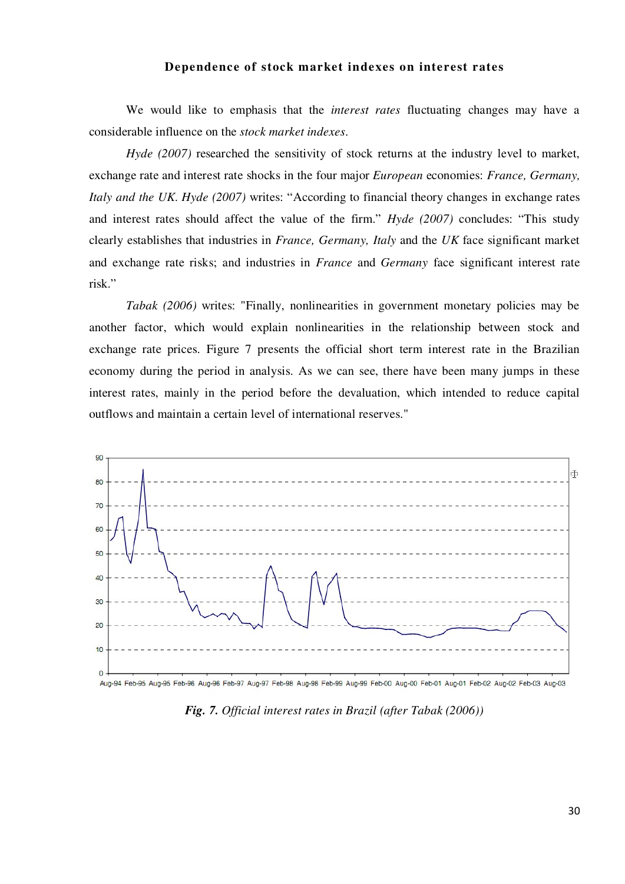### Dependence of stock market indexes on interest rates

We would like to emphasis that the *interest rates* fluctuating changes may have a considerable influence on the *stock market indexes*.

*Hyde (2007)* researched the sensitivity of stock returns at the industry level to market, exchange rate and interest rate shocks in the four major *European* economies: *France, Germany, Italy and the UK. Hyde (2007)* writes: "According to financial theory changes in exchange rates and interest rates should affect the value of the firm." *Hyde (2007)* concludes: "This study clearly establishes that industries in *France, Germany, Italy* and the *UK* face significant market and exchange rate risks; and industries in *France* and *Germany* face significant interest rate risk."

*Tabak (2006)* writes: "Finally, nonlinearities in government monetary policies may be another factor, which would explain nonlinearities in the relationship between stock and exchange rate prices. Figure 7 presents the official short term interest rate in the Brazilian economy during the period in analysis. As we can see, there have been many jumps in these interest rates, mainly in the period before the devaluation, which intended to reduce capital outflows and maintain a certain level of international reserves."

***Fig. 7.*** *Official interest rates in Brazil (after Tabak (2006))*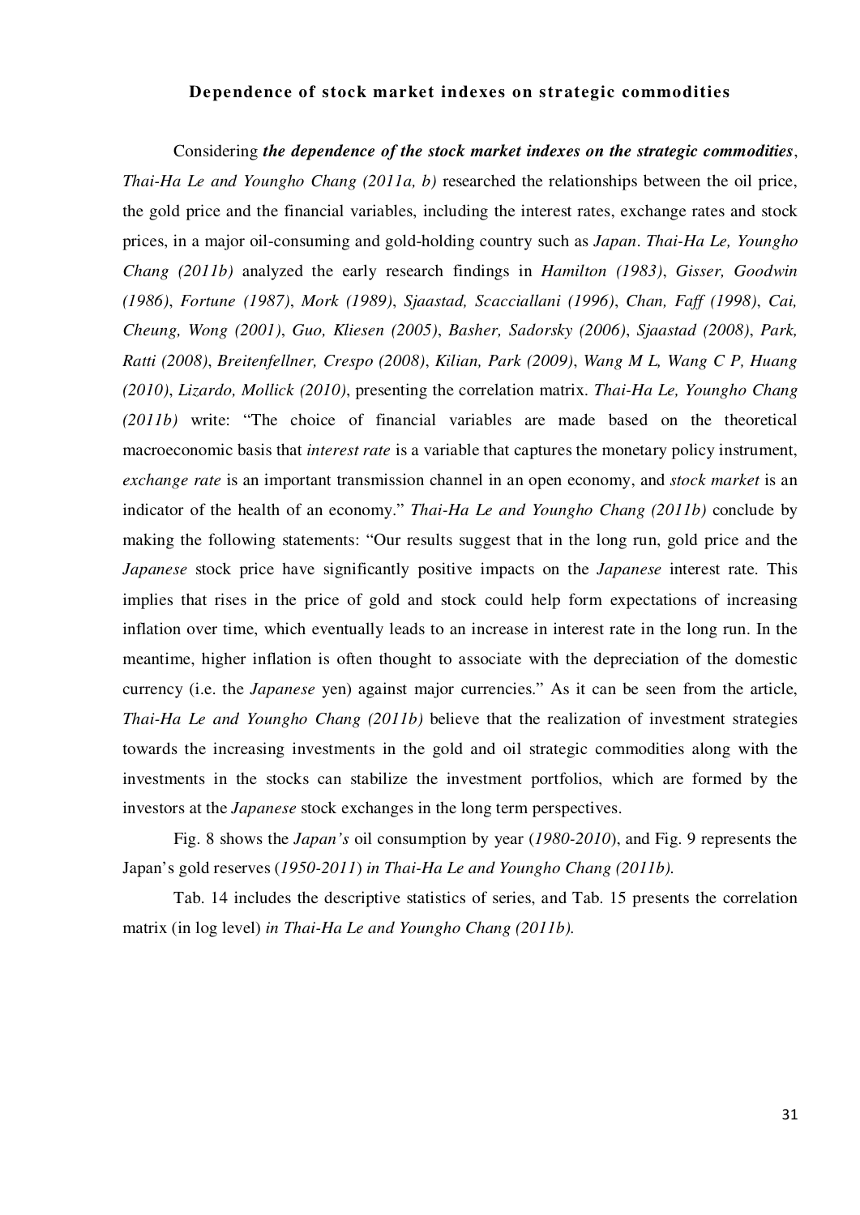### Dependence of stock market indexes on strategic commodities

Considering ***the dependence of the stock market indexes on the strategic commodities***, *Thai-Ha Le and Youngho Chang (2011a, b)* researched the relationships between the oil price, the gold price and the financial variables, including the interest rates, exchange rates and stock prices, in a major oil-consuming and gold-holding country such as *Japan*. *Thai-Ha Le, Youngho Chang (2011b)* analyzed the early research findings in *Hamilton (1983)*, *Gisser, Goodwin (1986)*, *Fortune (1987)*, *Mork (1989)*, *Sjaastad, Scacciallani (1996)*, *Chan, Faff (1998)*, *Cai, Cheung, Wong (2001)*, *Guo, Kliesen (2005)*, *Basher, Sadorsky (2006)*, *Sjaastad (2008)*, *Park, Ratti (2008)*, *Breitenfellner, Crespo (2008)*, *Kilian, Park (2009)*, *Wang M L, Wang C P, Huang (2010)*, *Lizardo, Mollick (2010)*, presenting the correlation matrix. *Thai-Ha Le, Youngho Chang (2011b)* write: "The choice of financial variables are made based on the theoretical macroeconomic basis that *interest rate* is a variable that captures the monetary policy instrument, *exchange rate* is an important transmission channel in an open economy, and *stock market* is an indicator of the health of an economy." *Thai-Ha Le and Youngho Chang (2011b)* conclude by making the following statements: "Our results suggest that in the long run, gold price and the *Japanese* stock price have significantly positive impacts on the *Japanese* interest rate. This implies that rises in the price of gold and stock could help form expectations of increasing inflation over time, which eventually leads to an increase in interest rate in the long run. In the meantime, higher inflation is often thought to associate with the depreciation of the domestic currency (i.e. the *Japanese* yen) against major currencies." As it can be seen from the article, *Thai-Ha Le and Youngho Chang (2011b)* believe that the realization of investment strategies towards the increasing investments in the gold and oil strategic commodities along with the investments in the stocks can stabilize the investment portfolios, which are formed by the investors at the *Japanese* stock exchanges in the long term perspectives.

Fig. 8 shows the *Japan's* oil consumption by year (*1980-2010*), and Fig. 9 represents the Japan's gold reserves (*1950-2011*) *in Thai-Ha Le and Youngho Chang (2011b).*

Tab. 14 includes the descriptive statistics of series, and Tab. 15 presents the correlation matrix (in log level) *in Thai-Ha Le and Youngho Chang (2011b).*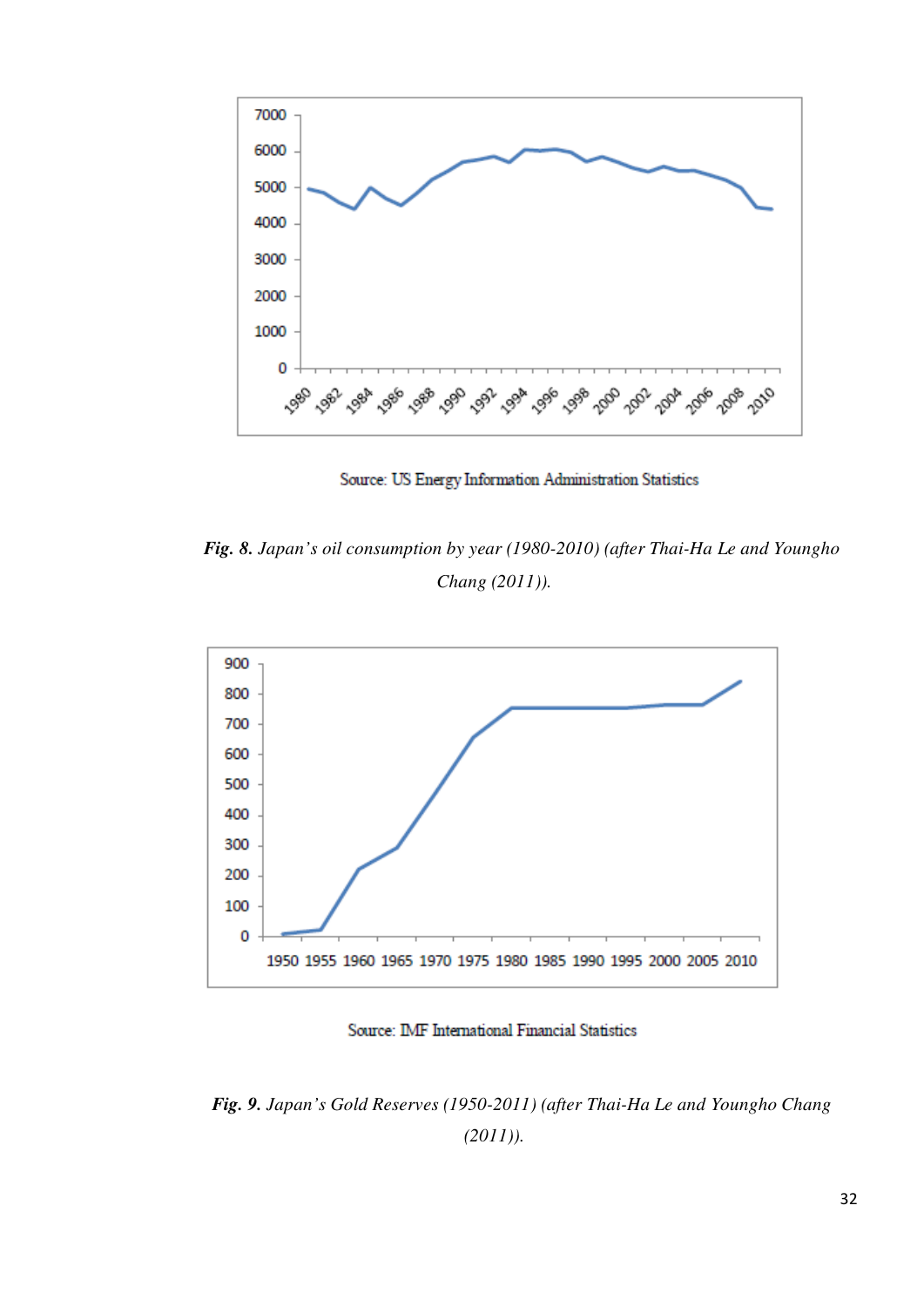Source: US Energy Information Administration Statistics

***Fig. 8.*** *Japan's oil consumption by year (1980-2010) (after Thai-Ha Le and Youngho Chang (2011)).*

Source: IMF International Financial Statistics

***Fig. 9.*** *Japan's Gold Reserves (1950-2011) (after Thai-Ha Le and Youngho Chang (2011)).*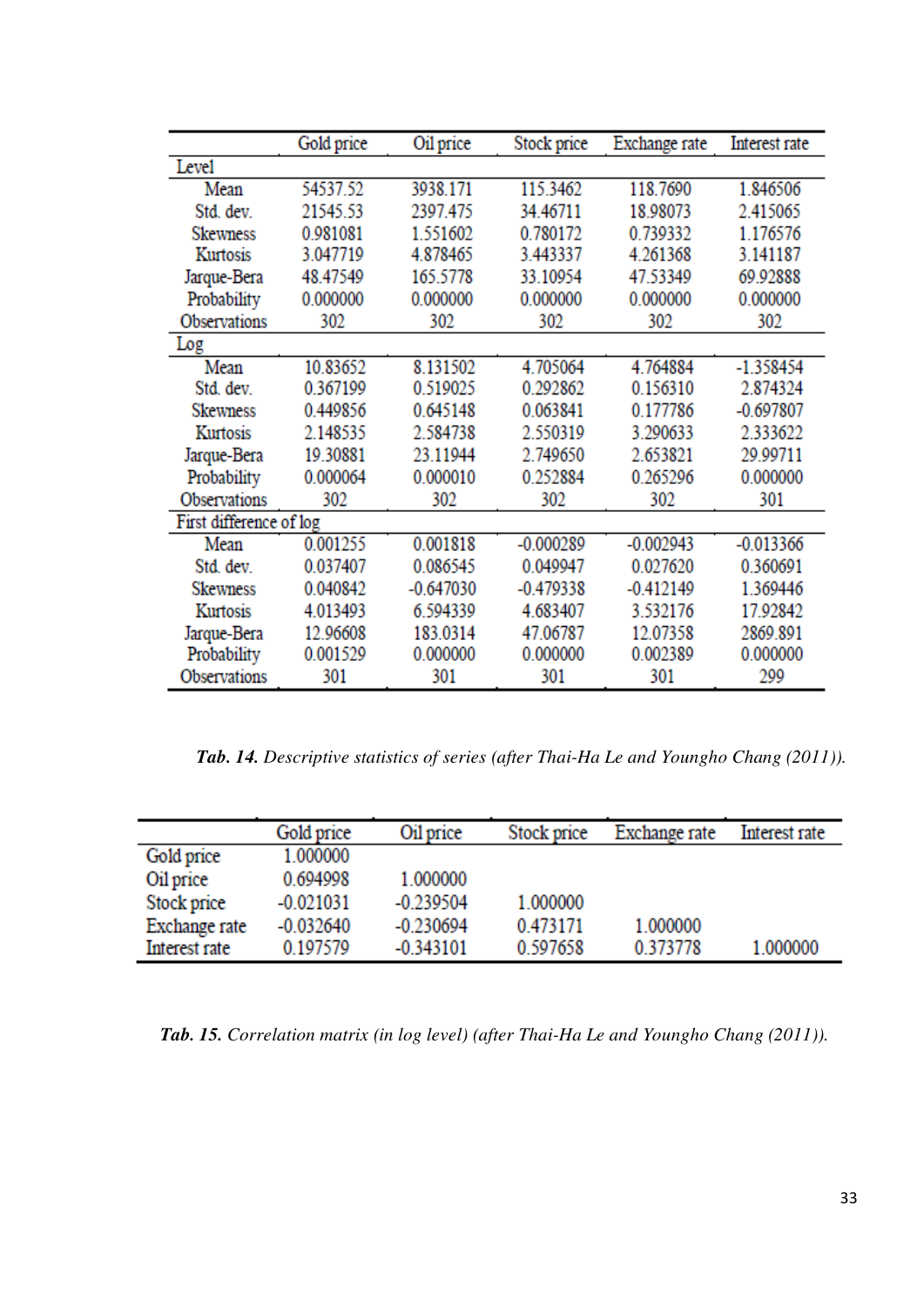| | Gold price | Oil price | Stock price | Exchange rate | Interest rate |
|---|---|---|---|---|---|
| Level | | | | | |
| Mean | 54537.52 | 3938.171 | 115.3462 | 118.7690 | 1.846506 |
| Std. dev. | 21545.53 | 2397.475 | 34.46711 | 18.98073 | 2.415065 |
| Skewness | 0.981081 | 1.551602 | 0.780172 | 0.739332 | 1.176576 |
| Kurtosis | 3.047719 | 4.878465 | 3.443337 | 4.261368 | 3.141187 |
| Jarque-Bera | 48.47549 | 165.5778 | 33.10954 | 47.53349 | 69.92888 |
| Probability | 0.000000 | 0.000000 | 0.000000 | 0.000000 | 0.000000 |
| Observations | 302 | 302 | 302 | 302 | 302 |
| Log | | | | | |
| Mean | 10.83652 | 8.131502 | 4.705064 | 4.764884 | -1.358454 |
| Std. dev. | 0.367199 | 0.519025 | 0.292862 | 0.156310 | 2.874324 |
| Skewness | 0.449856 | 0.645148 | 0.063841 | 0.177786 | -0.697807 |
| Kurtosis | 2.148535 | 2.584738 | 2.550319 | 3.290633 | 2.333622 |
| Jarque-Bera | 19.30881 | 23.11944 | 2.749650 | 2.653821 | 29.99711 |
| Probability | 0.000064 | 0.000010 | 0.252884 | 0.265296 | 0.000000 |
| Observations | 302 | 302 | 302 | 302 | 301 |
| First difference of log | | | | | |
| Mean | 0.001255 | 0.001818 | -0.000289 | -0.002943 | -0.013366 |
| Std. dev. | 0.037407 | 0.086545 | 0.049947 | 0.027620 | 0.360691 |
| Skewness | 0.040842 | -0.647030 | -0.479338 | -0.412149 | 1.369446 |
| Kurtosis | 4.013493 | 6.594339 | 4.683407 | 3.532176 | 17.92842 |
| Jarque-Bera | 12.96608 | 183.0314 | 47.06787 | 12.07358 | 2869.891 |
| Probability | 0.001529 | 0.000000 | 0.000000 | 0.002389 | 0.000000 |
| Observations | 301 | 301 | 301 | 301 | 299 |

***Tab. 14.*** *Descriptive statistics of series (after Thai-Ha Le and Youngho Chang (2011)).*

| | Gold price | Oil price | Stock price | Exchange rate | Interest rate |
|---|---|---|---|---|---|
| Gold price | 1.000000 | | | | |
| Oil price | 0.694998 | 1.000000 | | | |
| Stock price | -0.021031 | -0.239504 | 1.000000 | | |
| Exchange rate | -0.032640 | -0.230694 | 0.473171 | 1.000000 | |
| Interest rate | 0.197579 | -0.343101 | 0.597658 | 0.373778 | 1.000000 |

***Tab. 15.*** *Correlation matrix (in log level) (after Thai-Ha Le and Youngho Chang (2011)).*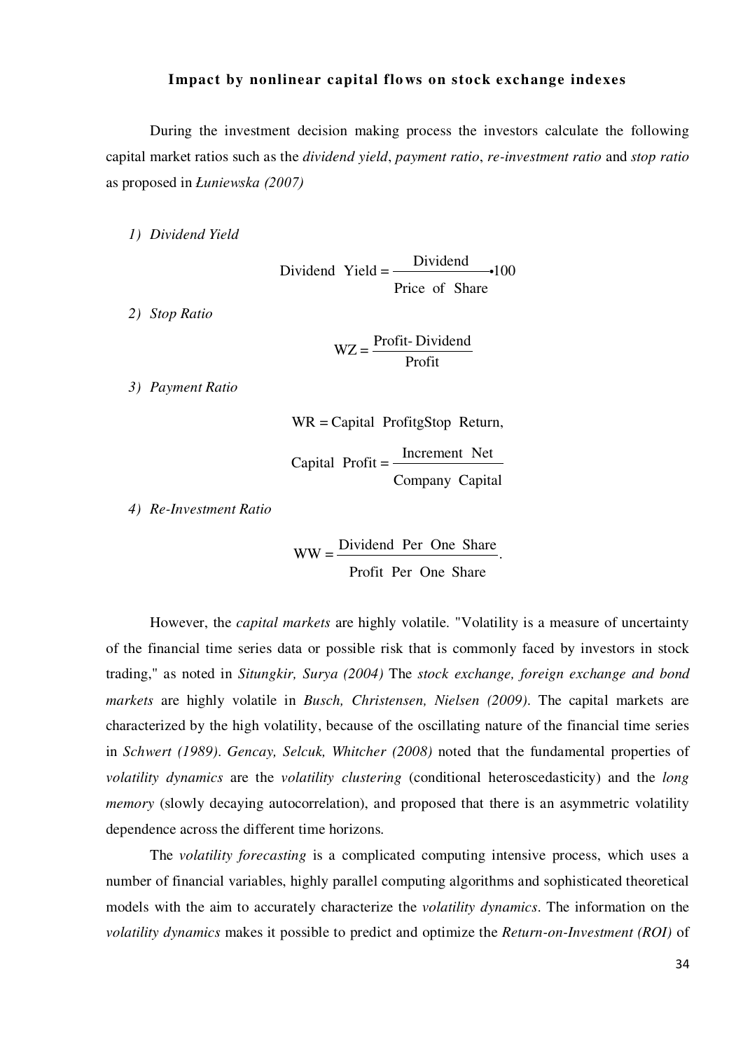### Impact by nonlinear capital flows on stock exchange indexes

During the investment decision making process the investors calculate the following capital market ratios such as the *dividend yield*, *payment ratio*, *re-investment ratio* and *stop ratio* as proposed in *Łuniewska (2007)*

1) *Dividend Yield*

$$\text{Dividend Yield} = \frac{\text{Dividend}}{\text{Price of Share}} \bullet 100$$

2) *Stop Ratio*

$$\text{WZ} = \frac{\text{Profit- Dividend}}{\text{Profit}}$$

3) *Payment Ratio*

$$\text{WR} = \text{Capital ProfitgStop Return},$$

$$\text{Capital Profit} = \frac{\text{Increment Net}}{\text{Company Capital}}$$

4) *Re-Investment Ratio*

$$\text{WW} = \frac{\text{Dividend Per One Share}}{\text{Profit Per One Share}}.$$

However, the *capital markets* are highly volatile. "Volatility is a measure of uncertainty of the financial time series data or possible risk that is commonly faced by investors in stock trading," as noted in *Situngkir, Surya (2004)* The *stock exchange, foreign exchange and bond markets* are highly volatile in *Busch, Christensen, Nielsen (2009)*. The capital markets are characterized by the high volatility, because of the oscillating nature of the financial time series in *Schwert (1989)*. *Gencay, Selcuk, Whitcher (2008)* noted that the fundamental properties of *volatility dynamics* are the *volatility clustering* (conditional heteroscedasticity) and the *long memory* (slowly decaying autocorrelation), and proposed that there is an asymmetric volatility dependence across the different time horizons.

The *volatility forecasting* is a complicated computing intensive process, which uses a number of financial variables, highly parallel computing algorithms and sophisticated theoretical models with the aim to accurately characterize the *volatility dynamics*. The information on the *volatility dynamics* makes it possible to predict and optimize the *Return-on-Investment (ROI)* of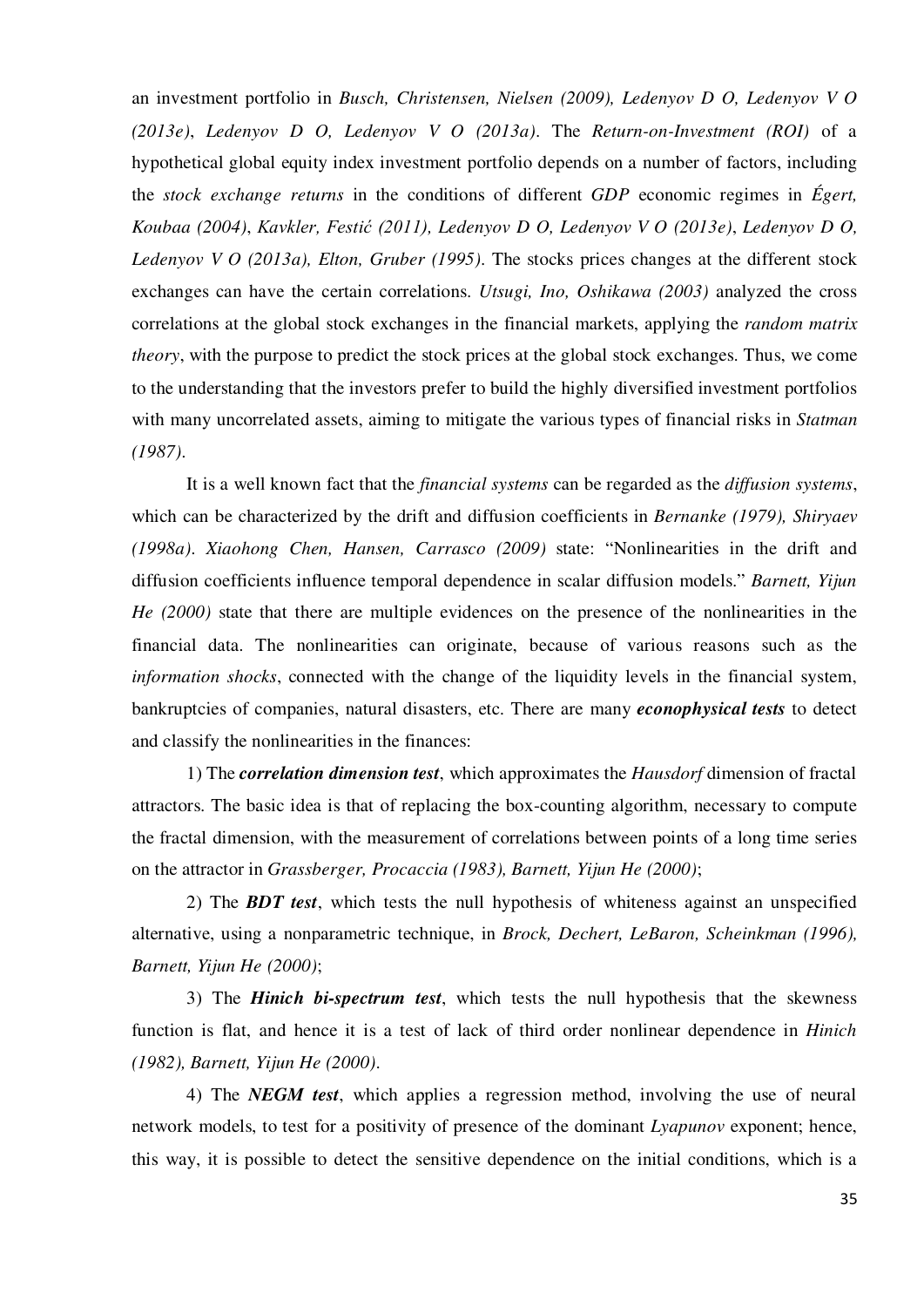an investment portfolio in *Busch, Christensen, Nielsen (2009), Ledenyov D O, Ledenyov V O (2013e)*, *Ledenyov D O, Ledenyov V O (2013a)*. The *Return-on-Investment (ROI)* of a hypothetical global equity index investment portfolio depends on a number of factors, including the *stock exchange returns* in the conditions of different *GDP* economic regimes in *Égert, Koubaa (2004)*, *Kavkler, Festić (2011), Ledenyov D O, Ledenyov V O (2013e)*, *Ledenyov D O, Ledenyov V O (2013a), Elton, Gruber (1995)*. The stocks prices changes at the different stock exchanges can have the certain correlations. *Utsugi, Ino, Oshikawa (2003)* analyzed the cross correlations at the global stock exchanges in the financial markets, applying the *random matrix theory*, with the purpose to predict the stock prices at the global stock exchanges. Thus, we come to the understanding that the investors prefer to build the highly diversified investment portfolios with many uncorrelated assets, aiming to mitigate the various types of financial risks in *Statman (1987)*.

It is a well known fact that the *financial systems* can be regarded as the *diffusion systems*, which can be characterized by the drift and diffusion coefficients in *Bernanke (1979), Shiryaev (1998a)*. *Xiaohong Chen, Hansen, Carrasco (2009)* state: "Nonlinearities in the drift and diffusion coefficients influence temporal dependence in scalar diffusion models." *Barnett, Yijun He (2000)* state that there are multiple evidences on the presence of the nonlinearities in the financial data. The nonlinearities can originate, because of various reasons such as the *information shocks*, connected with the change of the liquidity levels in the financial system, bankruptcies of companies, natural disasters, etc. There are many ***econophysical tests*** to detect and classify the nonlinearities in the finances:

1) The ***correlation dimension test***, which approximates the *Hausdorf* dimension of fractal attractors. The basic idea is that of replacing the box-counting algorithm, necessary to compute the fractal dimension, with the measurement of correlations between points of a long time series on the attractor in *Grassberger, Procaccia (1983), Barnett, Yijun He (2000)*;

2) The ***BDT test***, which tests the null hypothesis of whiteness against an unspecified alternative, using a nonparametric technique, in *Brock, Dechert, LeBaron, Scheinkman (1996), Barnett, Yijun He (2000)*;

3) The ***Hinich bi-spectrum test***, which tests the null hypothesis that the skewness function is flat, and hence it is a test of lack of third order nonlinear dependence in *Hinich (1982), Barnett, Yijun He (2000)*.

4) The ***NEGM test***, which applies a regression method, involving the use of neural network models, to test for a positivity of presence of the dominant *Lyapunov* exponent; hence, this way, it is possible to detect the sensitive dependence on the initial conditions, which is a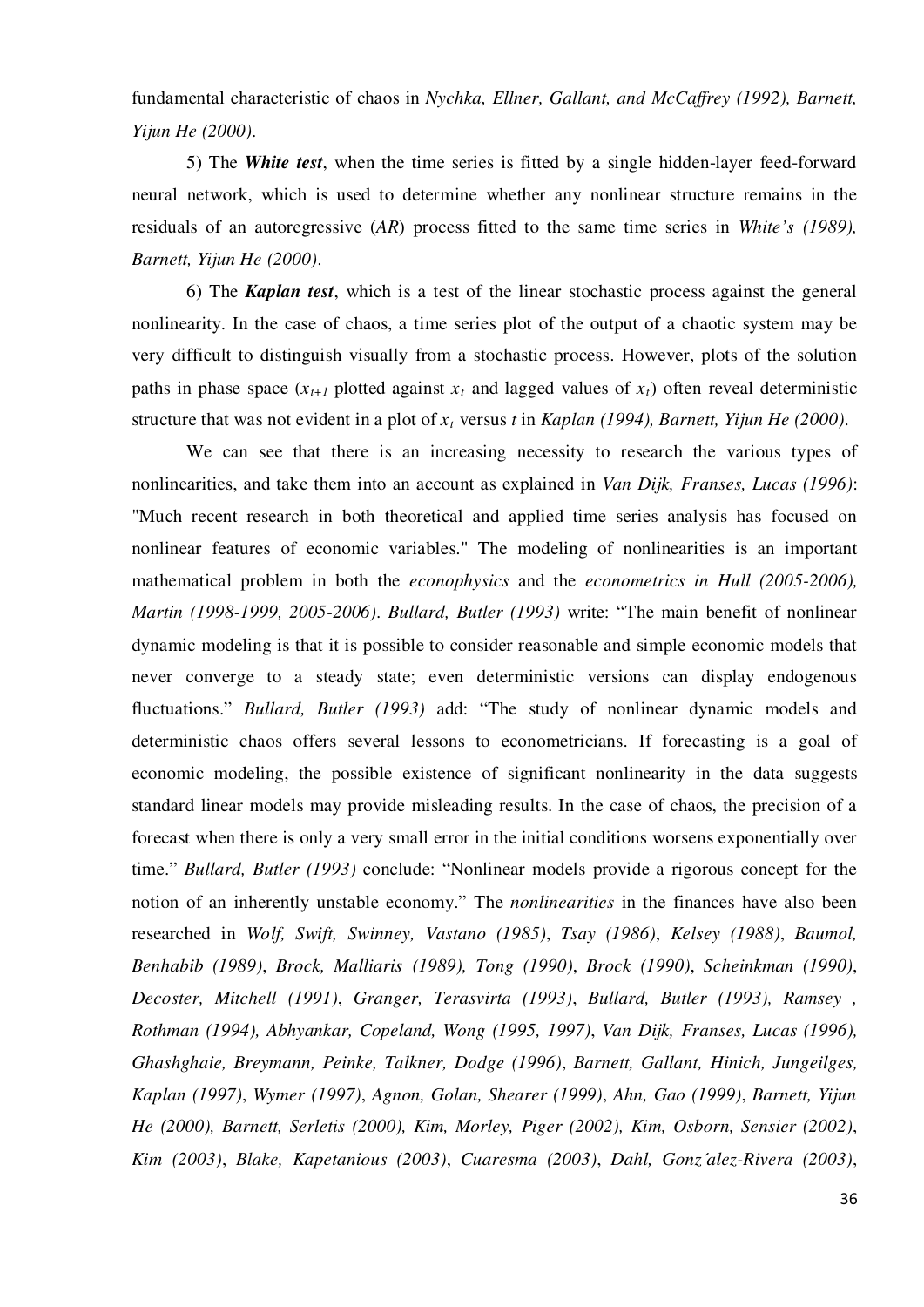fundamental characteristic of chaos in *Nychka, Ellner, Gallant, and McCaffrey (1992), Barnett, Yijun He (2000)*.

5) The ***White test***, when the time series is fitted by a single hidden-layer feed-forward neural network, which is used to determine whether any nonlinear structure remains in the residuals of an autoregressive (*AR*) process fitted to the same time series in *White's (1989), Barnett, Yijun He (2000)*.

6) The ***Kaplan test***, which is a test of the linear stochastic process against the general nonlinearity. In the case of chaos, a time series plot of the output of a chaotic system may be very difficult to distinguish visually from a stochastic process. However, plots of the solution paths in phase space ($x_{t+1}$ plotted against $x_t$ and lagged values of $x_t$) often reveal deterministic structure that was not evident in a plot of $x_t$ versus $t$ in *Kaplan (1994), Barnett, Yijun He (2000)*.

We can see that there is an increasing necessity to research the various types of nonlinearities, and take them into an account as explained in *Van Dijk, Franses, Lucas (1996)*: "Much recent research in both theoretical and applied time series analysis has focused on nonlinear features of economic variables." The modeling of nonlinearities is an important mathematical problem in both the *econophysics* and the *econometrics in Hull (2005-2006), Martin (1998-1999, 2005-2006)*. *Bullard, Butler (1993)* write: "The main benefit of nonlinear dynamic modeling is that it is possible to consider reasonable and simple economic models that never converge to a steady state; even deterministic versions can display endogenous fluctuations." *Bullard, Butler (1993)* add: "The study of nonlinear dynamic models and deterministic chaos offers several lessons to econometricians. If forecasting is a goal of economic modeling, the possible existence of significant nonlinearity in the data suggests standard linear models may provide misleading results. In the case of chaos, the precision of a forecast when there is only a very small error in the initial conditions worsens exponentially over time." *Bullard, Butler (1993)* conclude: "Nonlinear models provide a rigorous concept for the notion of an inherently unstable economy." The *nonlinearities* in the finances have also been researched in *Wolf, Swift, Swinney, Vastano (1985)*, *Tsay (1986)*, *Kelsey (1988)*, *Baumol, Benhabib (1989)*, *Brock, Malliaris (1989), Tong (1990)*, *Brock (1990)*, *Scheinkman (1990)*, *Decoster, Mitchell (1991)*, *Granger, Terasvirta (1993)*, *Bullard, Butler (1993), Ramsey , Rothman (1994), Abhyankar, Copeland, Wong (1995, 1997)*, *Van Dijk, Franses, Lucas (1996), Ghashghaie, Breymann, Peinke, Talkner, Dodge (1996)*, *Barnett, Gallant, Hinich, Jungeilges, Kaplan (1997)*, *Wymer (1997)*, *Agnon, Golan, Shearer (1999)*, *Ahn, Gao (1999)*, *Barnett, Yijun He (2000), Barnett, Serletis (2000), Kim, Morley, Piger (2002), Kim, Osborn, Sensier (2002)*, *Kim (2003)*, *Blake, Kapetanious (2003)*, *Cuaresma (2003)*, *Dahl, Gonz´alez-Rivera (2003)*,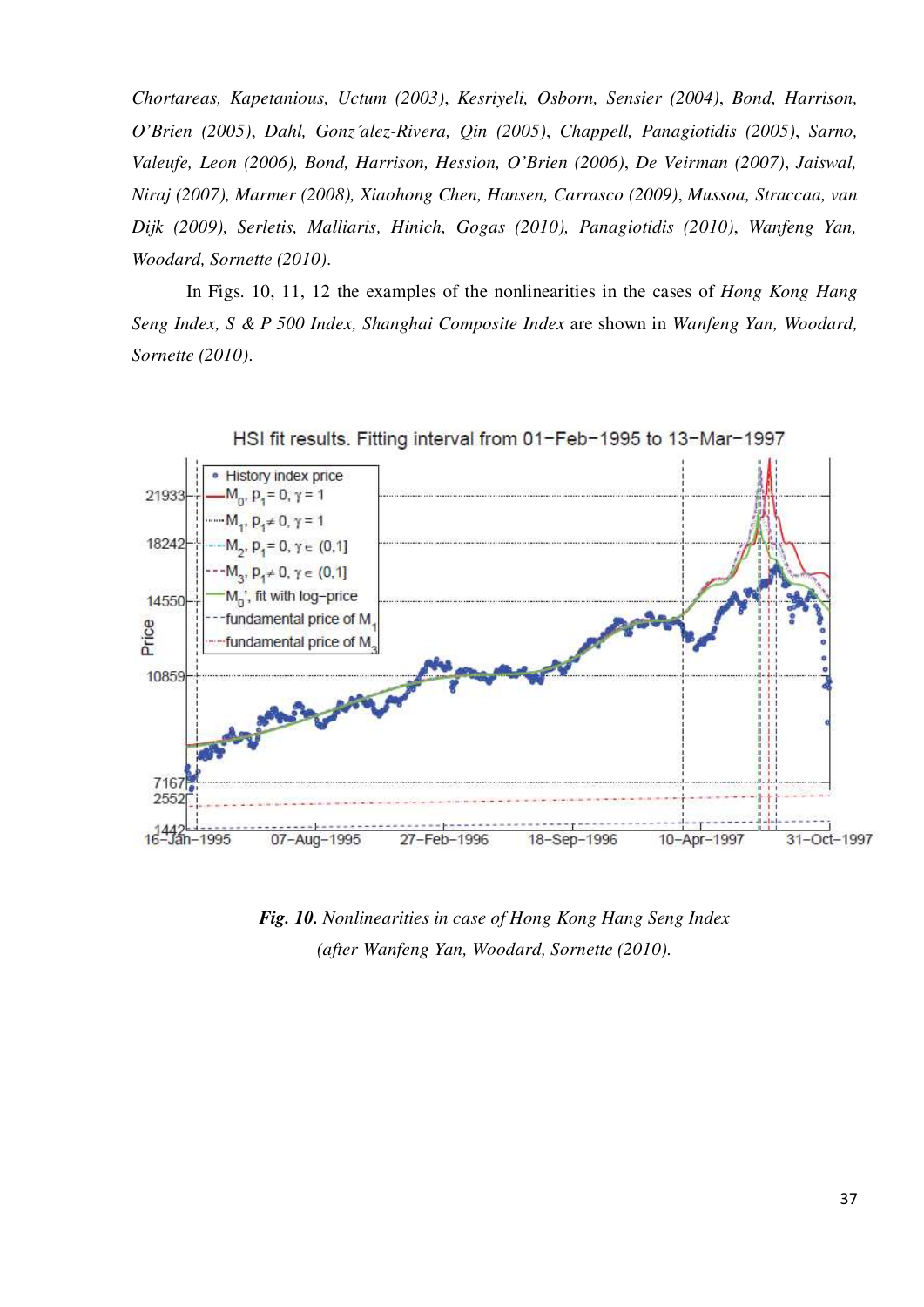*Chortareas, Kapetanious, Uctum (2003)*, *Kesriyeli, Osborn, Sensier (2004)*, *Bond, Harrison, O'Brien (2005)*, *Dahl, Gonz´alez-Rivera, Qin (2005)*, *Chappell, Panagiotidis (2005)*, *Sarno, Valeufe, Leon (2006), Bond, Harrison, Hession, O'Brien (2006)*, *De Veirman (2007)*, *Jaiswal, Niraj (2007), Marmer (2008), Xiaohong Chen, Hansen, Carrasco (2009)*, *Mussoa, Straccaa, van Dijk (2009), Serletis, Malliaris, Hinich, Gogas (2010), Panagiotidis (2010)*, *Wanfeng Yan, Woodard, Sornette (2010).*

In Figs. 10, 11, 12 the examples of the nonlinearities in the cases of *Hong Kong Hang Seng Index, S & P 500 Index, Shanghai Composite Index* are shown in *Wanfeng Yan, Woodard, Sornette (2010).*

***Fig. 10.*** *Nonlinearities in case of Hong Kong Hang Seng Index (after Wanfeng Yan, Woodard, Sornette (2010).*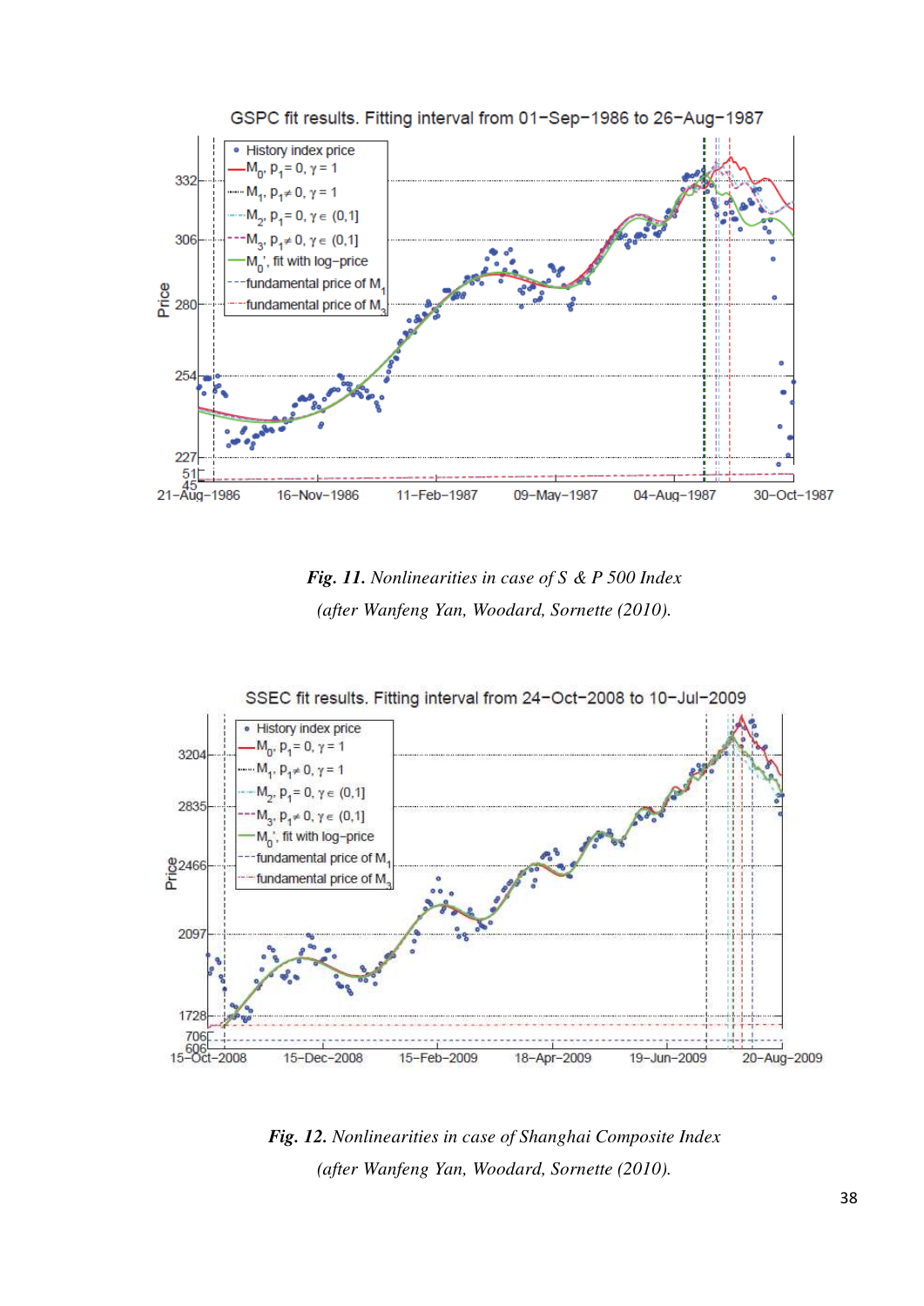*Fig. 11. Nonlinearities in case of S & P 500 Index*

*(after Wanfeng Yan, Woodard, Sornette (2010).*

*Fig. 12. Nonlinearities in case of Shanghai Composite Index*

*(after Wanfeng Yan, Woodard, Sornette (2010).*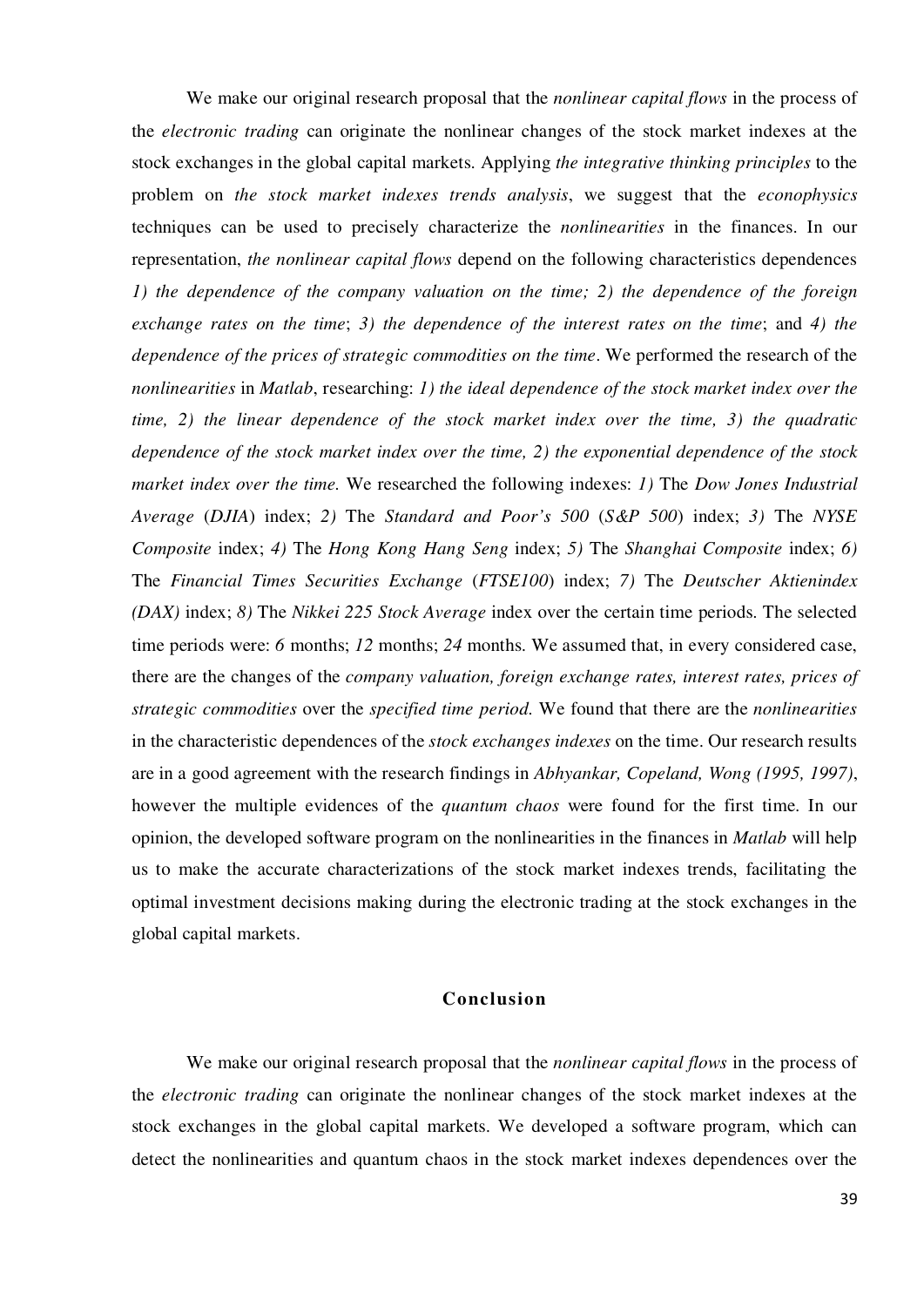We make our original research proposal that the *nonlinear capital flows* in the process of the *electronic trading* can originate the nonlinear changes of the stock market indexes at the stock exchanges in the global capital markets. Applying *the integrative thinking principles* to the problem on *the stock market indexes trends analysis*, we suggest that the *econophysics* techniques can be used to precisely characterize the *nonlinearities* in the finances. In our representation, *the nonlinear capital flows* depend on the following characteristics dependences *1) the dependence of the company valuation on the time; 2) the dependence of the foreign exchange rates on the time*; *3) the dependence of the interest rates on the time*; and *4) the dependence of the prices of strategic commodities on the time*. We performed the research of the *nonlinearities* in *Matlab*, researching: *1) the ideal dependence of the stock market index over the time, 2) the linear dependence of the stock market index over the time, 3) the quadratic dependence of the stock market index over the time, 2) the exponential dependence of the stock market index over the time.* We researched the following indexes: *1)* The *Dow Jones Industrial Average* (*DJIA*) index; *2)* The *Standard and Poor's 500* (*S&P 500*) index; *3)* The *NYSE Composite* index; *4)* The *Hong Kong Hang Seng* index; *5)* The *Shanghai Composite* index; *6)* The *Financial Times Securities Exchange* (*FTSE100*) index; *7)* The *Deutscher Aktienindex (DAX)* index; *8)* The *Nikkei 225 Stock Average* index over the certain time periods. The selected time periods were: *6* months; *12* months; *24* months. We assumed that, in every considered case, there are the changes of the *company valuation, foreign exchange rates, interest rates, prices of strategic commodities* over the *specified time period.* We found that there are the *nonlinearities* in the characteristic dependences of the *stock exchanges indexes* on the time. Our research results are in a good agreement with the research findings in *Abhyankar, Copeland, Wong (1995, 1997)*, however the multiple evidences of the *quantum chaos* were found for the first time. In our opinion, the developed software program on the nonlinearities in the finances in *Matlab* will help us to make the accurate characterizations of the stock market indexes trends, facilitating the optimal investment decisions making during the electronic trading at the stock exchanges in the global capital markets.

## Conclusion

We make our original research proposal that the *nonlinear capital flows* in the process of the *electronic trading* can originate the nonlinear changes of the stock market indexes at the stock exchanges in the global capital markets. We developed a software program, which can detect the nonlinearities and quantum chaos in the stock market indexes dependences over the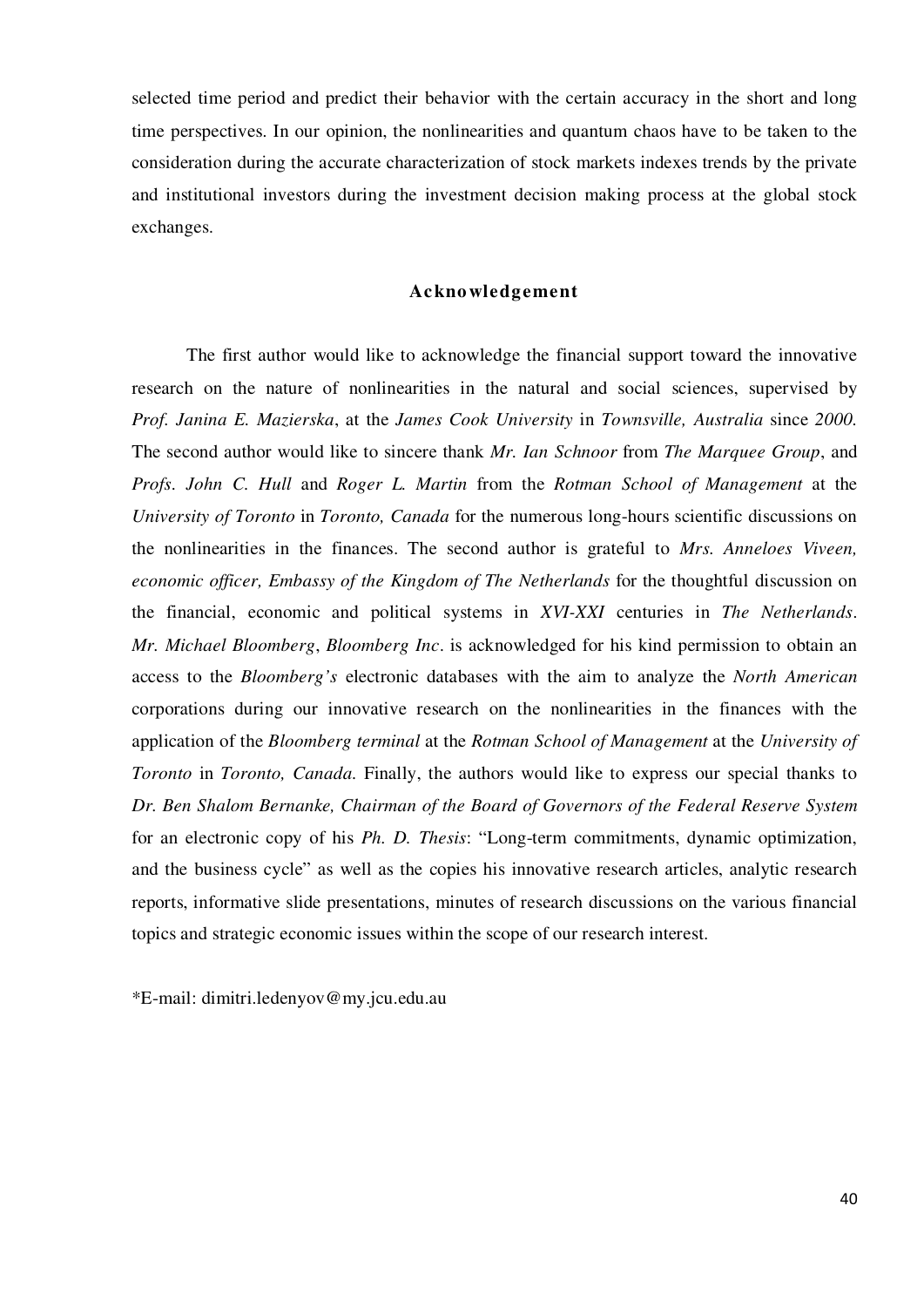selected time period and predict their behavior with the certain accuracy in the short and long time perspectives. In our opinion, the nonlinearities and quantum chaos have to be taken to the consideration during the accurate characterization of stock markets indexes trends by the private and institutional investors during the investment decision making process at the global stock exchanges.

## Acknowledgement

The first author would like to acknowledge the financial support toward the innovative research on the nature of nonlinearities in the natural and social sciences, supervised by *Prof. Janina E. Mazierska*, at the *James Cook University* in *Townsville, Australia* since *2000.* The second author would like to sincere thank *Mr. Ian Schnoor* from *The Marquee Group*, and *Profs. John C. Hull* and *Roger L. Martin* from the *Rotman School of Management* at the *University of Toronto* in *Toronto, Canada* for the numerous long-hours scientific discussions on the nonlinearities in the finances. The second author is grateful to *Mrs. Anneloes Viveen, economic officer, Embassy of the Kingdom of The Netherlands* for the thoughtful discussion on the financial, economic and political systems in *XVI-XXI* centuries in *The Netherlands*. *Mr. Michael Bloomberg*, *Bloomberg Inc*. is acknowledged for his kind permission to obtain an access to the *Bloomberg's* electronic databases with the aim to analyze the *North American* corporations during our innovative research on the nonlinearities in the finances with the application of the *Bloomberg terminal* at the *Rotman School of Management* at the *University of Toronto* in *Toronto, Canada.* Finally, the authors would like to express our special thanks to *Dr. Ben Shalom Bernanke, Chairman of the Board of Governors of the Federal Reserve System* for an electronic copy of his *Ph. D. Thesis*: "Long-term commitments, dynamic optimization, and the business cycle" as well as the copies his innovative research articles, analytic research reports, informative slide presentations, minutes of research discussions on the various financial topics and strategic economic issues within the scope of our research interest.

*E-mail: dimitri.ledenyov@my.jcu.edu.au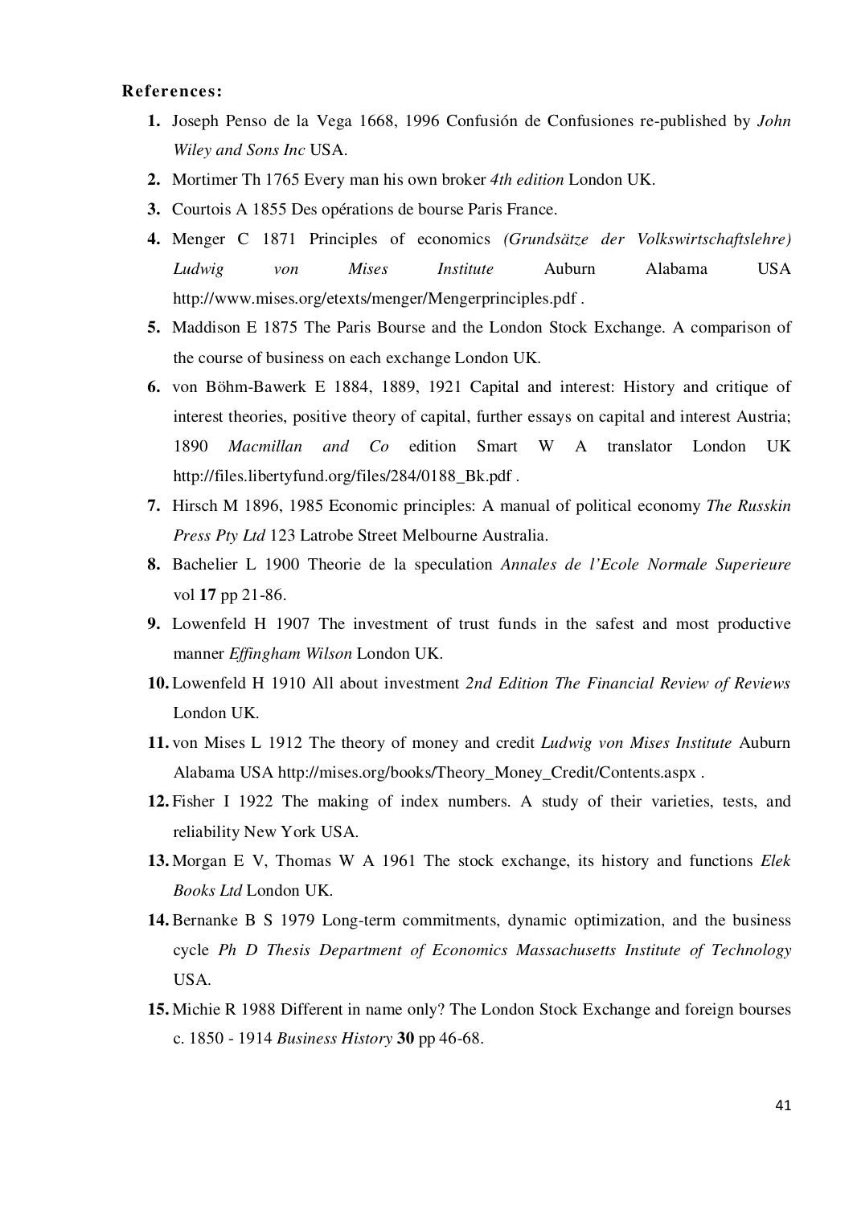**References:**

1. Joseph Penso de la Vega 1668, 1996 Confusión de Confusiones re-published by *John Wiley and Sons Inc* USA.
2. Mortimer Th 1765 Every man his own broker *4th edition* London UK.
3. Courtois A 1855 Des opérations de bourse Paris France.
4. Menger C 1871 Principles of economics *(Grundsätze der Volkswirtschaftslehre) Ludwig von Mises Institute* Auburn Alabama USA http://www.mises.org/etexts/menger/Mengerprinciples.pdf .
5. Maddison E 1875 The Paris Bourse and the London Stock Exchange. A comparison of the course of business on each exchange London UK.
6. von Böhm-Bawerk E 1884, 1889, 1921 Capital and interest: History and critique of interest theories, positive theory of capital, further essays on capital and interest Austria; 1890 *Macmillan and Co* edition Smart W A translator London UK http://files.libertyfund.org/files/284/0188_Bk.pdf .
7. Hirsch M 1896, 1985 Economic principles: A manual of political economy *The Russkin Press Pty Ltd* 123 Latrobe Street Melbourne Australia.
8. Bachelier L 1900 Theorie de la speculation *Annales de l'Ecole Normale Superieure* vol **17** pp 21-86.
9. Lowenfeld H 1907 The investment of trust funds in the safest and most productive manner *Effingham Wilson* London UK.
10. Lowenfeld H 1910 All about investment *2nd Edition The Financial Review of Reviews* London UK.
11. von Mises L 1912 The theory of money and credit *Ludwig von Mises Institute* Auburn Alabama USA http://mises.org/books/Theory_Money_Credit/Contents.aspx .
12. Fisher I 1922 The making of index numbers. A study of their varieties, tests, and reliability New York USA.
13. Morgan E V, Thomas W A 1961 The stock exchange, its history and functions *Elek Books Ltd* London UK.
14. Bernanke B S 1979 Long-term commitments, dynamic optimization, and the business cycle *Ph D Thesis Department of Economics Massachusetts Institute of Technology* USA.
15. Michie R 1988 Different in name only? The London Stock Exchange and foreign bourses c. 1850 - 1914 *Business History* **30** pp 46-68.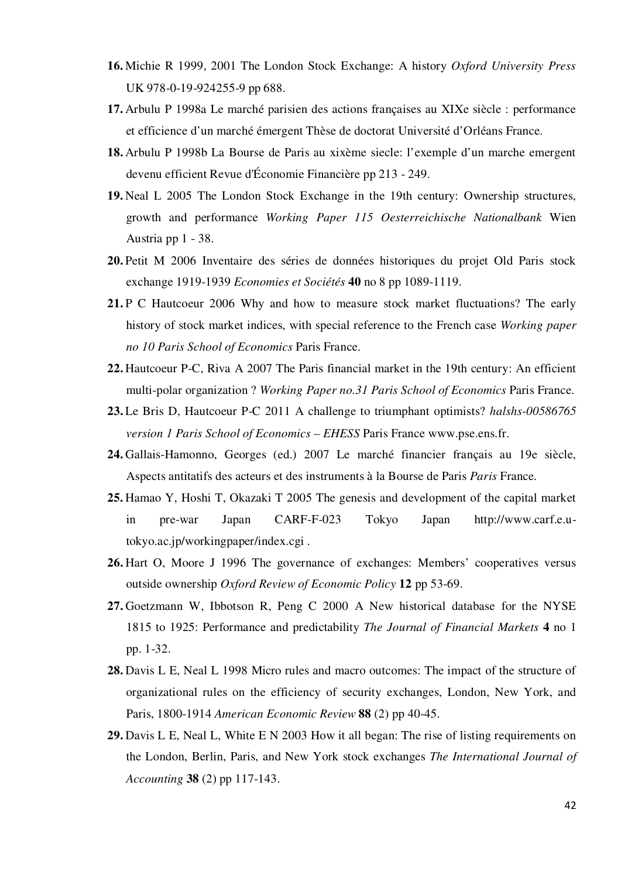16. Michie R 1999, 2001 The London Stock Exchange: A history *Oxford University Press* UK 978-0-19-924255-9 pp 688.
17. Arbulu P 1998a Le marché parisien des actions françaises au XIXe siècle : performance et efficience d'un marché émergent Thèse de doctorat Université d'Orléans France.
18. Arbulu P 1998b La Bourse de Paris au xixème siecle: l'exemple d'un marche emergent devenu efficient Revue d'Économie Financière pp 213 - 249.
19. Neal L 2005 The London Stock Exchange in the 19th century: Ownership structures, growth and performance *Working Paper 115 Oesterreichische Nationalbank* Wien Austria pp 1 - 38.
20. Petit M 2006 Inventaire des séries de données historiques du projet Old Paris stock exchange 1919-1939 *Economies et Sociétés* **40** no 8 pp 1089-1119.
21. P C Hautcoeur 2006 Why and how to measure stock market fluctuations? The early history of stock market indices, with special reference to the French case *Working paper no 10 Paris School of Economics* Paris France.
22. Hautcoeur P-C, Riva A 2007 The Paris financial market in the 19th century: An efficient multi-polar organization ? *Working Paper no.31 Paris School of Economics* Paris France.
23. Le Bris D, Hautcoeur P-C 2011 A challenge to triumphant optimists? *halshs-00586765 version 1 Paris School of Economics – EHESS* Paris France www.pse.ens.fr.
24. Gallais-Hamonno, Georges (ed.) 2007 Le marché financier français au 19e siècle, Aspects antitatifs des acteurs et des instruments à la Bourse de Paris *Paris* France.
25. Hamao Y, Hoshi T, Okazaki T 2005 The genesis and development of the capital market in pre-war Japan CARF-F-023 Tokyo Japan http://www.carf.e.u-tokyo.ac.jp/workingpaper/index.cgi .
26. Hart O, Moore J 1996 The governance of exchanges: Members' cooperatives versus outside ownership *Oxford Review of Economic Policy* **12** pp 53-69.
27. Goetzmann W, Ibbotson R, Peng C 2000 A New historical database for the NYSE 1815 to 1925: Performance and predictability *The Journal of Financial Markets* **4** no 1 pp. 1-32.
28. Davis L E, Neal L 1998 Micro rules and macro outcomes: The impact of the structure of organizational rules on the efficiency of security exchanges, London, New York, and Paris, 1800-1914 *American Economic Review* **88** (2) pp 40-45.
29. Davis L E, Neal L, White E N 2003 How it all began: The rise of listing requirements on the London, Berlin, Paris, and New York stock exchanges *The International Journal of Accounting* **38** (2) pp 117-143.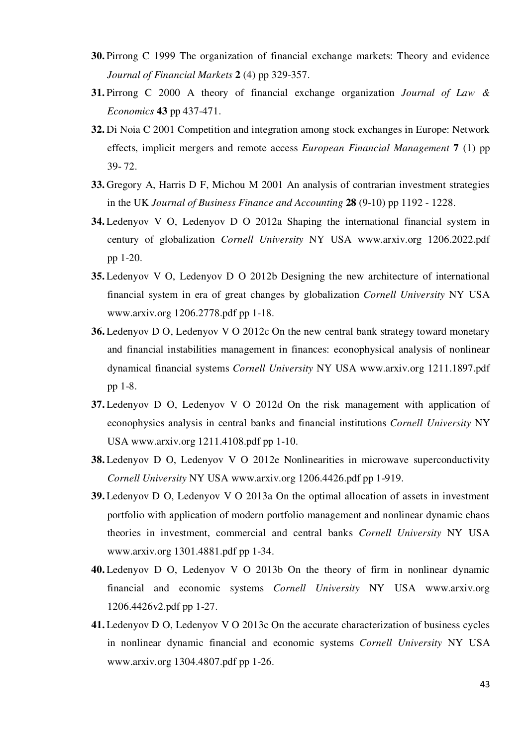**30.** Pirrong C 1999 The organization of financial exchange markets: Theory and evidence *Journal of Financial Markets* **2** (4) pp 329-357.

**31.** Pirrong C 2000 A theory of financial exchange organization *Journal of Law & Economics* **43** pp 437-471.

**32.** Di Noia C 2001 Competition and integration among stock exchanges in Europe: Network effects, implicit mergers and remote access *European Financial Management* **7** (1) pp 39- 72.

**33.** Gregory A, Harris D F, Michou M 2001 An analysis of contrarian investment strategies in the UK *Journal of Business Finance and Accounting* **28** (9-10) pp 1192 - 1228.

**34.** Ledenyov V O, Ledenyov D O 2012a Shaping the international financial system in century of globalization *Cornell University* NY USA www.arxiv.org 1206.2022.pdf pp 1-20.

**35.** Ledenyov V O, Ledenyov D O 2012b Designing the new architecture of international financial system in era of great changes by globalization *Cornell University* NY USA www.arxiv.org 1206.2778.pdf pp 1-18.

**36.** Ledenyov D O, Ledenyov V O 2012c On the new central bank strategy toward monetary and financial instabilities management in finances: econophysical analysis of nonlinear dynamical financial systems *Cornell University* NY USA www.arxiv.org 1211.1897.pdf pp 1-8.

**37.** Ledenyov D O, Ledenyov V O 2012d On the risk management with application of econophysics analysis in central banks and financial institutions *Cornell University* NY USA www.arxiv.org 1211.4108.pdf pp 1-10.

**38.** Ledenyov D O, Ledenyov V O 2012e Nonlinearities in microwave superconductivity *Cornell University* NY USA www.arxiv.org 1206.4426.pdf pp 1-919.

**39.** Ledenyov D O, Ledenyov V O 2013a On the optimal allocation of assets in investment portfolio with application of modern portfolio management and nonlinear dynamic chaos theories in investment, commercial and central banks *Cornell University* NY USA www.arxiv.org 1301.4881.pdf pp 1-34.

**40.** Ledenyov D O, Ledenyov V O 2013b On the theory of firm in nonlinear dynamic financial and economic systems *Cornell University* NY USA www.arxiv.org 1206.4426v2.pdf pp 1-27.

**41.** Ledenyov D O, Ledenyov V O 2013c On the accurate characterization of business cycles in nonlinear dynamic financial and economic systems *Cornell University* NY USA www.arxiv.org 1304.4807.pdf pp 1-26.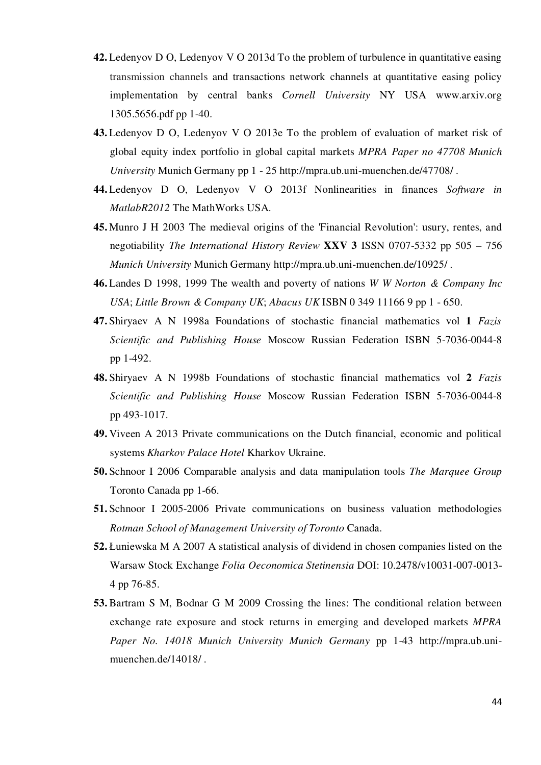42. Ledenyov D O, Ledenyov V O 2013d To the problem of turbulence in quantitative easing transmission channels and transactions network channels at quantitative easing policy implementation by central banks *Cornell University* NY USA www.arxiv.org 1305.5656.pdf pp 1-40.
43. Ledenyov D O, Ledenyov V O 2013e To the problem of evaluation of market risk of global equity index portfolio in global capital markets *MPRA Paper no 47708 Munich University* Munich Germany pp 1 - 25 http://mpra.ub.uni-muenchen.de/47708/ .
44. Ledenyov D O, Ledenyov V O 2013f Nonlinearities in finances *Software in MatlabR2012* The MathWorks USA.
45. Munro J H 2003 The medieval origins of the 'Financial Revolution': usury, rentes, and negotiability *The International History Review* **XXV 3** ISSN 0707-5332 pp 505 – 756 *Munich University* Munich Germany http://mpra.ub.uni-muenchen.de/10925/ .
46. Landes D 1998, 1999 The wealth and poverty of nations *W W Norton & Company Inc USA*; *Little Brown & Company UK*; *Abacus UK* ISBN 0 349 11166 9 pp 1 - 650.
47. Shiryaev A N 1998a Foundations of stochastic financial mathematics vol **1** *Fazis Scientific and Publishing House* Moscow Russian Federation ISBN 5-7036-0044-8 pp 1-492.
48. Shiryaev A N 1998b Foundations of stochastic financial mathematics vol **2** *Fazis Scientific and Publishing House* Moscow Russian Federation ISBN 5-7036-0044-8 pp 493-1017.
49. Viveen A 2013 Private communications on the Dutch financial, economic and political systems *Kharkov Palace Hotel* Kharkov Ukraine.
50. Schnoor I 2006 Comparable analysis and data manipulation tools *The Marquee Group* Toronto Canada pp 1-66.
51. Schnoor I 2005-2006 Private communications on business valuation methodologies *Rotman School of Management University of Toronto* Canada.
52. Łuniewska M A 2007 A statistical analysis of dividend in chosen companies listed on the Warsaw Stock Exchange *Folia Oeconomica Stetinensia* DOI: 10.2478/v10031-007-0013-4 pp 76-85.
53. Bartram S M, Bodnar G M 2009 Crossing the lines: The conditional relation between exchange rate exposure and stock returns in emerging and developed markets *MPRA Paper No. 14018 Munich University Munich Germany* pp 1-43 http://mpra.ub.uni-muenchen.de/14018/ .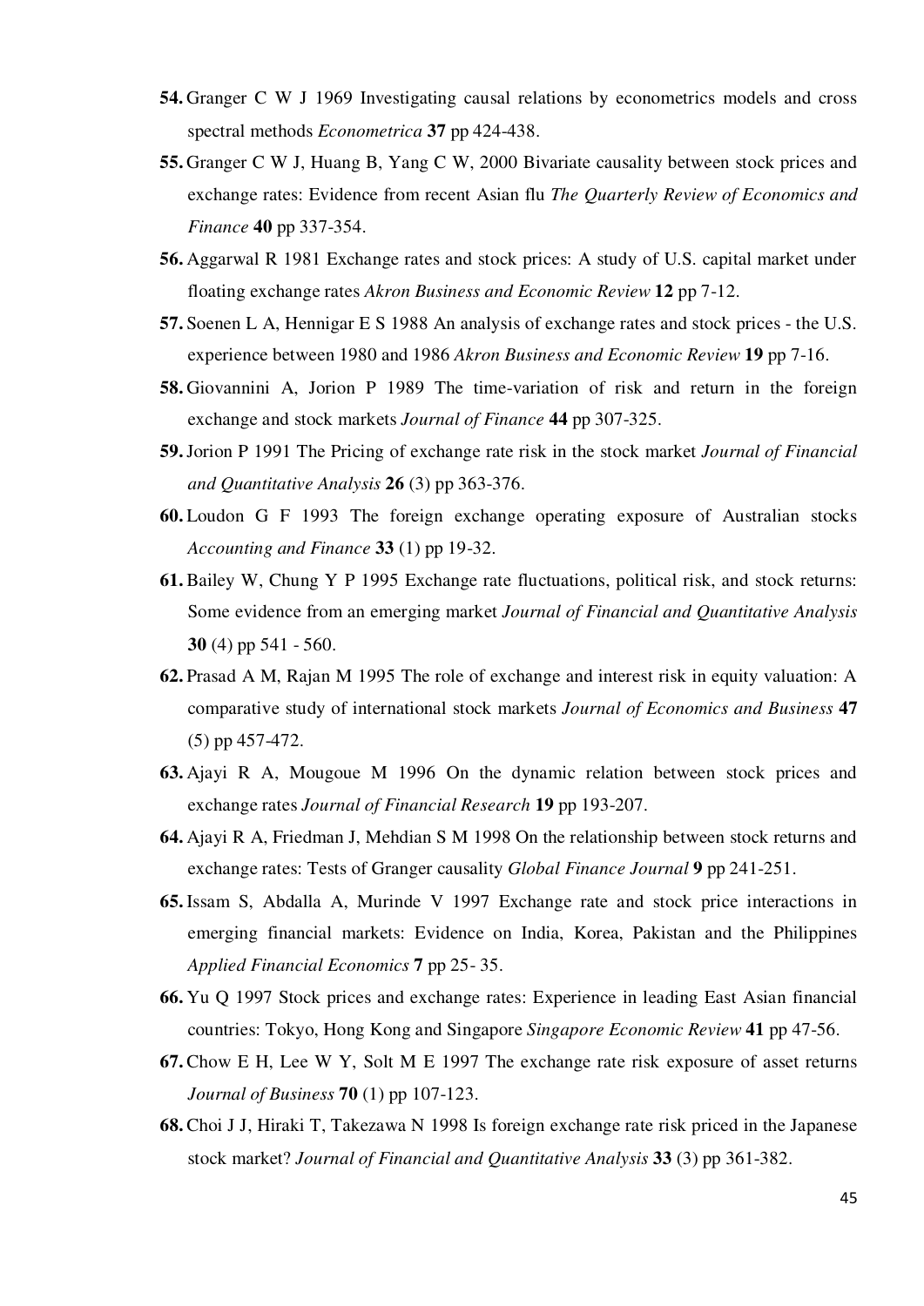**54.** Granger C W J 1969 Investigating causal relations by econometrics models and cross spectral methods *Econometrica* **37** pp 424-438.

**55.** Granger C W J, Huang B, Yang C W, 2000 Bivariate causality between stock prices and exchange rates: Evidence from recent Asian flu *The Quarterly Review of Economics and Finance* **40** pp 337-354.

**56.** Aggarwal R 1981 Exchange rates and stock prices: A study of U.S. capital market under floating exchange rates *Akron Business and Economic Review* **12** pp 7-12.

**57.** Soenen L A, Hennigar E S 1988 An analysis of exchange rates and stock prices - the U.S. experience between 1980 and 1986 *Akron Business and Economic Review* **19** pp 7-16.

**58.** Giovannini A, Jorion P 1989 The time-variation of risk and return in the foreign exchange and stock markets *Journal of Finance* **44** pp 307-325.

**59.** Jorion P 1991 The Pricing of exchange rate risk in the stock market *Journal of Financial and Quantitative Analysis* **26** (3) pp 363-376.

**60.** Loudon G F 1993 The foreign exchange operating exposure of Australian stocks *Accounting and Finance* **33** (1) pp 19-32.

**61.** Bailey W, Chung Y P 1995 Exchange rate fluctuations, political risk, and stock returns: Some evidence from an emerging market *Journal of Financial and Quantitative Analysis* **30** (4) pp 541 - 560.

**62.** Prasad A M, Rajan M 1995 The role of exchange and interest risk in equity valuation: A comparative study of international stock markets *Journal of Economics and Business* **47** (5) pp 457-472.

**63.** Ajayi R A, Mougoue M 1996 On the dynamic relation between stock prices and exchange rates *Journal of Financial Research* **19** pp 193-207.

**64.** Ajayi R A, Friedman J, Mehdian S M 1998 On the relationship between stock returns and exchange rates: Tests of Granger causality *Global Finance Journal* **9** pp 241-251.

**65.** Issam S, Abdalla A, Murinde V 1997 Exchange rate and stock price interactions in emerging financial markets: Evidence on India, Korea, Pakistan and the Philippines *Applied Financial Economics* **7** pp 25- 35.

**66.** Yu Q 1997 Stock prices and exchange rates: Experience in leading East Asian financial countries: Tokyo, Hong Kong and Singapore *Singapore Economic Review* **41** pp 47-56.

**67.** Chow E H, Lee W Y, Solt M E 1997 The exchange rate risk exposure of asset returns *Journal of Business* **70** (1) pp 107-123.

**68.** Choi J J, Hiraki T, Takezawa N 1998 Is foreign exchange rate risk priced in the Japanese stock market? *Journal of Financial and Quantitative Analysis* **33** (3) pp 361-382.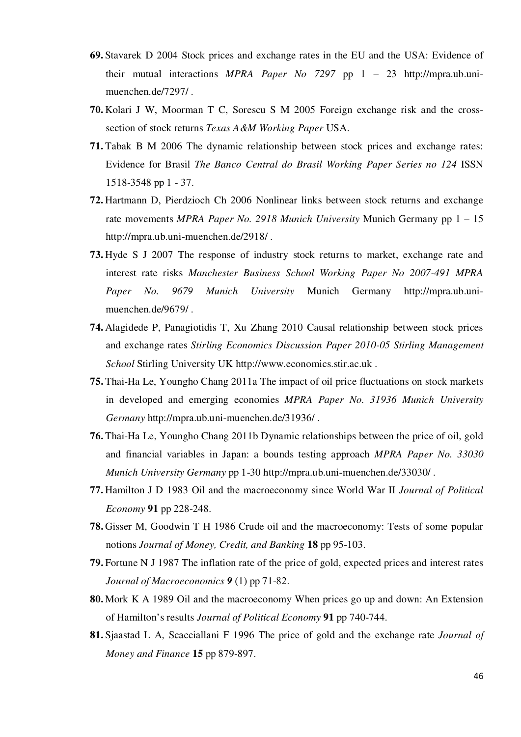**69.** Stavarek D 2004 Stock prices and exchange rates in the EU and the USA: Evidence of their mutual interactions *MPRA Paper No 7297* pp 1 – 23 http://mpra.ub.uni-muenchen.de/7297/ .

**70.** Kolari J W, Moorman T C, Sorescu S M 2005 Foreign exchange risk and the cross-section of stock returns *Texas A&M Working Paper* USA.

**71.** Tabak B M 2006 The dynamic relationship between stock prices and exchange rates: Evidence for Brasil *The Banco Central do Brasil Working Paper Series no 124* ISSN 1518-3548 pp 1 - 37.

**72.** Hartmann D, Pierdzioch Ch 2006 Nonlinear links between stock returns and exchange rate movements *MPRA Paper No. 2918 Munich University* Munich Germany pp 1 – 15 http://mpra.ub.uni-muenchen.de/2918/ .

**73.** Hyde S J 2007 The response of industry stock returns to market, exchange rate and interest rate risks *Manchester Business School Working Paper No 2007-491 MPRA Paper No. 9679 Munich University* Munich Germany http://mpra.ub.uni-muenchen.de/9679/ .

**74.** Alagidede P, Panagiotidis T, Xu Zhang 2010 Causal relationship between stock prices and exchange rates *Stirling Economics Discussion Paper 2010-05 Stirling Management School* Stirling University UK http://www.economics.stir.ac.uk .

**75.** Thai-Ha Le, Youngho Chang 2011a The impact of oil price fluctuations on stock markets in developed and emerging economies *MPRA Paper No. 31936 Munich University Germany* http://mpra.ub.uni-muenchen.de/31936/ .

**76.** Thai-Ha Le, Youngho Chang 2011b Dynamic relationships between the price of oil, gold and financial variables in Japan: a bounds testing approach *MPRA Paper No. 33030 Munich University Germany* pp 1-30 http://mpra.ub.uni-muenchen.de/33030/ .

**77.** Hamilton J D 1983 Oil and the macroeconomy since World War II *Journal of Political Economy* **91** pp 228-248.

**78.** Gisser M, Goodwin T H 1986 Crude oil and the macroeconomy: Tests of some popular notions *Journal of Money, Credit, and Banking* **18** pp 95-103.

**79.** Fortune N J 1987 The inflation rate of the price of gold, expected prices and interest rates *Journal of Macroeconomics* ***9*** (1) pp 71-82.

**80.** Mork K A 1989 Oil and the macroeconomy When prices go up and down: An Extension of Hamilton's results *Journal of Political Economy* **91** pp 740-744.

**81.** Sjaastad L A, Scacciallani F 1996 The price of gold and the exchange rate *Journal of Money and Finance* **15** pp 879-897.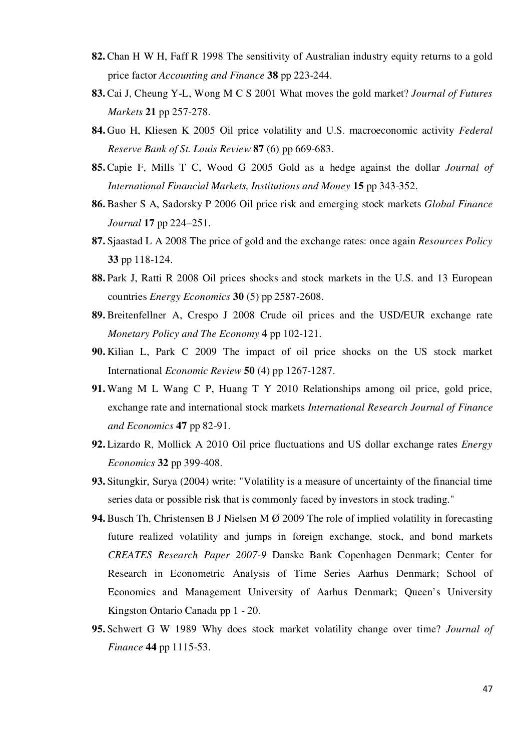**82.** Chan H W H, Faff R 1998 The sensitivity of Australian industry equity returns to a gold price factor *Accounting and Finance* **38** pp 223-244.

**83.** Cai J, Cheung Y-L, Wong M C S 2001 What moves the gold market? *Journal of Futures Markets* **21** pp 257-278.

**84.** Guo H, Kliesen K 2005 Oil price volatility and U.S. macroeconomic activity *Federal Reserve Bank of St. Louis Review* **87** (6) pp 669-683.

**85.** Capie F, Mills T C, Wood G 2005 Gold as a hedge against the dollar *Journal of International Financial Markets, Institutions and Money* **15** pp 343-352.

**86.** Basher S A, Sadorsky P 2006 Oil price risk and emerging stock markets *Global Finance Journal* **17** pp 224–251.

**87.** Sjaastad L A 2008 The price of gold and the exchange rates: once again *Resources Policy* **33** pp 118-124.

**88.** Park J, Ratti R 2008 Oil prices shocks and stock markets in the U.S. and 13 European countries *Energy Economics* **30** (5) pp 2587-2608.

**89.** Breitenfellner A, Crespo J 2008 Crude oil prices and the USD/EUR exchange rate *Monetary Policy and The Economy* **4** pp 102-121.

**90.** Kilian L, Park C 2009 The impact of oil price shocks on the US stock market International *Economic Review* **50** (4) pp 1267-1287.

**91.** Wang M L Wang C P, Huang T Y 2010 Relationships among oil price, gold price, exchange rate and international stock markets *International Research Journal of Finance and Economics* **47** pp 82-91.

**92.** Lizardo R, Mollick A 2010 Oil price fluctuations and US dollar exchange rates *Energy Economics* **32** pp 399-408.

**93.** Situngkir, Surya (2004) write: "Volatility is a measure of uncertainty of the financial time series data or possible risk that is commonly faced by investors in stock trading."

**94.** Busch Th, Christensen B J Nielsen M Ø 2009 The role of implied volatility in forecasting future realized volatility and jumps in foreign exchange, stock, and bond markets *CREATES Research Paper 2007-9* Danske Bank Copenhagen Denmark; Center for Research in Econometric Analysis of Time Series Aarhus Denmark; School of Economics and Management University of Aarhus Denmark; Queen's University Kingston Ontario Canada pp 1 - 20.

**95.** Schwert G W 1989 Why does stock market volatility change over time? *Journal of Finance* **44** pp 1115-53.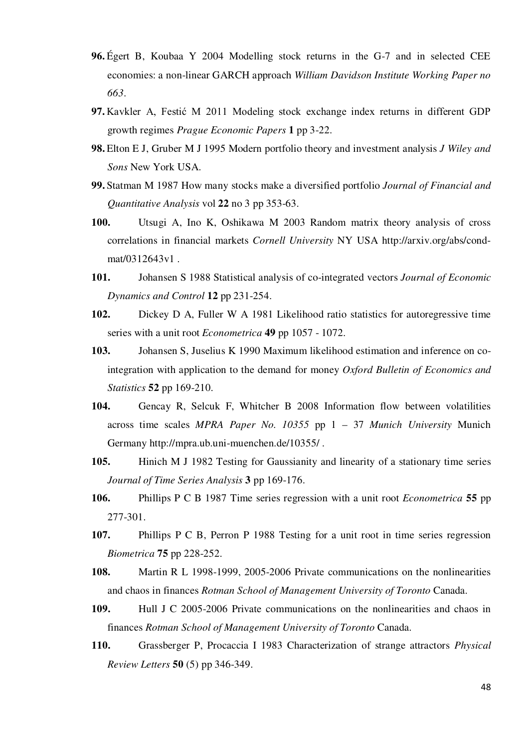**96.** Égert B, Koubaa Y 2004 Modelling stock returns in the G-7 and in selected CEE economies: a non-linear GARCH approach *William Davidson Institute Working Paper no 663*.

**97.** Kavkler A, Festić M 2011 Modeling stock exchange index returns in different GDP growth regimes *Prague Economic Papers* **1** pp 3-22.

**98.** Elton E J, Gruber M J 1995 Modern portfolio theory and investment analysis *J Wiley and Sons* New York USA.

**99.** Statman M 1987 How many stocks make a diversified portfolio *Journal of Financial and Quantitative Analysis* vol **22** no 3 pp 353-63.

**100.** Utsugi A, Ino K, Oshikawa M 2003 Random matrix theory analysis of cross correlations in financial markets *Cornell University* NY USA http://arxiv.org/abs/cond-mat/0312643v1 .

**101.** Johansen S 1988 Statistical analysis of co-integrated vectors *Journal of Economic Dynamics and Control* **12** pp 231-254.

**102.** Dickey D A, Fuller W A 1981 Likelihood ratio statistics for autoregressive time series with a unit root *Econometrica* **49** pp 1057 - 1072.

**103.** Johansen S, Juselius K 1990 Maximum likelihood estimation and inference on co-integration with application to the demand for money *Oxford Bulletin of Economics and Statistics* **52** pp 169-210.

**104.** Gencay R, Selcuk F, Whitcher B 2008 Information flow between volatilities across time scales *MPRA Paper No. 10355* pp 1 – 37 *Munich University* Munich Germany http://mpra.ub.uni-muenchen.de/10355/ .

**105.** Hinich M J 1982 Testing for Gaussianity and linearity of a stationary time series *Journal of Time Series Analysis* **3** pp 169-176.

**106.** Phillips P C B 1987 Time series regression with a unit root *Econometrica* **55** pp 277-301.

**107.** Phillips P C B, Perron P 1988 Testing for a unit root in time series regression *Biometrica* **75** pp 228-252.

**108.** Martin R L 1998-1999, 2005-2006 Private communications on the nonlinearities and chaos in finances *Rotman School of Management University of Toronto* Canada.

**109.** Hull J C 2005-2006 Private communications on the nonlinearities and chaos in finances *Rotman School of Management University of Toronto* Canada.

**110.** Grassberger P, Procaccia I 1983 Characterization of strange attractors *Physical Review Letters* **50** (5) pp 346-349.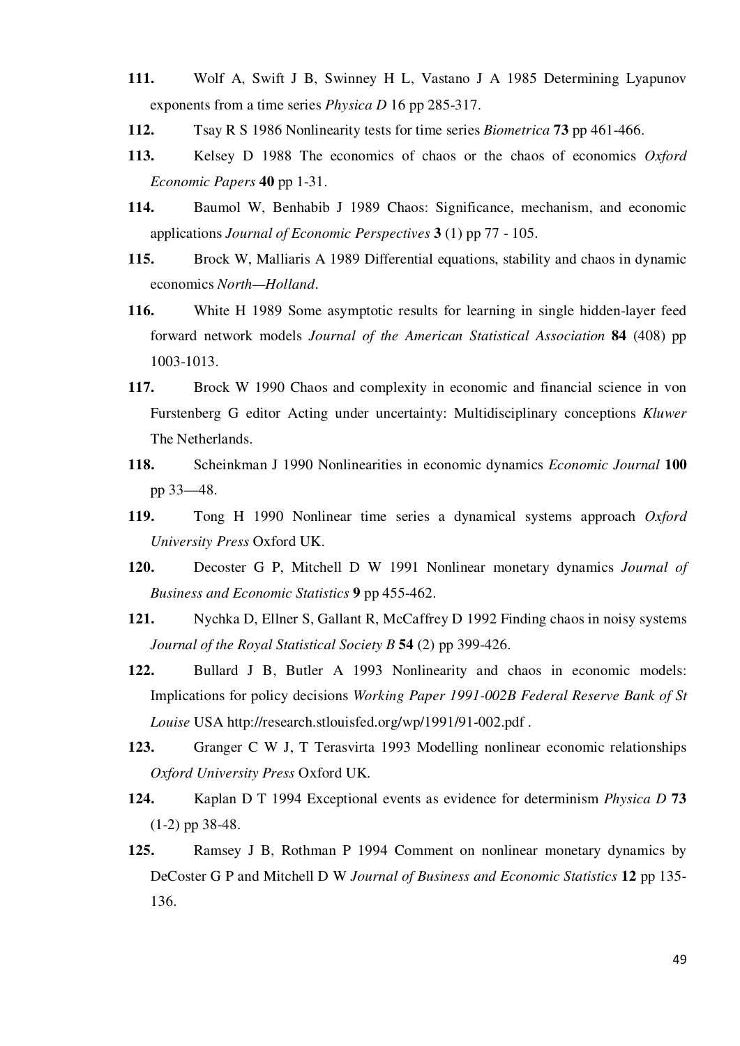**111.** Wolf A, Swift J B, Swinney H L, Vastano J A 1985 Determining Lyapunov exponents from a time series *Physica D* 16 pp 285-317.

**112.** Tsay R S 1986 Nonlinearity tests for time series *Biometrica* **73** pp 461-466.

**113.** Kelsey D 1988 The economics of chaos or the chaos of economics *Oxford Economic Papers* **40** pp 1-31.

**114.** Baumol W, Benhabib J 1989 Chaos: Significance, mechanism, and economic applications *Journal of Economic Perspectives* **3** (1) pp 77 - 105.

**115.** Brock W, Malliaris A 1989 Differential equations, stability and chaos in dynamic economics *North—Holland*.

**116.** White H 1989 Some asymptotic results for learning in single hidden-layer feed forward network models *Journal of the American Statistical Association* **84** (408) pp 1003-1013.

**117.** Brock W 1990 Chaos and complexity in economic and financial science in von Furstenberg G editor Acting under uncertainty: Multidisciplinary conceptions *Kluwer* The Netherlands.

**118.** Scheinkman J 1990 Nonlinearities in economic dynamics *Economic Journal* **100** pp 33—48.

**119.** Tong H 1990 Nonlinear time series a dynamical systems approach *Oxford University Press* Oxford UK.

**120.** Decoster G P, Mitchell D W 1991 Nonlinear monetary dynamics *Journal of Business and Economic Statistics* **9** pp 455-462.

**121.** Nychka D, Ellner S, Gallant R, McCaffrey D 1992 Finding chaos in noisy systems *Journal of the Royal Statistical Society B* **54** (2) pp 399-426.

**122.** Bullard J B, Butler A 1993 Nonlinearity and chaos in economic models: Implications for policy decisions *Working Paper 1991-002B Federal Reserve Bank of St Louise* USA http://research.stlouisfed.org/wp/1991/91-002.pdf .

**123.** Granger C W J, T Terasvirta 1993 Modelling nonlinear economic relationships *Oxford University Press* Oxford UK.

**124.** Kaplan D T 1994 Exceptional events as evidence for determinism *Physica D* **73** (1-2) pp 38-48.

**125.** Ramsey J B, Rothman P 1994 Comment on nonlinear monetary dynamics by DeCoster G P and Mitchell D W *Journal of Business and Economic Statistics* **12** pp 135-136.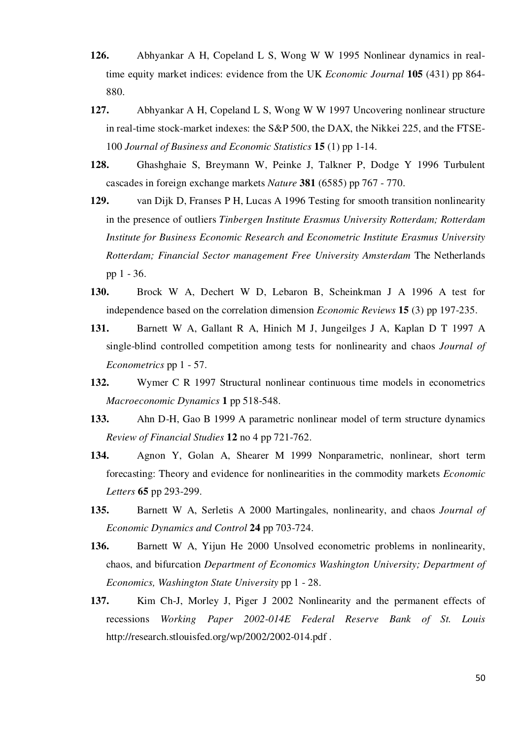**126.** Abhyankar A H, Copeland L S, Wong W W 1995 Nonlinear dynamics in real-time equity market indices: evidence from the UK *Economic Journal* **105** (431) pp 864-880.

**127.** Abhyankar A H, Copeland L S, Wong W W 1997 Uncovering nonlinear structure in real-time stock-market indexes: the S&P 500, the DAX, the Nikkei 225, and the FTSE-100 *Journal of Business and Economic Statistics* **15** (1) pp 1-14.

**128.** Ghashghaie S, Breymann W, Peinke J, Talkner P, Dodge Y 1996 Turbulent cascades in foreign exchange markets *Nature* **381** (6585) pp 767 - 770.

**129.** van Dijk D, Franses P H, Lucas A 1996 Testing for smooth transition nonlinearity in the presence of outliers *Tinbergen Institute Erasmus University Rotterdam; Rotterdam Institute for Business Economic Research and Econometric Institute Erasmus University Rotterdam; Financial Sector management Free University Amsterdam* The Netherlands pp 1 - 36.

**130.** Brock W A, Dechert W D, Lebaron B, Scheinkman J A 1996 A test for independence based on the correlation dimension *Economic Reviews* **15** (3) pp 197-235.

**131.** Barnett W A, Gallant R A, Hinich M J, Jungeilges J A, Kaplan D T 1997 A single-blind controlled competition among tests for nonlinearity and chaos *Journal of Econometrics* pp 1 - 57.

**132.** Wymer C R 1997 Structural nonlinear continuous time models in econometrics *Macroeconomic Dynamics* **1** pp 518-548.

**133.** Ahn D-H, Gao B 1999 A parametric nonlinear model of term structure dynamics *Review of Financial Studies* **12** no 4 pp 721-762.

**134.** Agnon Y, Golan A, Shearer M 1999 Nonparametric, nonlinear, short term forecasting: Theory and evidence for nonlinearities in the commodity markets *Economic Letters* **65** pp 293-299.

**135.** Barnett W A, Serletis A 2000 Martingales, nonlinearity, and chaos *Journal of Economic Dynamics and Control* **24** pp 703-724.

**136.** Barnett W A, Yijun He 2000 Unsolved econometric problems in nonlinearity, chaos, and bifurcation *Department of Economics Washington University; Department of Economics, Washington State University* pp 1 - 28.

**137.** Kim Ch-J, Morley J, Piger J 2002 Nonlinearity and the permanent effects of recessions *Working Paper 2002-014E Federal Reserve Bank of St. Louis* http://research.stlouisfed.org/wp/2002/2002-014.pdf .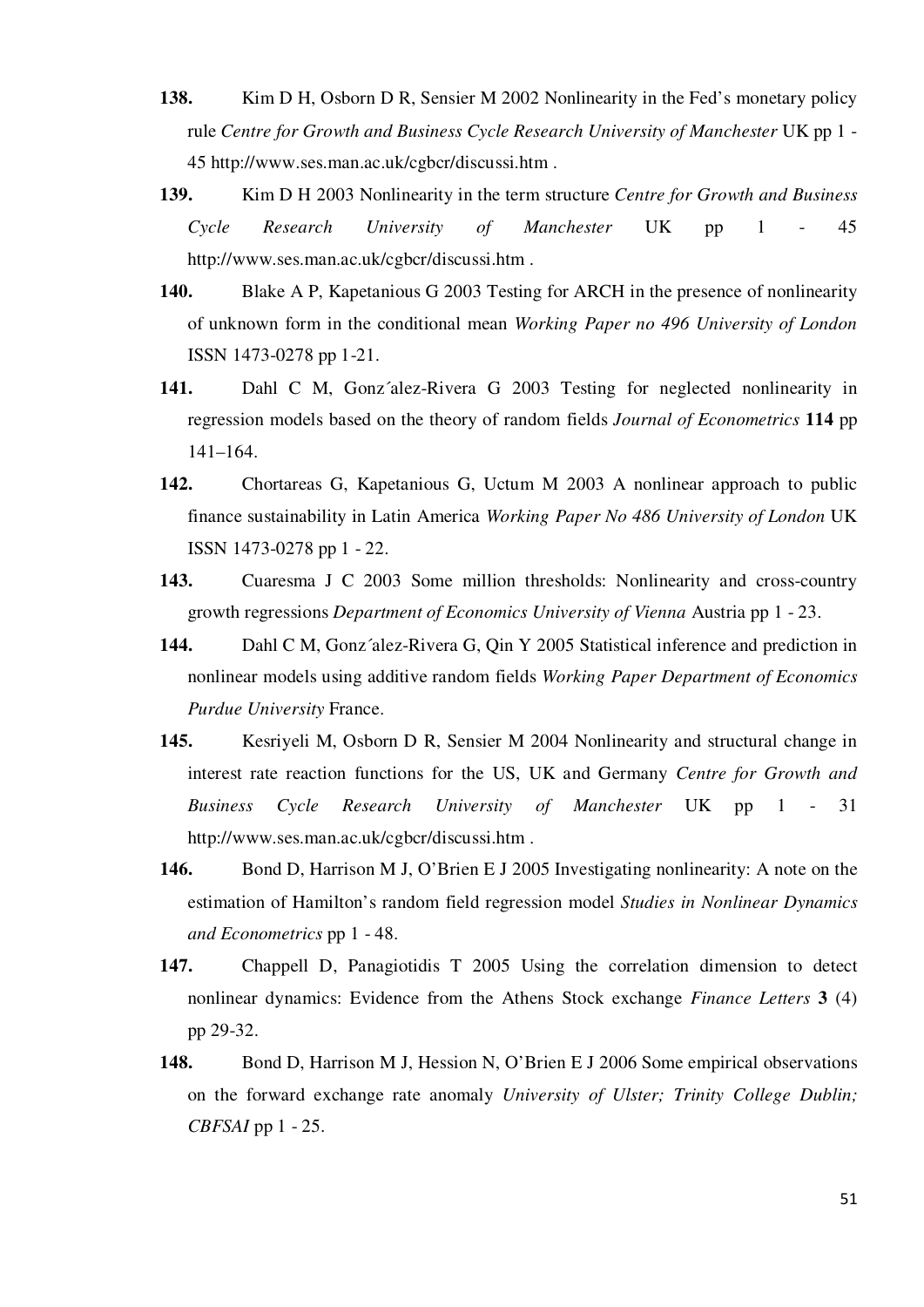**138.** Kim D H, Osborn D R, Sensier M 2002 Nonlinearity in the Fed's monetary policy rule *Centre for Growth and Business Cycle Research University of Manchester* UK pp 1 - 45 http://www.ses.man.ac.uk/cgbcr/discussi.htm .

**139.** Kim D H 2003 Nonlinearity in the term structure *Centre for Growth and Business Cycle Research University of Manchester* UK pp 1 - 45 http://www.ses.man.ac.uk/cgbcr/discussi.htm .

**140.** Blake A P, Kapetanious G 2003 Testing for ARCH in the presence of nonlinearity of unknown form in the conditional mean *Working Paper no 496 University of London* ISSN 1473-0278 pp 1-21.

**141.** Dahl C M, Gonz´alez-Rivera G 2003 Testing for neglected nonlinearity in regression models based on the theory of random fields *Journal of Econometrics* **114** pp 141–164.

**142.** Chortareas G, Kapetanious G, Uctum M 2003 A nonlinear approach to public finance sustainability in Latin America *Working Paper No 486 University of London* UK ISSN 1473-0278 pp 1 - 22.

**143.** Cuaresma J C 2003 Some million thresholds: Nonlinearity and cross-country growth regressions *Department of Economics University of Vienna* Austria pp 1 - 23.

**144.** Dahl C M, Gonz´alez-Rivera G, Qin Y 2005 Statistical inference and prediction in nonlinear models using additive random fields *Working Paper Department of Economics Purdue University* France.

**145.** Kesriyeli M, Osborn D R, Sensier M 2004 Nonlinearity and structural change in interest rate reaction functions for the US, UK and Germany *Centre for Growth and Business Cycle Research University of Manchester* UK pp 1 - 31 http://www.ses.man.ac.uk/cgbcr/discussi.htm .

**146.** Bond D, Harrison M J, O'Brien E J 2005 Investigating nonlinearity: A note on the estimation of Hamilton's random field regression model *Studies in Nonlinear Dynamics and Econometrics* pp 1 - 48.

**147.** Chappell D, Panagiotidis T 2005 Using the correlation dimension to detect nonlinear dynamics: Evidence from the Athens Stock exchange *Finance Letters* **3** (4) pp 29-32.

**148.** Bond D, Harrison M J, Hession N, O'Brien E J 2006 Some empirical observations on the forward exchange rate anomaly *University of Ulster; Trinity College Dublin; CBFSAI* pp 1 - 25.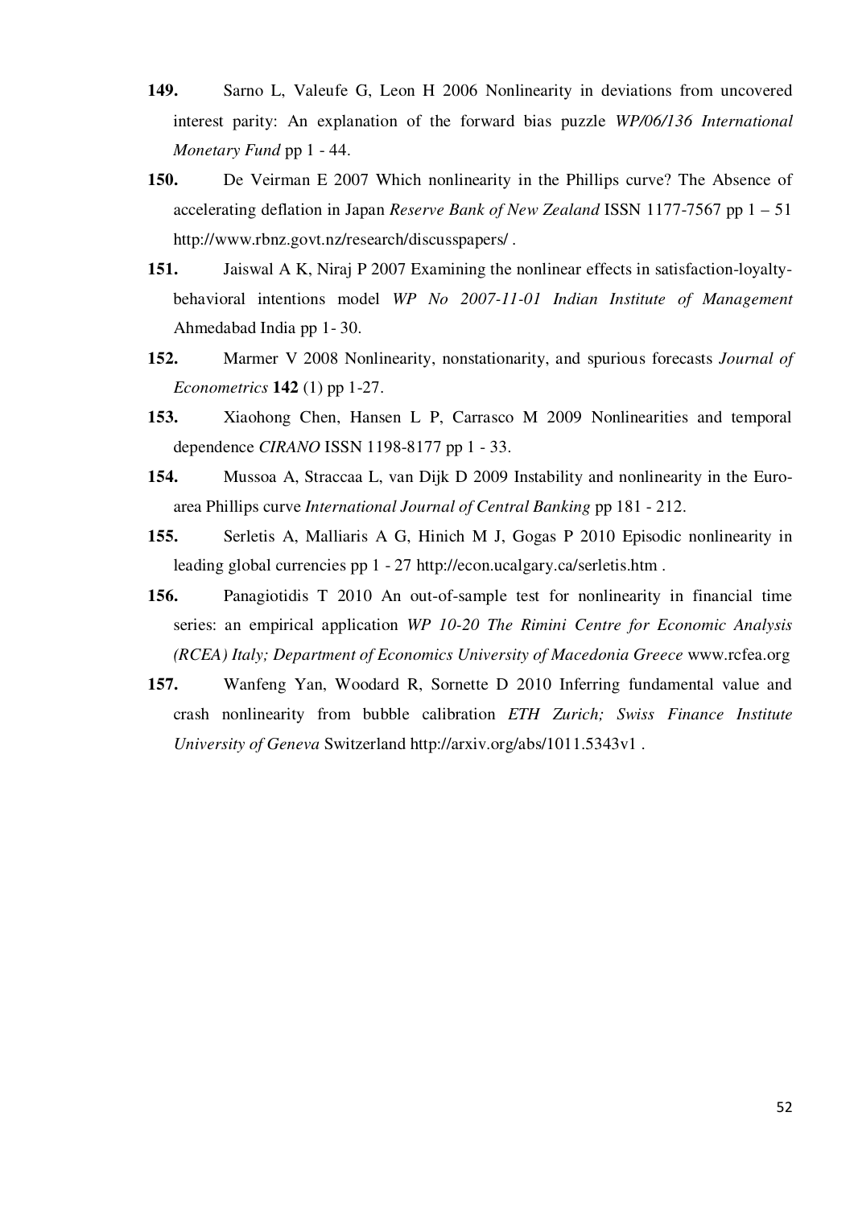**149.** Sarno L, Valeufe G, Leon H 2006 Nonlinearity in deviations from uncovered interest parity: An explanation of the forward bias puzzle *WP/06/136 International Monetary Fund* pp 1 - 44.

**150.** De Veirman E 2007 Which nonlinearity in the Phillips curve? The Absence of accelerating deflation in Japan *Reserve Bank of New Zealand* ISSN 1177-7567 pp 1 – 51 http://www.rbnz.govt.nz/research/discusspapers/ .

**151.** Jaiswal A K, Niraj P 2007 Examining the nonlinear effects in satisfaction-loyalty-behavioral intentions model *WP No 2007-11-01 Indian Institute of Management* Ahmedabad India pp 1- 30.

**152.** Marmer V 2008 Nonlinearity, nonstationarity, and spurious forecasts *Journal of Econometrics* **142** (1) pp 1-27.

**153.** Xiaohong Chen, Hansen L P, Carrasco M 2009 Nonlinearities and temporal dependence *CIRANO* ISSN 1198-8177 pp 1 - 33.

**154.** Mussoa A, Straccaa L, van Dijk D 2009 Instability and nonlinearity in the Euro-area Phillips curve *International Journal of Central Banking* pp 181 - 212.

**155.** Serletis A, Malliaris A G, Hinich M J, Gogas P 2010 Episodic nonlinearity in leading global currencies pp 1 - 27 http://econ.ucalgary.ca/serletis.htm .

**156.** Panagiotidis T 2010 An out-of-sample test for nonlinearity in financial time series: an empirical application *WP 10-20 The Rimini Centre for Economic Analysis (RCEA) Italy; Department of Economics University of Macedonia Greece* www.rcfea.org

**157.** Wanfeng Yan, Woodard R, Sornette D 2010 Inferring fundamental value and crash nonlinearity from bubble calibration *ETH Zurich; Swiss Finance Institute University of Geneva* Switzerland http://arxiv.org/abs/1011.5343v1 .